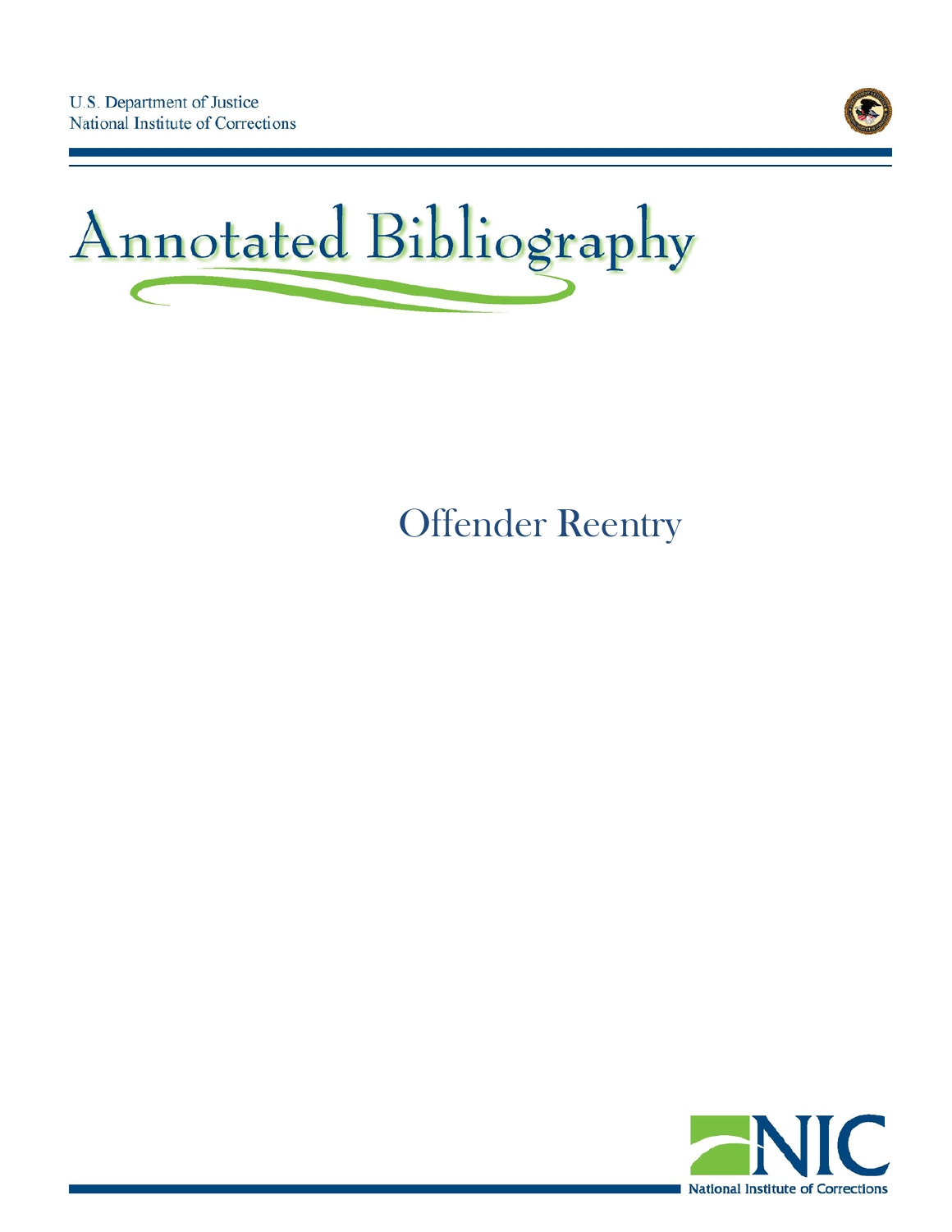U.S. Department of Justice
National Institute of Corrections

# Annotated Bibliography

## Offender Reentry

NIC
National Institute of Corrections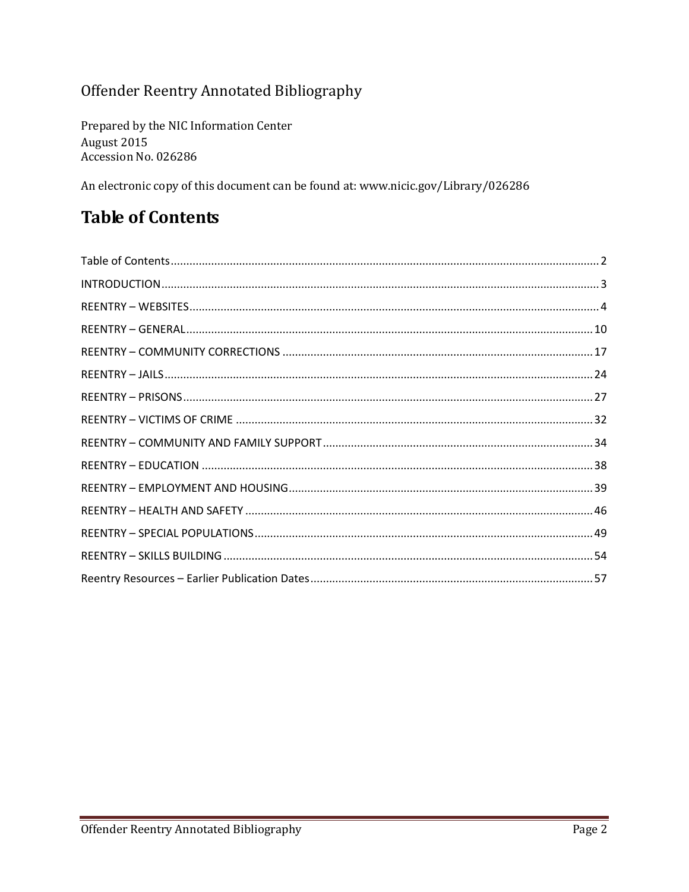Offender Reentry Annotated Bibliography

Prepared by the NIC Information Center
August 2015
Accession No. 026286

An electronic copy of this document can be found at: www.nicic.gov/Library/026286

# Table of Contents

Table of Contents........................................................................................................................................ 2
INTRODUCTION.......................................................................................................................................... 3
REENTRY – WEBSITES.................................................................................................................................. 4
REENTRY – GENERAL................................................................................................................................. 10
REENTRY – COMMUNITY CORRECTIONS .................................................................................................. 17
REENTRY – JAILS........................................................................................................................................ 24
REENTRY – PRISONS.................................................................................................................................. 27
REENTRY – VICTIMS OF CRIME ................................................................................................................. 32
REENTRY – COMMUNITY AND FAMILY SUPPORT..................................................................................... 34
REENTRY – EDUCATION ............................................................................................................................ 38
REENTRY – EMPLOYMENT AND HOUSING................................................................................................. 39
REENTRY – HEALTH AND SAFETY .............................................................................................................. 46
REENTRY – SPECIAL POPULATIONS........................................................................................................... 49
REENTRY – SKILLS BUILDING ..................................................................................................................... 54
Reentry Resources – Earlier Publication Dates.......................................................................................... 57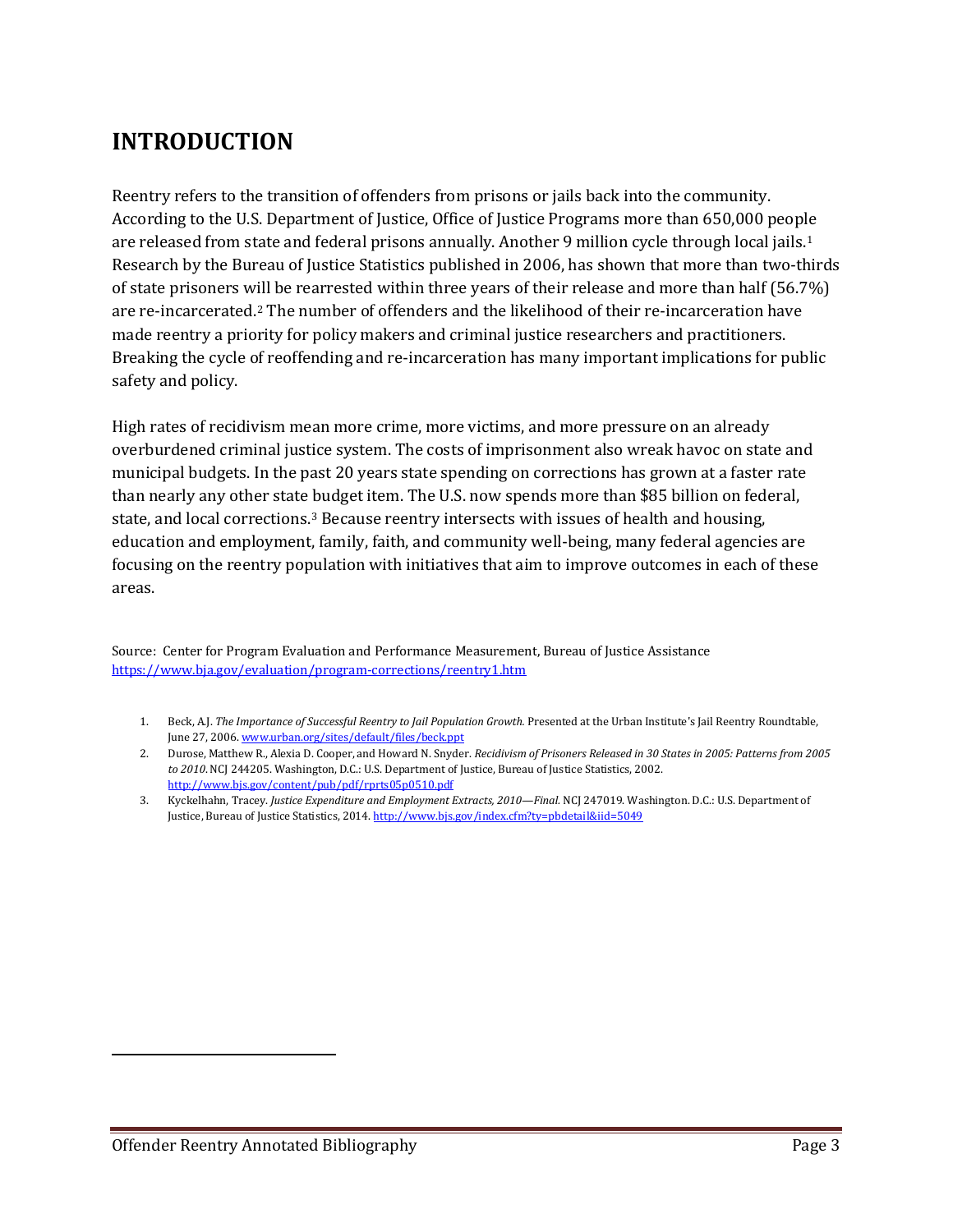# INTRODUCTION

Reentry refers to the transition of offenders from prisons or jails back into the community. According to the U.S. Department of Justice, Office of Justice Programs more than 650,000 people are released from state and federal prisons annually. Another 9 million cycle through local jails.[1] Research by the Bureau of Justice Statistics published in 2006, has shown that more than two-thirds of state prisoners will be rearrested within three years of their release and more than half (56.7%) are re-incarcerated.[2] The number of offenders and the likelihood of their re-incarceration have made reentry a priority for policy makers and criminal justice researchers and practitioners. Breaking the cycle of reoffending and re-incarceration has many important implications for public safety and policy.

High rates of recidivism mean more crime, more victims, and more pressure on an already overburdened criminal justice system. The costs of imprisonment also wreak havoc on state and municipal budgets. In the past 20 years state spending on corrections has grown at a faster rate than nearly any other state budget item. The U.S. now spends more than $85 billion on federal, state, and local corrections.[3] Because reentry intersects with issues of health and housing, education and employment, family, faith, and community well-being, many federal agencies are focusing on the reentry population with initiatives that aim to improve outcomes in each of these areas.

Source: Center for Program Evaluation and Performance Measurement, Bureau of Justice Assistance https://www.bja.gov/evaluation/program-corrections/reentry1.htm

1. Beck, A.J. *The Importance of Successful Reentry to Jail Population Growth.* Presented at the Urban Institute's Jail Reentry Roundtable, June 27, 2006. www.urban.org/sites/default/files/beck.ppt
2. Durose, Matthew R., Alexia D. Cooper, and Howard N. Snyder. *Recidivism of Prisoners Released in 30 States in 2005: Patterns from 2005 to 2010.* NCJ 244205. Washington, D.C.: U.S. Department of Justice, Bureau of Justice Statistics, 2002. http://www.bjs.gov/content/pub/pdf/rprts05p0510.pdf
3. Kyckelhahn, Tracey. *Justice Expenditure and Employment Extracts, 2010—Final.* NCJ 247019. Washington. D.C.: U.S. Department of Justice, Bureau of Justice Statistics, 2014. http://www.bjs.gov/index.cfm?ty=pbdetail&iid=5049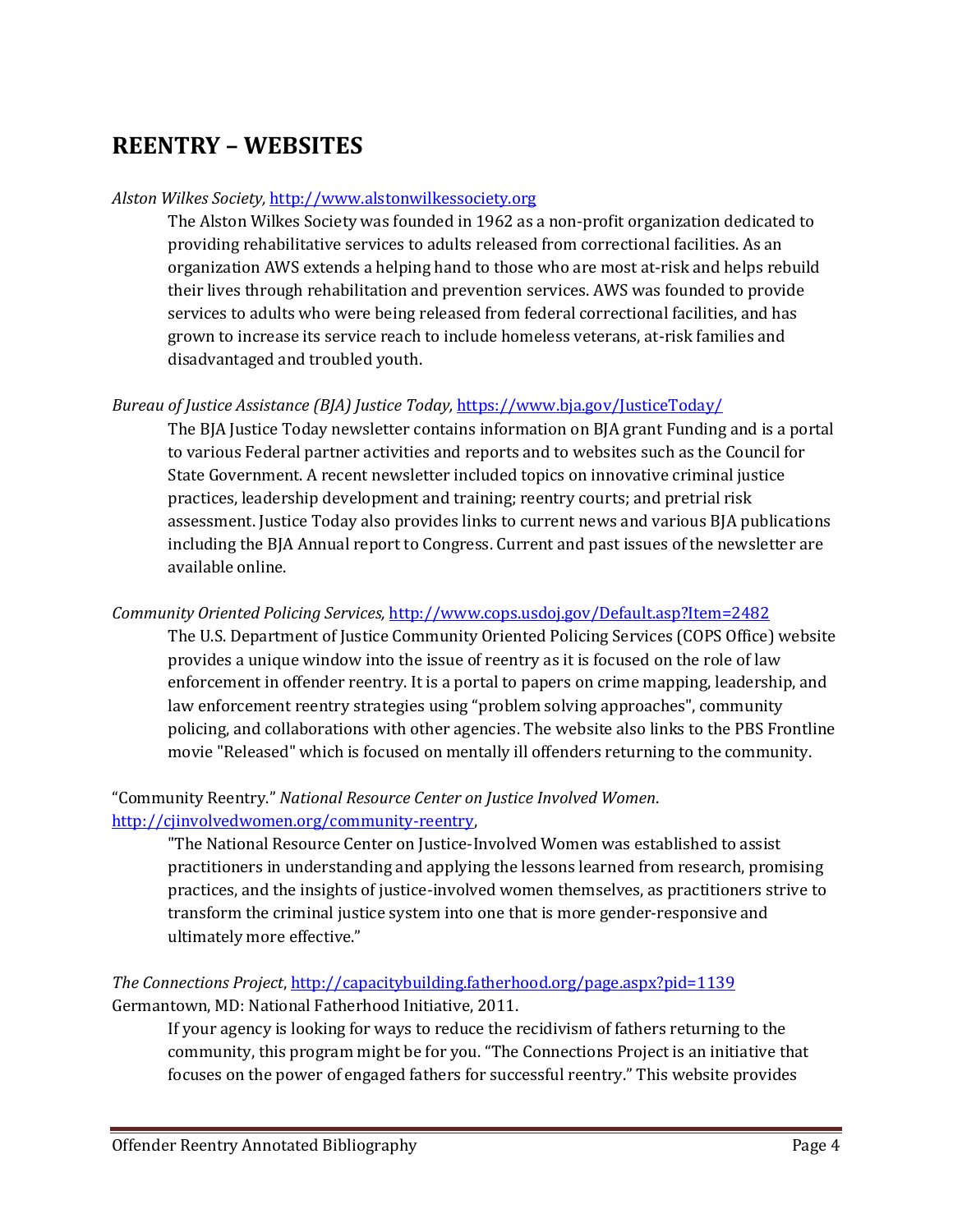# REENTRY – WEBSITES

*Alston Wilkes Society,* http://www.alstonwilkessociety.org

The Alston Wilkes Society was founded in 1962 as a non-profit organization dedicated to providing rehabilitative services to adults released from correctional facilities. As an organization AWS extends a helping hand to those who are most at-risk and helps rebuild their lives through rehabilitation and prevention services. AWS was founded to provide services to adults who were being released from federal correctional facilities, and has grown to increase its service reach to include homeless veterans, at-risk families and disadvantaged and troubled youth.

*Bureau of Justice Assistance (BJA) Justice Today,* https://www.bja.gov/JusticeToday/

The BJA Justice Today newsletter contains information on BJA grant Funding and is a portal to various Federal partner activities and reports and to websites such as the Council for State Government. A recent newsletter included topics on innovative criminal justice practices, leadership development and training; reentry courts; and pretrial risk assessment. Justice Today also provides links to current news and various BJA publications including the BJA Annual report to Congress. Current and past issues of the newsletter are available online.

*Community Oriented Policing Services,* http://www.cops.usdoj.gov/Default.asp?Item=2482

The U.S. Department of Justice Community Oriented Policing Services (COPS Office) website provides a unique window into the issue of reentry as it is focused on the role of law enforcement in offender reentry. It is a portal to papers on crime mapping, leadership, and law enforcement reentry strategies using "problem solving approaches", community policing, and collaborations with other agencies. The website also links to the PBS Frontline movie "Released" which is focused on mentally ill offenders returning to the community.

"Community Reentry." *National Resource Center on Justice Involved Women*. http://cjinvolvedwomen.org/community-reentry,

"The National Resource Center on Justice-Involved Women was established to assist practitioners in understanding and applying the lessons learned from research, promising practices, and the insights of justice-involved women themselves, as practitioners strive to transform the criminal justice system into one that is more gender-responsive and ultimately more effective."

*The Connections Project*, http://capacitybuilding.fatherhood.org/page.aspx?pid=1139 Germantown, MD: National Fatherhood Initiative, 2011.

If your agency is looking for ways to reduce the recidivism of fathers returning to the community, this program might be for you. "The Connections Project is an initiative that focuses on the power of engaged fathers for successful reentry." This website provides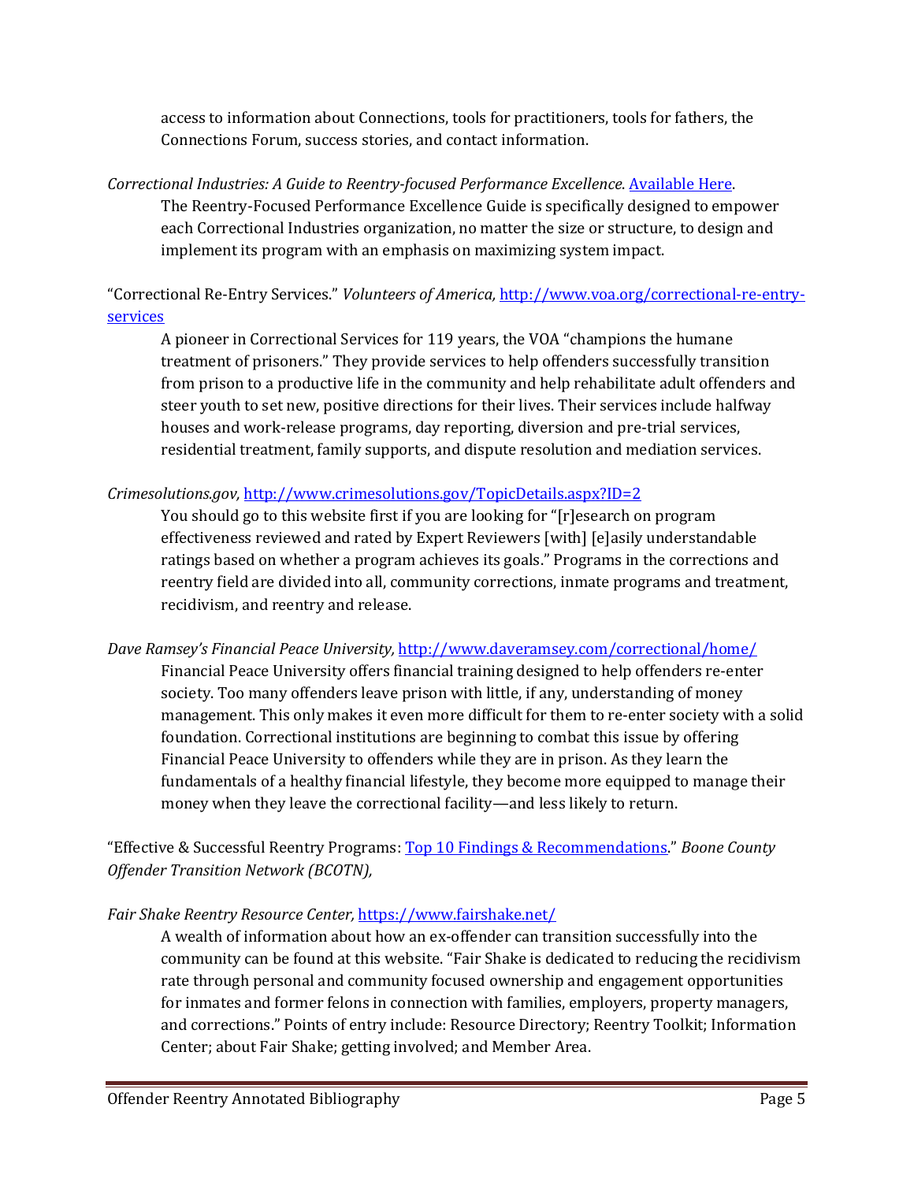access to information about Connections, tools for practitioners, tools for fathers, the Connections Forum, success stories, and contact information.

*Correctional Industries: A Guide to Reentry-focused Performance Excellence.* [Available Here](#).

The Reentry-Focused Performance Excellence Guide is specifically designed to empower each Correctional Industries organization, no matter the size or structure, to design and implement its program with an emphasis on maximizing system impact.

"Correctional Re-Entry Services." *Volunteers of America,* http://www.voa.org/correctional-re-entry-services

A pioneer in Correctional Services for 119 years, the VOA "champions the humane treatment of prisoners." They provide services to help offenders successfully transition from prison to a productive life in the community and help rehabilitate adult offenders and steer youth to set new, positive directions for their lives. Their services include halfway houses and work-release programs, day reporting, diversion and pre-trial services, residential treatment, family supports, and dispute resolution and mediation services.

*Crimesolutions.gov,* http://www.crimesolutions.gov/TopicDetails.aspx?ID=2

You should go to this website first if you are looking for "[r]esearch on program effectiveness reviewed and rated by Expert Reviewers [with] [e]asily understandable ratings based on whether a program achieves its goals." Programs in the corrections and reentry field are divided into all, community corrections, inmate programs and treatment, recidivism, and reentry and release.

*Dave Ramsey's Financial Peace University,* http://www.daveramsey.com/correctional/home/

Financial Peace University offers financial training designed to help offenders re-enter society. Too many offenders leave prison with little, if any, understanding of money management. This only makes it even more difficult for them to re-enter society with a solid foundation. Correctional institutions are beginning to combat this issue by offering Financial Peace University to offenders while they are in prison. As they learn the fundamentals of a healthy financial lifestyle, they become more equipped to manage their money when they leave the correctional facility—and less likely to return.

"Effective & Successful Reentry Programs: [Top 10 Findings & Recommendations](#)." *Boone County Offender Transition Network (BCOTN),*

*Fair Shake Reentry Resource Center,* https://www.fairshake.net/

A wealth of information about how an ex-offender can transition successfully into the community can be found at this website. "Fair Shake is dedicated to reducing the recidivism rate through personal and community focused ownership and engagement opportunities for inmates and former felons in connection with families, employers, property managers, and corrections." Points of entry include: Resource Directory; Reentry Toolkit; Information Center; about Fair Shake; getting involved; and Member Area.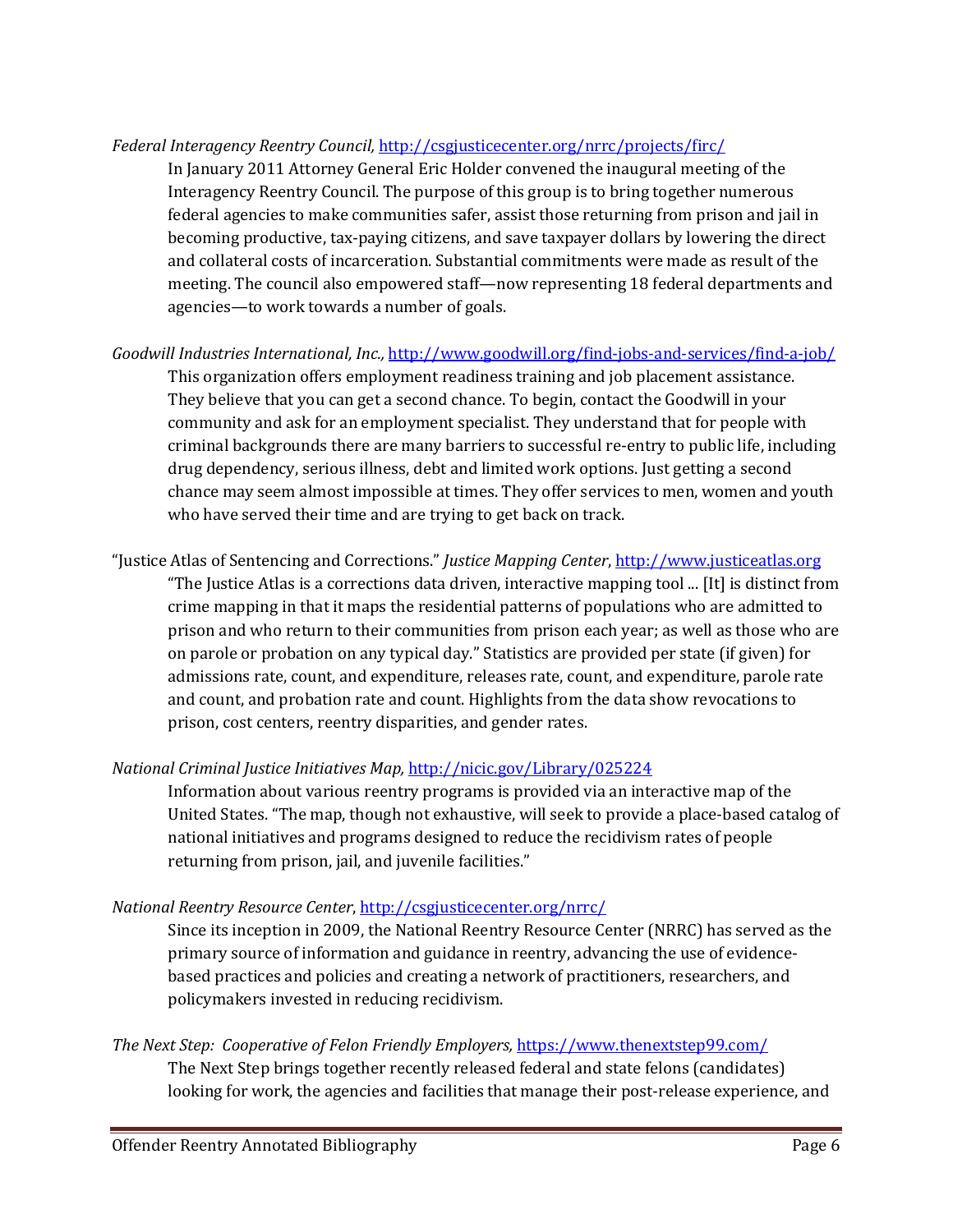*Federal Interagency Reentry Council,* http://csgjusticecenter.org/nrrc/projects/firc/

In January 2011 Attorney General Eric Holder convened the inaugural meeting of the Interagency Reentry Council. The purpose of this group is to bring together numerous federal agencies to make communities safer, assist those returning from prison and jail in becoming productive, tax-paying citizens, and save taxpayer dollars by lowering the direct and collateral costs of incarceration. Substantial commitments were made as result of the meeting. The council also empowered staff—now representing 18 federal departments and agencies—to work towards a number of goals.

*Goodwill Industries International, Inc.,* http://www.goodwill.org/find-jobs-and-services/find-a-job/

This organization offers employment readiness training and job placement assistance. They believe that you can get a second chance. To begin, contact the Goodwill in your community and ask for an employment specialist. They understand that for people with criminal backgrounds there are many barriers to successful re-entry to public life, including drug dependency, serious illness, debt and limited work options. Just getting a second chance may seem almost impossible at times. They offer services to men, women and youth who have served their time and are trying to get back on track.

"Justice Atlas of Sentencing and Corrections." *Justice Mapping Center*, http://www.justiceatlas.org

"The Justice Atlas is a corrections data driven, interactive mapping tool ... [It] is distinct from crime mapping in that it maps the residential patterns of populations who are admitted to prison and who return to their communities from prison each year; as well as those who are on parole or probation on any typical day." Statistics are provided per state (if given) for admissions rate, count, and expenditure, releases rate, count, and expenditure, parole rate and count, and probation rate and count. Highlights from the data show revocations to prison, cost centers, reentry disparities, and gender rates.

*National Criminal Justice Initiatives Map,* http://nicic.gov/Library/025224

Information about various reentry programs is provided via an interactive map of the United States. "The map, though not exhaustive, will seek to provide a place-based catalog of national initiatives and programs designed to reduce the recidivism rates of people returning from prison, jail, and juvenile facilities."

*National Reentry Resource Center*, http://csgjusticecenter.org/nrrc/

Since its inception in 2009, the National Reentry Resource Center (NRRC) has served as the primary source of information and guidance in reentry, advancing the use of evidence-based practices and policies and creating a network of practitioners, researchers, and policymakers invested in reducing recidivism.

*The Next Step: Cooperative of Felon Friendly Employers,* https://www.thenextstep99.com/

The Next Step brings together recently released federal and state felons (candidates) looking for work, the agencies and facilities that manage their post-release experience, and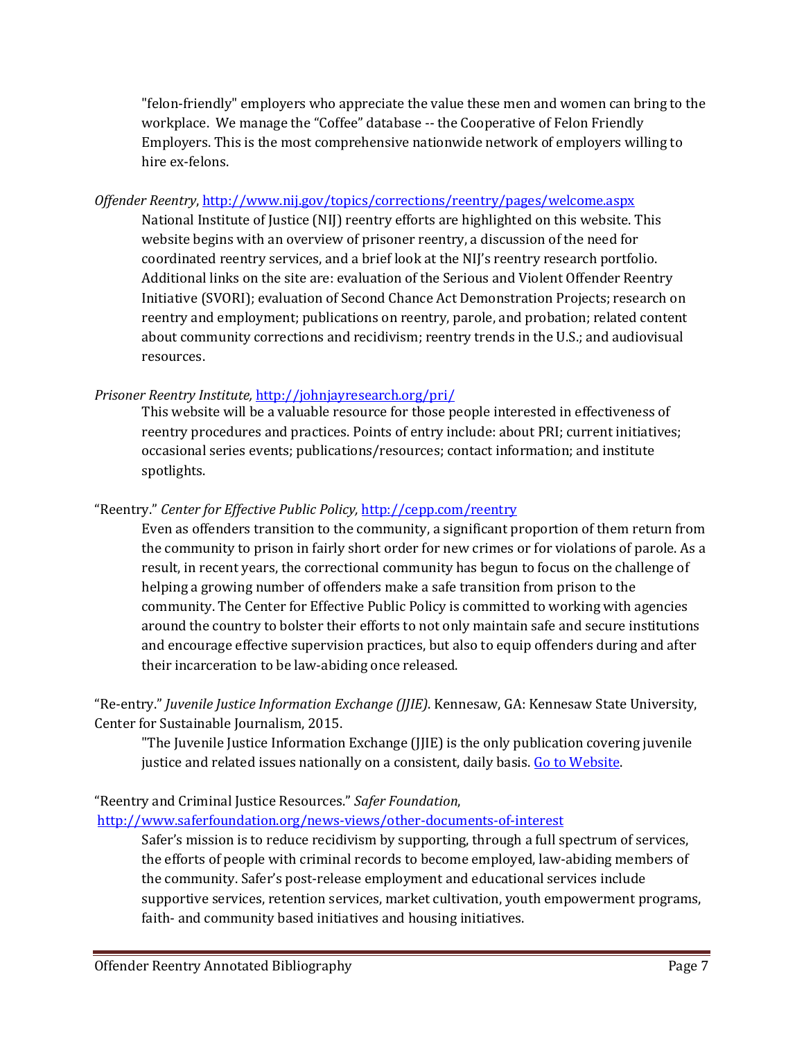"felon-friendly" employers who appreciate the value these men and women can bring to the workplace. We manage the "Coffee" database -- the Cooperative of Felon Friendly Employers. This is the most comprehensive nationwide network of employers willing to hire ex-felons.

*Offender Reentry*, http://www.nij.gov/topics/corrections/reentry/pages/welcome.aspx

National Institute of Justice (NIJ) reentry efforts are highlighted on this website. This website begins with an overview of prisoner reentry, a discussion of the need for coordinated reentry services, and a brief look at the NIJ's reentry research portfolio. Additional links on the site are: evaluation of the Serious and Violent Offender Reentry Initiative (SVORI); evaluation of Second Chance Act Demonstration Projects; research on reentry and employment; publications on reentry, parole, and probation; related content about community corrections and recidivism; reentry trends in the U.S.; and audiovisual resources.

*Prisoner Reentry Institute,* http://johnjayresearch.org/pri/

This website will be a valuable resource for those people interested in effectiveness of reentry procedures and practices. Points of entry include: about PRI; current initiatives; occasional series events; publications/resources; contact information; and institute spotlights.

"Reentry." *Center for Effective Public Policy,* http://cepp.com/reentry

Even as offenders transition to the community, a significant proportion of them return from the community to prison in fairly short order for new crimes or for violations of parole. As a result, in recent years, the correctional community has begun to focus on the challenge of helping a growing number of offenders make a safe transition from prison to the community. The Center for Effective Public Policy is committed to working with agencies around the country to bolster their efforts to not only maintain safe and secure institutions and encourage effective supervision practices, but also to equip offenders during and after their incarceration to be law-abiding once released.

"Re-entry." *Juvenile Justice Information Exchange (JJIE)*. Kennesaw, GA: Kennesaw State University, Center for Sustainable Journalism, 2015.

"The Juvenile Justice Information Exchange (JJIE) is the only publication covering juvenile justice and related issues nationally on a consistent, daily basis. Go to Website.

"Reentry and Criminal Justice Resources." *Safer Foundation*, http://www.saferfoundation.org/news-views/other-documents-of-interest

Safer's mission is to reduce recidivism by supporting, through a full spectrum of services, the efforts of people with criminal records to become employed, law-abiding members of the community. Safer's post-release employment and educational services include supportive services, retention services, market cultivation, youth empowerment programs, faith- and community based initiatives and housing initiatives.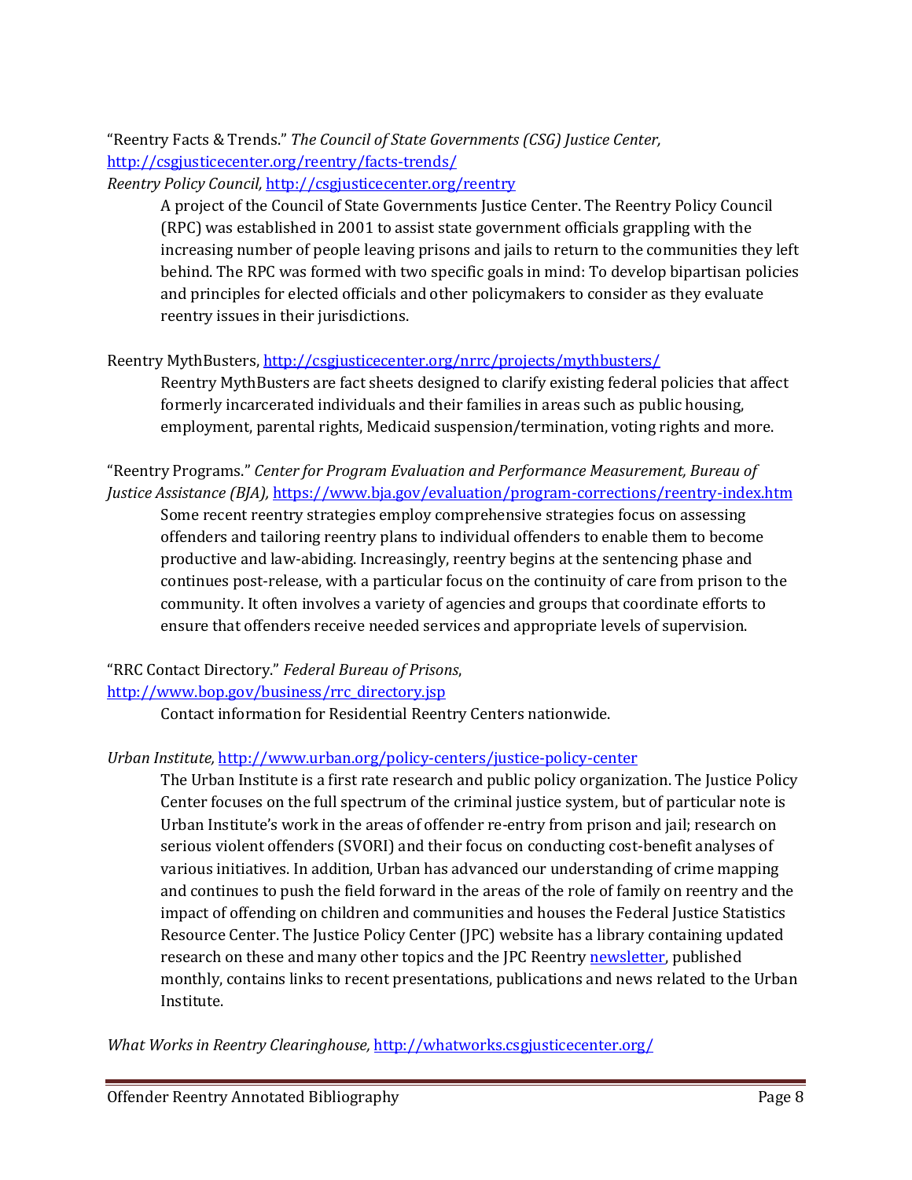"Reentry Facts & Trends." *The Council of State Governments (CSG) Justice Center,* [http://csgjusticecenter.org/reentry/facts-trends/](http://csgjusticecenter.org/reentry/facts-trends/)

*Reentry Policy Council,* [http://csgjusticecenter.org/reentry](http://csgjusticecenter.org/reentry)

> A project of the Council of State Governments Justice Center. The Reentry Policy Council (RPC) was established in 2001 to assist state government officials grappling with the increasing number of people leaving prisons and jails to return to the communities they left behind. The RPC was formed with two specific goals in mind: To develop bipartisan policies and principles for elected officials and other policymakers to consider as they evaluate reentry issues in their jurisdictions.

Reentry MythBusters, [http://csgjusticecenter.org/nrrc/projects/mythbusters/](http://csgjusticecenter.org/nrrc/projects/mythbusters/)

> Reentry MythBusters are fact sheets designed to clarify existing federal policies that affect formerly incarcerated individuals and their families in areas such as public housing, employment, parental rights, Medicaid suspension/termination, voting rights and more.

"Reentry Programs." *Center for Program Evaluation and Performance Measurement, Bureau of Justice Assistance (BJA),* [https://www.bja.gov/evaluation/program-corrections/reentry-index.htm](https://www.bja.gov/evaluation/program-corrections/reentry-index.htm)

> Some recent reentry strategies employ comprehensive strategies focus on assessing offenders and tailoring reentry plans to individual offenders to enable them to become productive and law-abiding. Increasingly, reentry begins at the sentencing phase and continues post-release, with a particular focus on the continuity of care from prison to the community. It often involves a variety of agencies and groups that coordinate efforts to ensure that offenders receive needed services and appropriate levels of supervision.

"RRC Contact Directory." *Federal Bureau of Prisons*, [http://www.bop.gov/business/rrc_directory.jsp](http://www.bop.gov/business/rrc_directory.jsp)

> Contact information for Residential Reentry Centers nationwide.

*Urban Institute,* [http://www.urban.org/policy-centers/justice-policy-center](http://www.urban.org/policy-centers/justice-policy-center)

> The Urban Institute is a first rate research and public policy organization. The Justice Policy Center focuses on the full spectrum of the criminal justice system, but of particular note is Urban Institute's work in the areas of offender re-entry from prison and jail; research on serious violent offenders (SVORI) and their focus on conducting cost-benefit analyses of various initiatives. In addition, Urban has advanced our understanding of crime mapping and continues to push the field forward in the areas of the role of family on reentry and the impact of offending on children and communities and houses the Federal Justice Statistics Resource Center. The Justice Policy Center (JPC) website has a library containing updated research on these and many other topics and the JPC Reentry newsletter, published monthly, contains links to recent presentations, publications and news related to the Urban Institute.

*What Works in Reentry Clearinghouse,* [http://whatworks.csgjusticecenter.org/](http://whatworks.csgjusticecenter.org/)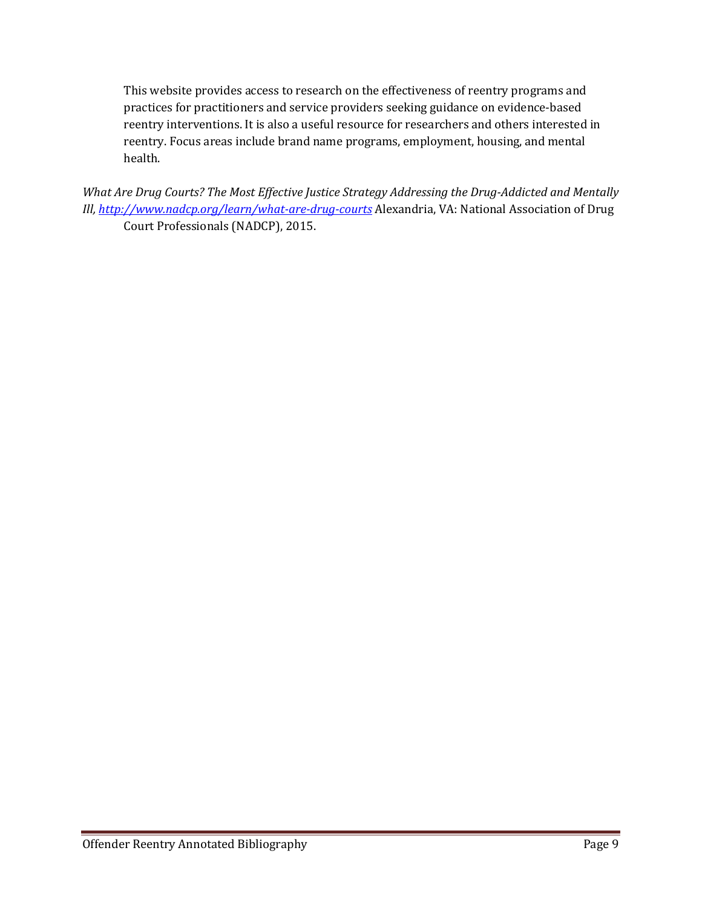This website provides access to research on the effectiveness of reentry programs and practices for practitioners and service providers seeking guidance on evidence-based reentry interventions. It is also a useful resource for researchers and others interested in reentry. Focus areas include brand name programs, employment, housing, and mental health.

*What Are Drug Courts? The Most Effective Justice Strategy Addressing the Drug-Addicted and Mentally Ill, [http://www.nadcp.org/learn/what-are-drug-courts](http://www.nadcp.org/learn/what-are-drug-courts)* Alexandria, VA: National Association of Drug Court Professionals (NADCP), 2015.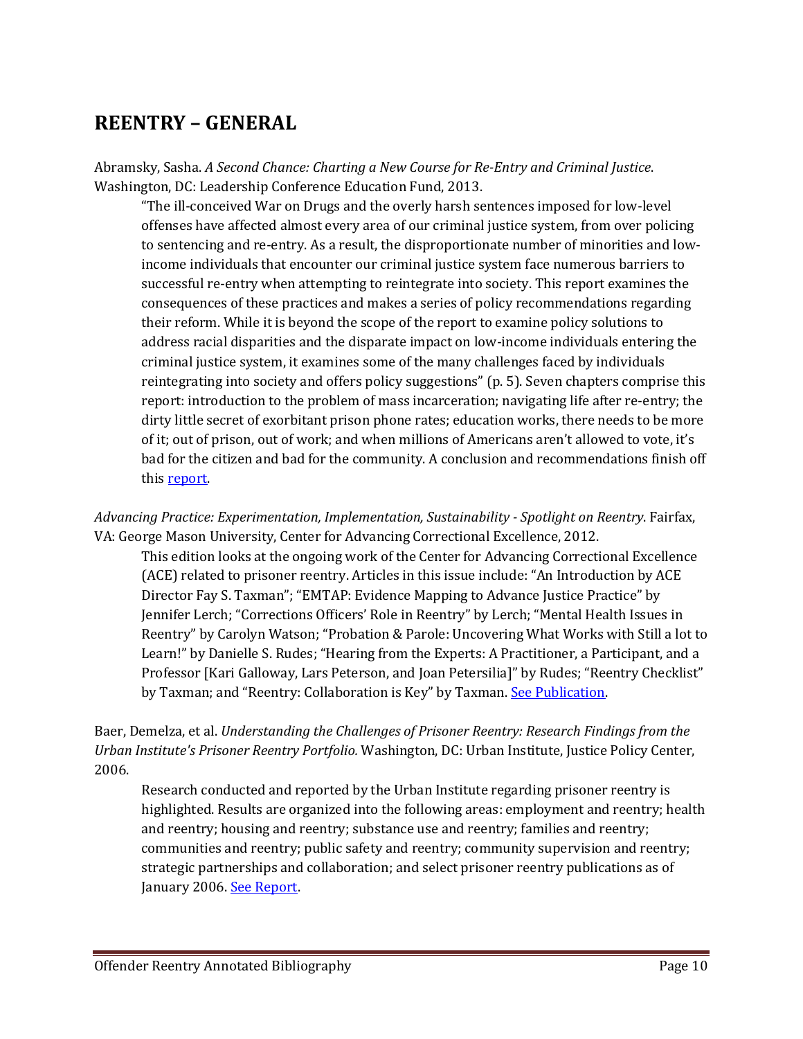# REENTRY – GENERAL

Abramsky, Sasha. *A Second Chance: Charting a New Course for Re-Entry and Criminal Justice*. Washington, DC: Leadership Conference Education Fund, 2013.

> "The ill-conceived War on Drugs and the overly harsh sentences imposed for low-level offenses have affected almost every area of our criminal justice system, from over policing to sentencing and re-entry. As a result, the disproportionate number of minorities and low-income individuals that encounter our criminal justice system face numerous barriers to successful re-entry when attempting to reintegrate into society. This report examines the consequences of these practices and makes a series of policy recommendations regarding their reform. While it is beyond the scope of the report to examine policy solutions to address racial disparities and the disparate impact on low-income individuals entering the criminal justice system, it examines some of the many challenges faced by individuals reintegrating into society and offers policy suggestions" (p. 5). Seven chapters comprise this report: introduction to the problem of mass incarceration; navigating life after re-entry; the dirty little secret of exorbitant prison phone rates; education works, there needs to be more of it; out of prison, out of work; and when millions of Americans aren't allowed to vote, it's bad for the citizen and bad for the community. A conclusion and recommendations finish off this report.

*Advancing Practice: Experimentation, Implementation, Sustainability - Spotlight on Reentry*. Fairfax, VA: George Mason University, Center for Advancing Correctional Excellence, 2012.

> This edition looks at the ongoing work of the Center for Advancing Correctional Excellence (ACE) related to prisoner reentry. Articles in this issue include: "An Introduction by ACE Director Fay S. Taxman"; "EMTAP: Evidence Mapping to Advance Justice Practice" by Jennifer Lerch; "Corrections Officers' Role in Reentry" by Lerch; "Mental Health Issues in Reentry" by Carolyn Watson; "Probation & Parole: Uncovering What Works with Still a lot to Learn!" by Danielle S. Rudes; "Hearing from the Experts: A Practitioner, a Participant, and a Professor [Kari Galloway, Lars Peterson, and Joan Petersilia]" by Rudes; "Reentry Checklist" by Taxman; and "Reentry: Collaboration is Key" by Taxman. See Publication.

Baer, Demelza, et al. *Understanding the Challenges of Prisoner Reentry: Research Findings from the Urban Institute's Prisoner Reentry Portfolio.* Washington, DC: Urban Institute, Justice Policy Center, 2006.

> Research conducted and reported by the Urban Institute regarding prisoner reentry is highlighted. Results are organized into the following areas: employment and reentry; health and reentry; housing and reentry; substance use and reentry; families and reentry; communities and reentry; public safety and reentry; community supervision and reentry; strategic partnerships and collaboration; and select prisoner reentry publications as of January 2006. See Report.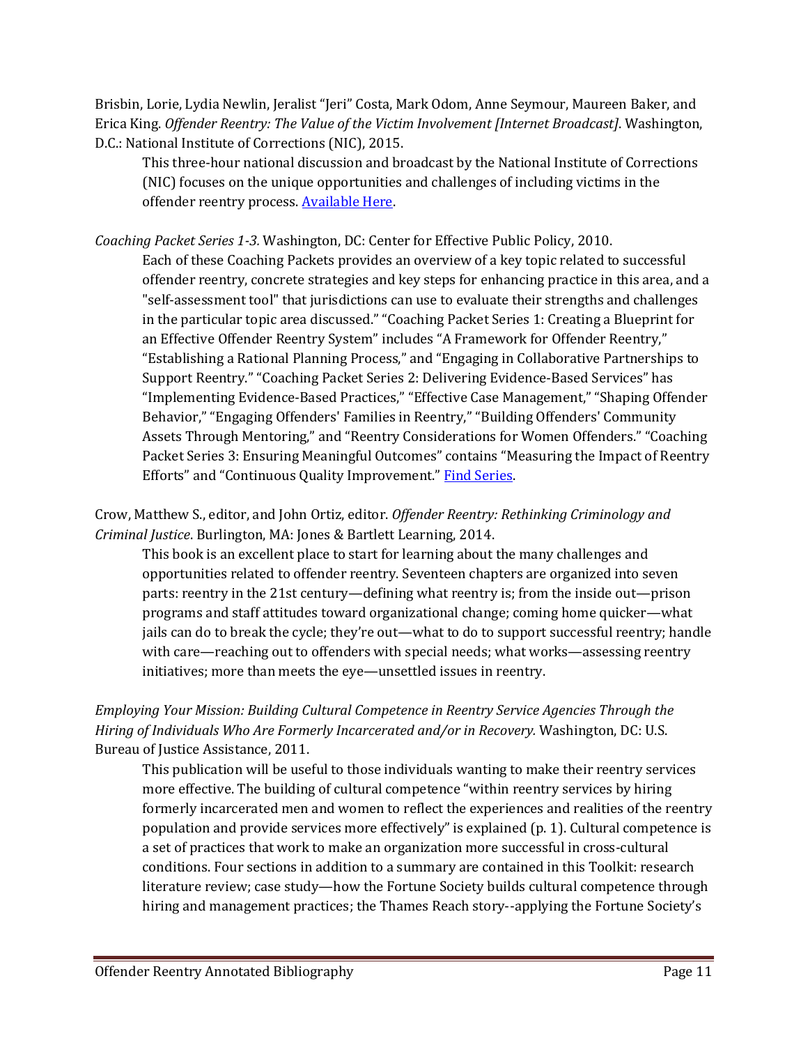Brisbin, Lorie, Lydia Newlin, Jeralist “Jeri” Costa, Mark Odom, Anne Seymour, Maureen Baker, and Erica King. *Offender Reentry: The Value of the Victim Involvement [Internet Broadcast]*. Washington, D.C.: National Institute of Corrections (NIC), 2015.

> This three-hour national discussion and broadcast by the National Institute of Corrections (NIC) focuses on the unique opportunities and challenges of including victims in the offender reentry process. Available Here.

*Coaching Packet Series 1-3.* Washington, DC: Center for Effective Public Policy, 2010.

> Each of these Coaching Packets provides an overview of a key topic related to successful offender reentry, concrete strategies and key steps for enhancing practice in this area, and a "self-assessment tool" that jurisdictions can use to evaluate their strengths and challenges in the particular topic area discussed.” “Coaching Packet Series 1: Creating a Blueprint for an Effective Offender Reentry System” includes “A Framework for Offender Reentry,” “Establishing a Rational Planning Process,” and “Engaging in Collaborative Partnerships to Support Reentry.” “Coaching Packet Series 2: Delivering Evidence-Based Services” has “Implementing Evidence-Based Practices,” “Effective Case Management,” “Shaping Offender Behavior,” “Engaging Offenders' Families in Reentry,” “Building Offenders' Community Assets Through Mentoring,” and “Reentry Considerations for Women Offenders.” “Coaching Packet Series 3: Ensuring Meaningful Outcomes” contains “Measuring the Impact of Reentry Efforts” and “Continuous Quality Improvement.” Find Series.

Crow, Matthew S., editor, and John Ortiz, editor. *Offender Reentry: Rethinking Criminology and Criminal Justice*. Burlington, MA: Jones & Bartlett Learning, 2014.

> This book is an excellent place to start for learning about the many challenges and opportunities related to offender reentry. Seventeen chapters are organized into seven parts: reentry in the 21st century—defining what reentry is; from the inside out—prison programs and staff attitudes toward organizational change; coming home quicker—what jails can do to break the cycle; they’re out—what to do to support successful reentry; handle with care—reaching out to offenders with special needs; what works—assessing reentry initiatives; more than meets the eye—unsettled issues in reentry.

*Employing Your Mission: Building Cultural Competence in Reentry Service Agencies Through the Hiring of Individuals Who Are Formerly Incarcerated and/or in Recovery.* Washington, DC: U.S. Bureau of Justice Assistance, 2011.

> This publication will be useful to those individuals wanting to make their reentry services more effective. The building of cultural competence “within reentry services by hiring formerly incarcerated men and women to reflect the experiences and realities of the reentry population and provide services more effectively” is explained (p. 1). Cultural competence is a set of practices that work to make an organization more successful in cross-cultural conditions. Four sections in addition to a summary are contained in this Toolkit: research literature review; case study—how the Fortune Society builds cultural competence through hiring and management practices; the Thames Reach story--applying the Fortune Society’s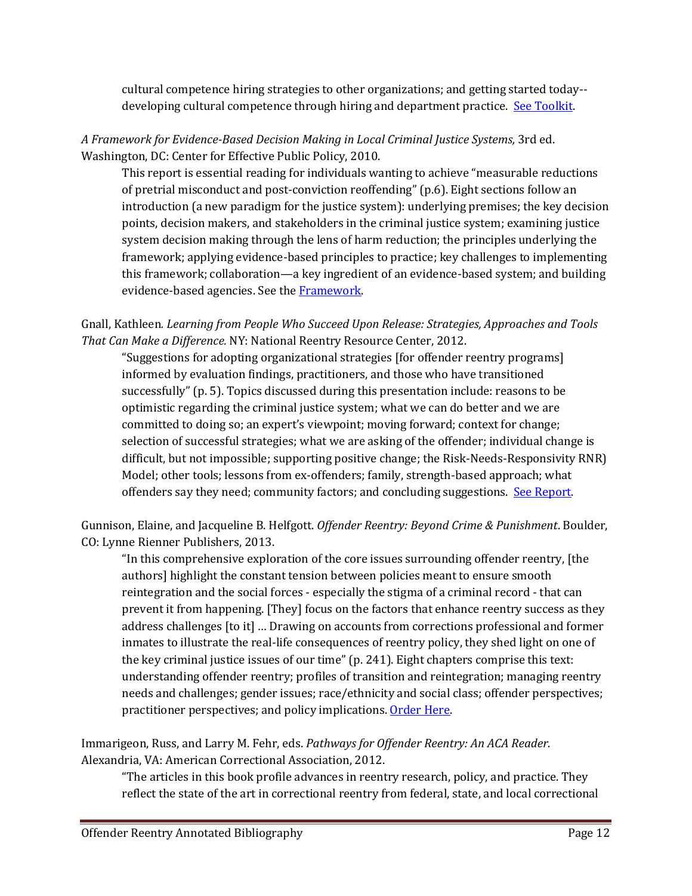cultural competence hiring strategies to other organizations; and getting started today--developing cultural competence through hiring and department practice. [See Toolkit](#).

*A Framework for Evidence-Based Decision Making in Local Criminal Justice Systems,* 3rd ed. Washington, DC: Center for Effective Public Policy, 2010.

This report is essential reading for individuals wanting to achieve "measurable reductions of pretrial misconduct and post-conviction reoffending" (p.6). Eight sections follow an introduction (a new paradigm for the justice system): underlying premises; the key decision points, decision makers, and stakeholders in the criminal justice system; examining justice system decision making through the lens of harm reduction; the principles underlying the framework; applying evidence-based principles to practice; key challenges to implementing this framework; collaboration—a key ingredient of an evidence-based system; and building evidence-based agencies. See the [Framework](#).

Gnall, Kathleen*. Learning from People Who Succeed Upon Release: Strategies, Approaches and Tools That Can Make a Difference.* NY: National Reentry Resource Center, 2012.

"Suggestions for adopting organizational strategies [for offender reentry programs] informed by evaluation findings, practitioners, and those who have transitioned successfully" (p. 5). Topics discussed during this presentation include: reasons to be optimistic regarding the criminal justice system; what we can do better and we are committed to doing so; an expert's viewpoint; moving forward; context for change; selection of successful strategies; what we are asking of the offender; individual change is difficult, but not impossible; supporting positive change; the Risk-Needs-Responsivity RNR) Model; other tools; lessons from ex-offenders; family, strength-based approach; what offenders say they need; community factors; and concluding suggestions. [See Report](#).

Gunnison, Elaine, and Jacqueline B. Helfgott. *Offender Reentry: Beyond Crime & Punishment*. Boulder, CO: Lynne Rienner Publishers, 2013.

"In this comprehensive exploration of the core issues surrounding offender reentry, [the authors] highlight the constant tension between policies meant to ensure smooth reintegration and the social forces - especially the stigma of a criminal record - that can prevent it from happening. [They] focus on the factors that enhance reentry success as they address challenges [to it] … Drawing on accounts from corrections professional and former inmates to illustrate the real-life consequences of reentry policy, they shed light on one of the key criminal justice issues of our time" (p. 241). Eight chapters comprise this text: understanding offender reentry; profiles of transition and reintegration; managing reentry needs and challenges; gender issues; race/ethnicity and social class; offender perspectives; practitioner perspectives; and policy implications. [Order Here](#).

Immarigeon, Russ, and Larry M. Fehr, eds. *Pathways for Offender Reentry: An ACA Reader.* Alexandria, VA: American Correctional Association, 2012.

"The articles in this book profile advances in reentry research, policy, and practice. They reflect the state of the art in correctional reentry from federal, state, and local correctional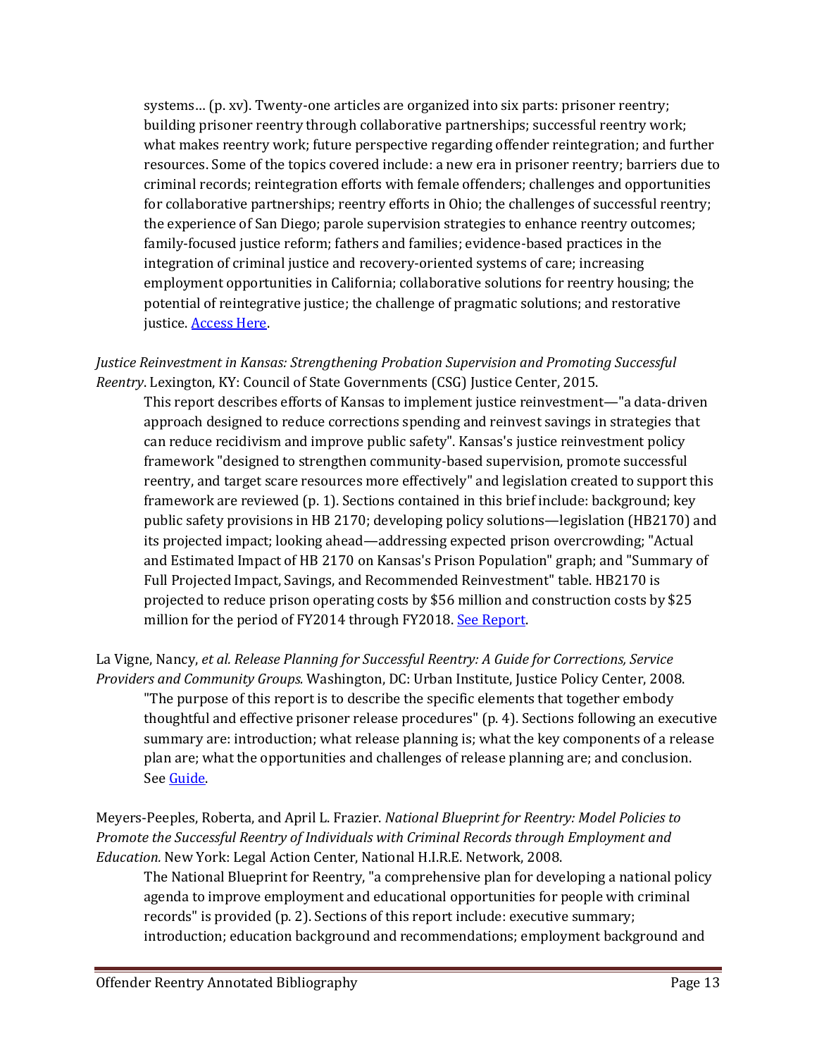systems… (p. xv). Twenty-one articles are organized into six parts: prisoner reentry; building prisoner reentry through collaborative partnerships; successful reentry work; what makes reentry work; future perspective regarding offender reintegration; and further resources. Some of the topics covered include: a new era in prisoner reentry; barriers due to criminal records; reintegration efforts with female offenders; challenges and opportunities for collaborative partnerships; reentry efforts in Ohio; the challenges of successful reentry; the experience of San Diego; parole supervision strategies to enhance reentry outcomes; family-focused justice reform; fathers and families; evidence-based practices in the integration of criminal justice and recovery-oriented systems of care; increasing employment opportunities in California; collaborative solutions for reentry housing; the potential of reintegrative justice; the challenge of pragmatic solutions; and restorative justice. Access Here.

*Justice Reinvestment in Kansas: Strengthening Probation Supervision and Promoting Successful Reentry*. Lexington, KY: Council of State Governments (CSG) Justice Center, 2015.

This report describes efforts of Kansas to implement justice reinvestment—"a data-driven approach designed to reduce corrections spending and reinvest savings in strategies that can reduce recidivism and improve public safety". Kansas's justice reinvestment policy framework "designed to strengthen community-based supervision, promote successful reentry, and target scare resources more effectively" and legislation created to support this framework are reviewed (p. 1). Sections contained in this brief include: background; key public safety provisions in HB 2170; developing policy solutions—legislation (HB2170) and its projected impact; looking ahead—addressing expected prison overcrowding; "Actual and Estimated Impact of HB 2170 on Kansas's Prison Population" graph; and "Summary of Full Projected Impact, Savings, and Recommended Reinvestment" table. HB2170 is projected to reduce prison operating costs by $56 million and construction costs by $25 million for the period of FY2014 through FY2018. See Report.

La Vigne, Nancy, *et al. Release Planning for Successful Reentry: A Guide for Corrections, Service Providers and Community Groups.* Washington, DC: Urban Institute, Justice Policy Center, 2008.

"The purpose of this report is to describe the specific elements that together embody thoughtful and effective prisoner release procedures" (p. 4). Sections following an executive summary are: introduction; what release planning is; what the key components of a release plan are; what the opportunities and challenges of release planning are; and conclusion. See Guide.

Meyers-Peeples, Roberta, and April L. Frazier. *National Blueprint for Reentry: Model Policies to Promote the Successful Reentry of Individuals with Criminal Records through Employment and Education.* New York: Legal Action Center, National H.I.R.E. Network, 2008.

The National Blueprint for Reentry, "a comprehensive plan for developing a national policy agenda to improve employment and educational opportunities for people with criminal records" is provided (p. 2). Sections of this report include: executive summary; introduction; education background and recommendations; employment background and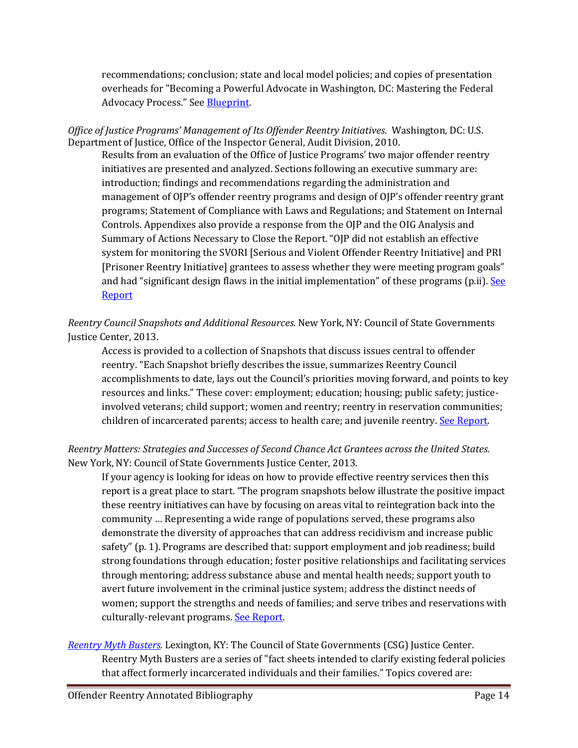recommendations; conclusion; state and local model policies; and copies of presentation overheads for "Becoming a Powerful Advocate in Washington, DC: Mastering the Federal Advocacy Process." See [Blueprint].

*Office of Justice Programs' Management of Its Offender Reentry Initiatives.* Washington, DC: U.S. Department of Justice, Office of the Inspector General, Audit Division, 2010.

Results from an evaluation of the Office of Justice Programs' two major offender reentry initiatives are presented and analyzed. Sections following an executive summary are: introduction; findings and recommendations regarding the administration and management of OJP's offender reentry programs and design of OJP's offender reentry grant programs; Statement of Compliance with Laws and Regulations; and Statement on Internal Controls. Appendixes also provide a response from the OJP and the OIG Analysis and Summary of Actions Necessary to Close the Report. "OJP did not establish an effective system for monitoring the SVORI [Serious and Violent Offender Reentry Initiative] and PRI [Prisoner Reentry Initiative] grantees to assess whether they were meeting program goals" and had "significant design flaws in the initial implementation" of these programs (p.ii). See Report

*Reentry Council Snapshots and Additional Resources*. New York, NY: Council of State Governments Justice Center, 2013.

Access is provided to a collection of Snapshots that discuss issues central to offender reentry. "Each Snapshot briefly describes the issue, summarizes Reentry Council accomplishments to date, lays out the Council's priorities moving forward, and points to key resources and links." These cover: employment; education; housing; public safety; justice-involved veterans; child support; women and reentry; reentry in reservation communities; children of incarcerated parents; access to health care; and juvenile reentry. See Report.

*Reentry Matters: Strategies and Successes of Second Chance Act Grantees across the United States.* New York, NY: Council of State Governments Justice Center, 2013.

If your agency is looking for ideas on how to provide effective reentry services then this report is a great place to start. "The program snapshots below illustrate the positive impact these reentry initiatives can have by focusing on areas vital to reintegration back into the community … Representing a wide range of populations served, these programs also demonstrate the diversity of approaches that can address recidivism and increase public safety" (p. 1). Programs are described that: support employment and job readiness; build strong foundations through education; foster positive relationships and facilitating services through mentoring; address substance abuse and mental health needs; support youth to avert future involvement in the criminal justice system; address the distinct needs of women; support the strengths and needs of families; and serve tribes and reservations with culturally-relevant programs. See Report.

*Reentry Myth Busters.* Lexington, KY: The Council of State Governments (CSG) Justice Center.

Reentry Myth Busters are a series of "fact sheets intended to clarify existing federal policies that affect formerly incarcerated individuals and their families." Topics covered are: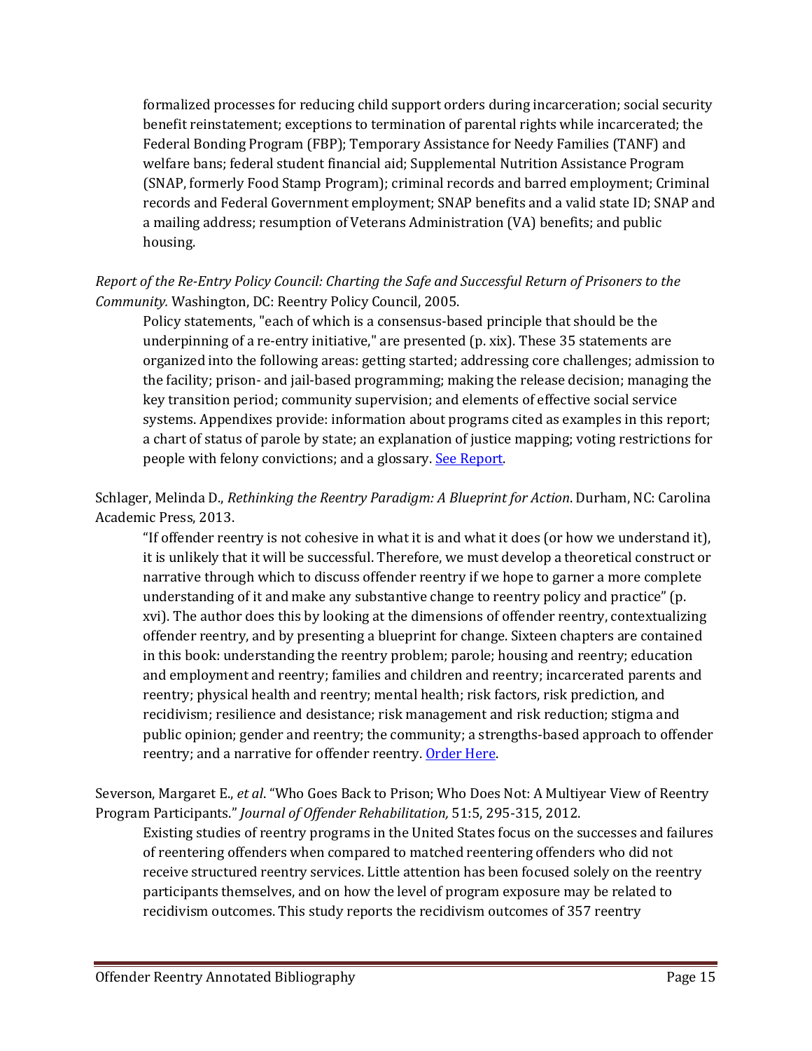formalized processes for reducing child support orders during incarceration; social security benefit reinstatement; exceptions to termination of parental rights while incarcerated; the Federal Bonding Program (FBP); Temporary Assistance for Needy Families (TANF) and welfare bans; federal student financial aid; Supplemental Nutrition Assistance Program (SNAP, formerly Food Stamp Program); criminal records and barred employment; Criminal records and Federal Government employment; SNAP benefits and a valid state ID; SNAP and a mailing address; resumption of Veterans Administration (VA) benefits; and public housing.

*Report of the Re-Entry Policy Council: Charting the Safe and Successful Return of Prisoners to the Community.* Washington, DC: Reentry Policy Council, 2005.

Policy statements, "each of which is a consensus-based principle that should be the underpinning of a re-entry initiative," are presented (p. xix). These 35 statements are organized into the following areas: getting started; addressing core challenges; admission to the facility; prison- and jail-based programming; making the release decision; managing the key transition period; community supervision; and elements of effective social service systems. Appendixes provide: information about programs cited as examples in this report; a chart of status of parole by state; an explanation of justice mapping; voting restrictions for people with felony convictions; and a glossary. See Report.

Schlager, Melinda D., *Rethinking the Reentry Paradigm: A Blueprint for Action*. Durham, NC: Carolina Academic Press, 2013.

"If offender reentry is not cohesive in what it is and what it does (or how we understand it), it is unlikely that it will be successful. Therefore, we must develop a theoretical construct or narrative through which to discuss offender reentry if we hope to garner a more complete understanding of it and make any substantive change to reentry policy and practice" (p. xvi). The author does this by looking at the dimensions of offender reentry, contextualizing offender reentry, and by presenting a blueprint for change. Sixteen chapters are contained in this book: understanding the reentry problem; parole; housing and reentry; education and employment and reentry; families and children and reentry; incarcerated parents and reentry; physical health and reentry; mental health; risk factors, risk prediction, and recidivism; resilience and desistance; risk management and risk reduction; stigma and public opinion; gender and reentry; the community; a strengths-based approach to offender reentry; and a narrative for offender reentry. Order Here.

Severson, Margaret E., *et al*. "Who Goes Back to Prison; Who Does Not: A Multiyear View of Reentry Program Participants." *Journal of Offender Rehabilitation,* 51:5, 295-315, 2012.

Existing studies of reentry programs in the United States focus on the successes and failures of reentering offenders when compared to matched reentering offenders who did not receive structured reentry services. Little attention has been focused solely on the reentry participants themselves, and on how the level of program exposure may be related to recidivism outcomes. This study reports the recidivism outcomes of 357 reentry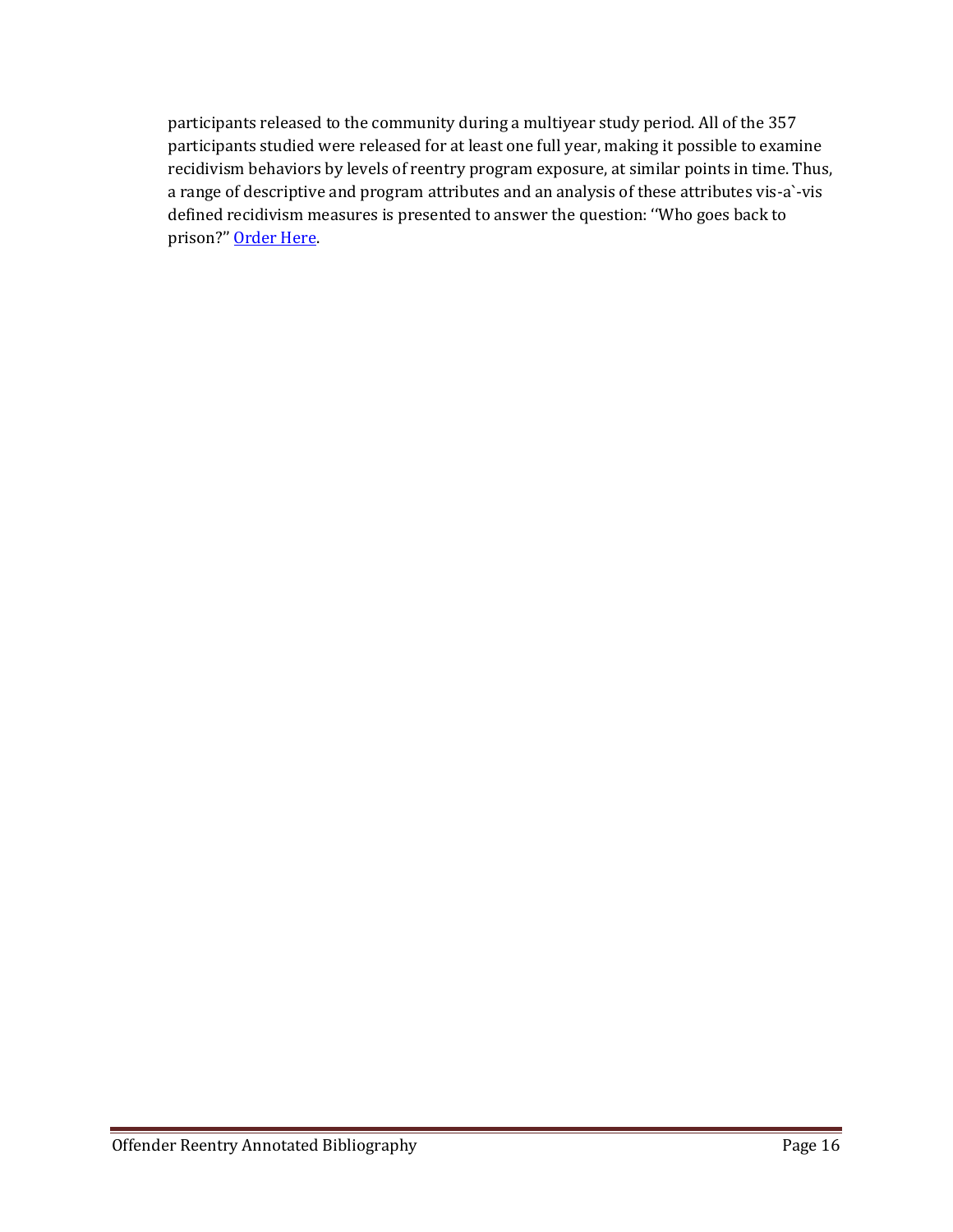participants released to the community during a multiyear study period. All of the 357 participants studied were released for at least one full year, making it possible to examine recidivism behaviors by levels of reentry program exposure, at similar points in time. Thus, a range of descriptive and program attributes and an analysis of these attributes vis-a`-vis defined recidivism measures is presented to answer the question: ''Who goes back to prison?'' Order Here.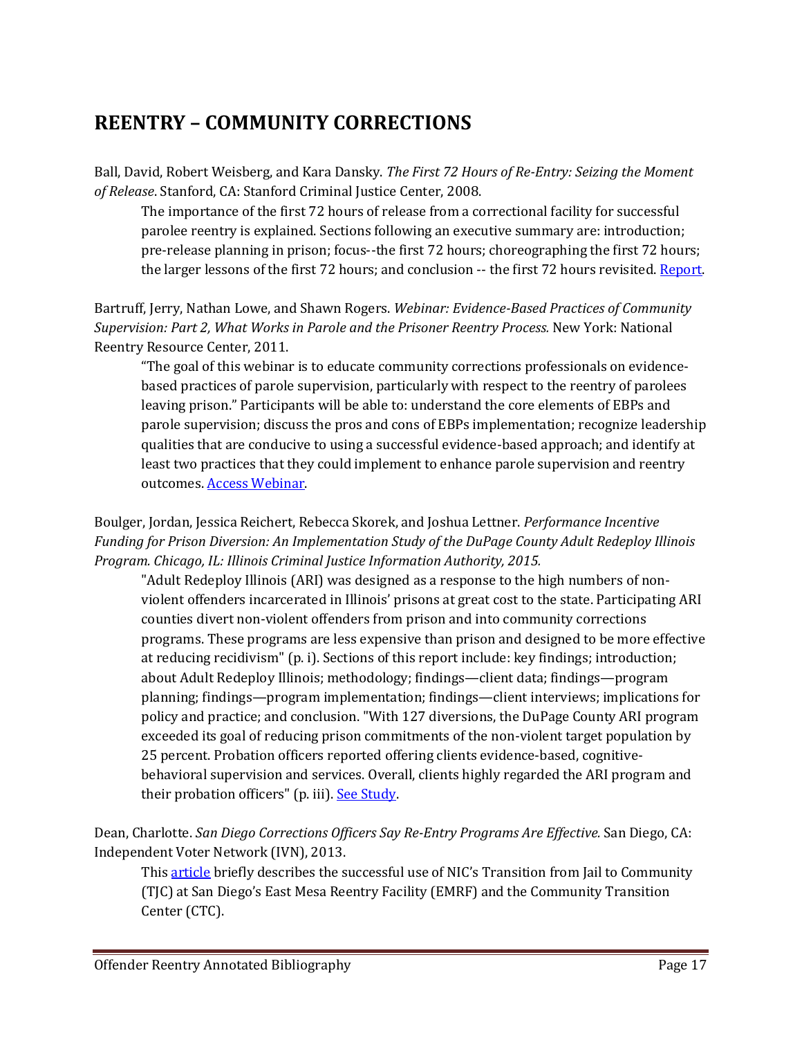# REENTRY – COMMUNITY CORRECTIONS

Ball, David, Robert Weisberg, and Kara Dansky. *The First 72 Hours of Re-Entry: Seizing the Moment of Release*. Stanford, CA: Stanford Criminal Justice Center, 2008.

> The importance of the first 72 hours of release from a correctional facility for successful parolee reentry is explained. Sections following an executive summary are: introduction; pre-release planning in prison; focus--the first 72 hours; choreographing the first 72 hours; the larger lessons of the first 72 hours; and conclusion -- the first 72 hours revisited. Report.

Bartruff, Jerry, Nathan Lowe, and Shawn Rogers. *Webinar: Evidence-Based Practices of Community Supervision: Part 2, What Works in Parole and the Prisoner Reentry Process.* New York: National Reentry Resource Center, 2011.

> "The goal of this webinar is to educate community corrections professionals on evidence-based practices of parole supervision, particularly with respect to the reentry of parolees leaving prison." Participants will be able to: understand the core elements of EBPs and parole supervision; discuss the pros and cons of EBPs implementation; recognize leadership qualities that are conducive to using a successful evidence-based approach; and identify at least two practices that they could implement to enhance parole supervision and reentry outcomes. Access Webinar.

Boulger, Jordan, Jessica Reichert, Rebecca Skorek, and Joshua Lettner. *Performance Incentive Funding for Prison Diversion: An Implementation Study of the DuPage County Adult Redeploy Illinois Program. Chicago, IL: Illinois Criminal Justice Information Authority, 2015.*

> "Adult Redeploy Illinois (ARI) was designed as a response to the high numbers of non-violent offenders incarcerated in Illinois' prisons at great cost to the state. Participating ARI counties divert non-violent offenders from prison and into community corrections programs. These programs are less expensive than prison and designed to be more effective at reducing recidivism" (p. i). Sections of this report include: key findings; introduction; about Adult Redeploy Illinois; methodology; findings—client data; findings—program planning; findings—program implementation; findings—client interviews; implications for policy and practice; and conclusion. "With 127 diversions, the DuPage County ARI program exceeded its goal of reducing prison commitments of the non-violent target population by 25 percent. Probation officers reported offering clients evidence-based, cognitive-behavioral supervision and services. Overall, clients highly regarded the ARI program and their probation officers" (p. iii). See Study.

Dean, Charlotte. *San Diego Corrections Officers Say Re-Entry Programs Are Effective.* San Diego, CA: Independent Voter Network (IVN), 2013.

> This article briefly describes the successful use of NIC's Transition from Jail to Community (TJC) at San Diego's East Mesa Reentry Facility (EMRF) and the Community Transition Center (CTC).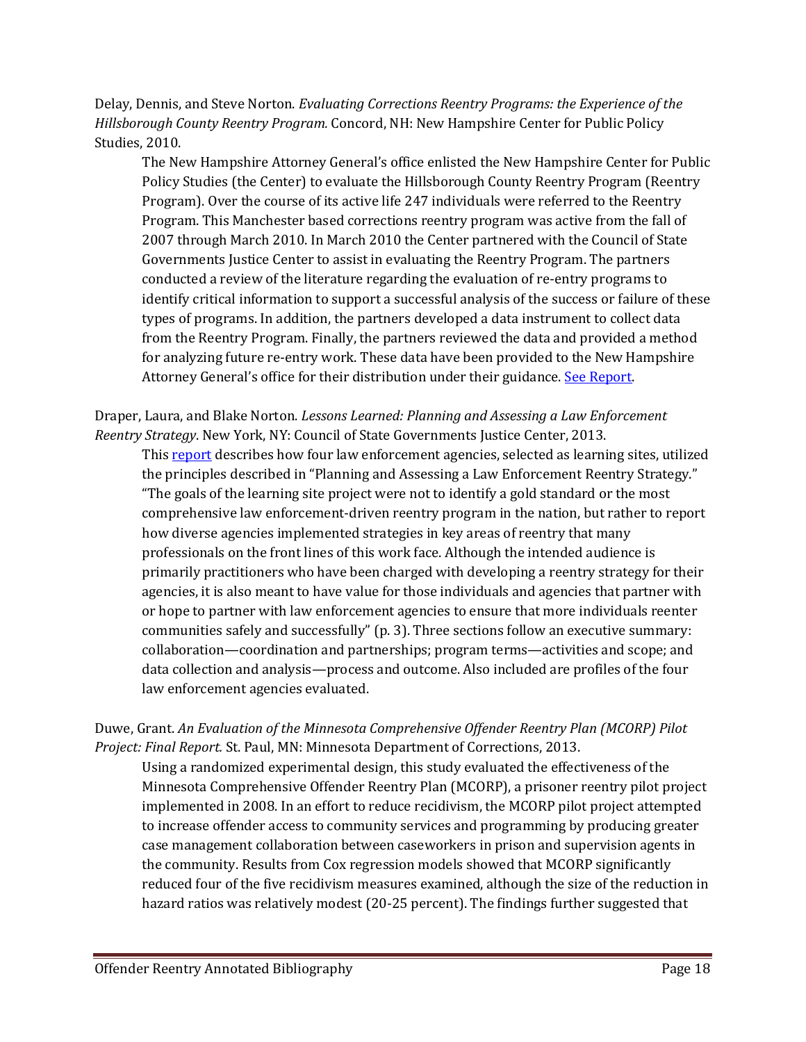Delay, Dennis, and Steve Norton. *Evaluating Corrections Reentry Programs: the Experience of the Hillsborough County Reentry Program.* Concord, NH: New Hampshire Center for Public Policy Studies, 2010.

> The New Hampshire Attorney General's office enlisted the New Hampshire Center for Public Policy Studies (the Center) to evaluate the Hillsborough County Reentry Program (Reentry Program). Over the course of its active life 247 individuals were referred to the Reentry Program. This Manchester based corrections reentry program was active from the fall of 2007 through March 2010. In March 2010 the Center partnered with the Council of State Governments Justice Center to assist in evaluating the Reentry Program. The partners conducted a review of the literature regarding the evaluation of re-entry programs to identify critical information to support a successful analysis of the success or failure of these types of programs. In addition, the partners developed a data instrument to collect data from the Reentry Program. Finally, the partners reviewed the data and provided a method for analyzing future re-entry work. These data have been provided to the New Hampshire Attorney General's office for their distribution under their guidance. See Report.

Draper, Laura, and Blake Norton. *Lessons Learned: Planning and Assessing a Law Enforcement Reentry Strategy*. New York, NY: Council of State Governments Justice Center, 2013.

> This report describes how four law enforcement agencies, selected as learning sites, utilized the principles described in "Planning and Assessing a Law Enforcement Reentry Strategy." "The goals of the learning site project were not to identify a gold standard or the most comprehensive law enforcement-driven reentry program in the nation, but rather to report how diverse agencies implemented strategies in key areas of reentry that many professionals on the front lines of this work face. Although the intended audience is primarily practitioners who have been charged with developing a reentry strategy for their agencies, it is also meant to have value for those individuals and agencies that partner with or hope to partner with law enforcement agencies to ensure that more individuals reenter communities safely and successfully" (p. 3). Three sections follow an executive summary: collaboration—coordination and partnerships; program terms—activities and scope; and data collection and analysis—process and outcome. Also included are profiles of the four law enforcement agencies evaluated.

Duwe, Grant. *An Evaluation of the Minnesota Comprehensive Offender Reentry Plan (MCORP) Pilot Project: Final Report.* St. Paul, MN: Minnesota Department of Corrections, 2013.

> Using a randomized experimental design, this study evaluated the effectiveness of the Minnesota Comprehensive Offender Reentry Plan (MCORP), a prisoner reentry pilot project implemented in 2008. In an effort to reduce recidivism, the MCORP pilot project attempted to increase offender access to community services and programming by producing greater case management collaboration between caseworkers in prison and supervision agents in the community. Results from Cox regression models showed that MCORP significantly reduced four of the five recidivism measures examined, although the size of the reduction in hazard ratios was relatively modest (20-25 percent). The findings further suggested that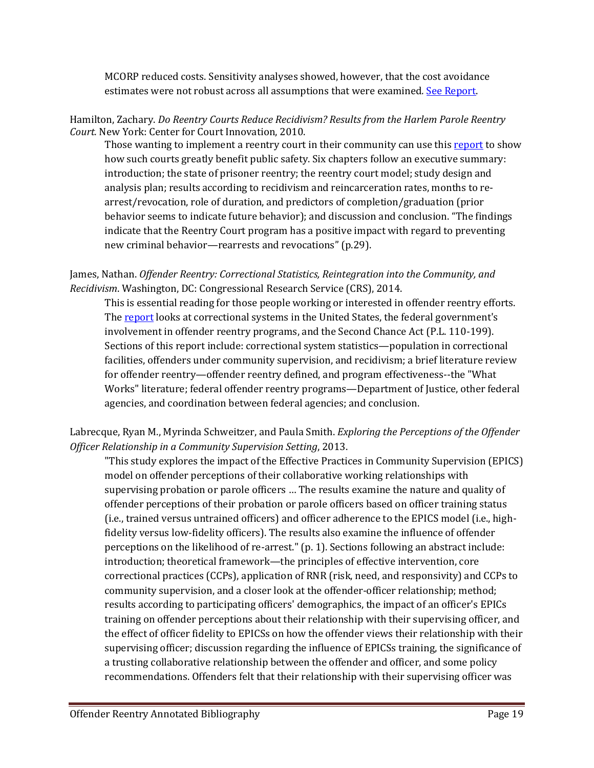MCORP reduced costs. Sensitivity analyses showed, however, that the cost avoidance estimates were not robust across all assumptions that were examined. See Report.

Hamilton, Zachary. *Do Reentry Courts Reduce Recidivism? Results from the Harlem Parole Reentry Court.* New York: Center for Court Innovation, 2010.

Those wanting to implement a reentry court in their community can use this report to show how such courts greatly benefit public safety. Six chapters follow an executive summary: introduction; the state of prisoner reentry; the reentry court model; study design and analysis plan; results according to recidivism and reincarceration rates, months to re-arrest/revocation, role of duration, and predictors of completion/graduation (prior behavior seems to indicate future behavior); and discussion and conclusion. "The findings indicate that the Reentry Court program has a positive impact with regard to preventing new criminal behavior—rearrests and revocations" (p.29).

James, Nathan. *Offender Reentry: Correctional Statistics, Reintegration into the Community, and Recidivism*. Washington, DC: Congressional Research Service (CRS), 2014.

This is essential reading for those people working or interested in offender reentry efforts. The report looks at correctional systems in the United States, the federal government's involvement in offender reentry programs, and the Second Chance Act (P.L. 110-199). Sections of this report include: correctional system statistics—population in correctional facilities, offenders under community supervision, and recidivism; a brief literature review for offender reentry—offender reentry defined, and program effectiveness--the "What Works" literature; federal offender reentry programs—Department of Justice, other federal agencies, and coordination between federal agencies; and conclusion.

Labrecque, Ryan M., Myrinda Schweitzer, and Paula Smith. *Exploring the Perceptions of the Offender Officer Relationship in a Community Supervision Setting*, 2013.

"This study explores the impact of the Effective Practices in Community Supervision (EPICS) model on offender perceptions of their collaborative working relationships with supervising probation or parole officers … The results examine the nature and quality of offender perceptions of their probation or parole officers based on officer training status (i.e., trained versus untrained officers) and officer adherence to the EPICS model (i.e., high-fidelity versus low-fidelity officers). The results also examine the influence of offender perceptions on the likelihood of re-arrest." (p. 1). Sections following an abstract include: introduction; theoretical framework—the principles of effective intervention, core correctional practices (CCPs), application of RNR (risk, need, and responsivity) and CCPs to community supervision, and a closer look at the offender-officer relationship; method; results according to participating officers' demographics, the impact of an officer's EPICs training on offender perceptions about their relationship with their supervising officer, and the effect of officer fidelity to EPICSs on how the offender views their relationship with their supervising officer; discussion regarding the influence of EPICSs training, the significance of a trusting collaborative relationship between the offender and officer, and some policy recommendations. Offenders felt that their relationship with their supervising officer was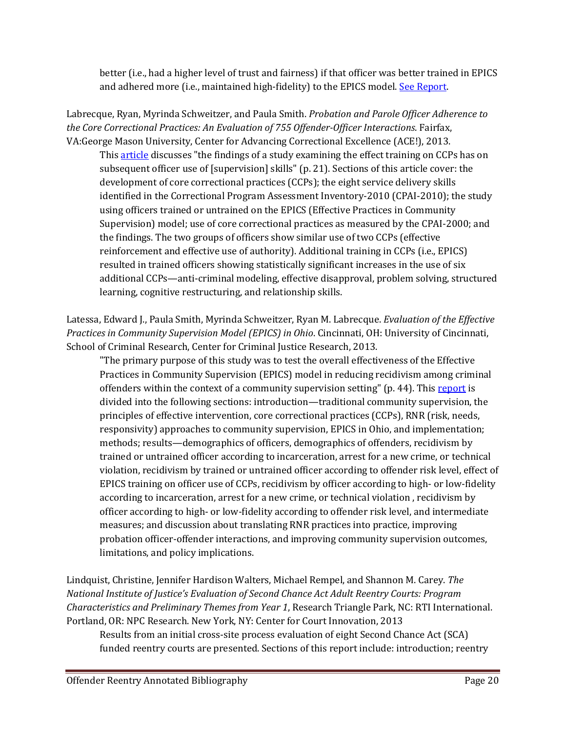better (i.e., had a higher level of trust and fairness) if that officer was better trained in EPICS and adhered more (i.e., maintained high-fidelity) to the EPICS model. [See Report](#).

Labrecque, Ryan, Myrinda Schweitzer, and Paula Smith. *Probation and Parole Officer Adherence to the Core Correctional Practices: An Evaluation of 755 Offender-Officer Interactions*. Fairfax, VA:George Mason University, Center for Advancing Correctional Excellence (ACE!), 2013.

This [article](#) discusses "the findings of a study examining the effect training on CCPs has on subsequent officer use of [supervision] skills" (p. 21). Sections of this article cover: the development of core correctional practices (CCPs); the eight service delivery skills identified in the Correctional Program Assessment Inventory-2010 (CPAI-2010); the study using officers trained or untrained on the EPICS (Effective Practices in Community Supervision) model; use of core correctional practices as measured by the CPAI-2000; and the findings. The two groups of officers show similar use of two CCPs (effective reinforcement and effective use of authority). Additional training in CCPs (i.e., EPICS) resulted in trained officers showing statistically significant increases in the use of six additional CCPs—anti-criminal modeling, effective disapproval, problem solving, structured learning, cognitive restructuring, and relationship skills.

Latessa, Edward J., Paula Smith, Myrinda Schweitzer, Ryan M. Labrecque. *Evaluation of the Effective Practices in Community Supervision Model (EPICS) in Ohio*. Cincinnati, OH: University of Cincinnati, School of Criminal Research, Center for Criminal Justice Research, 2013.

"The primary purpose of this study was to test the overall effectiveness of the Effective Practices in Community Supervision (EPICS) model in reducing recidivism among criminal offenders within the context of a community supervision setting" (p. 44). This [report](#) is divided into the following sections: introduction—traditional community supervision, the principles of effective intervention, core correctional practices (CCPs), RNR (risk, needs, responsivity) approaches to community supervision, EPICS in Ohio, and implementation; methods; results—demographics of officers, demographics of offenders, recidivism by trained or untrained officer according to incarceration, arrest for a new crime, or technical violation, recidivism by trained or untrained officer according to offender risk level, effect of EPICS training on officer use of CCPs, recidivism by officer according to high- or low-fidelity according to incarceration, arrest for a new crime, or technical violation , recidivism by officer according to high- or low-fidelity according to offender risk level, and intermediate measures; and discussion about translating RNR practices into practice, improving probation officer-offender interactions, and improving community supervision outcomes, limitations, and policy implications.

Lindquist, Christine, Jennifer Hardison Walters, Michael Rempel, and Shannon M. Carey. *The National Institute of Justice's Evaluation of Second Chance Act Adult Reentry Courts: Program Characteristics and Preliminary Themes from Year 1*, Research Triangle Park, NC: RTI International. Portland, OR: NPC Research. New York, NY: Center for Court Innovation, 2013

Results from an initial cross-site process evaluation of eight Second Chance Act (SCA) funded reentry courts are presented. Sections of this report include: introduction; reentry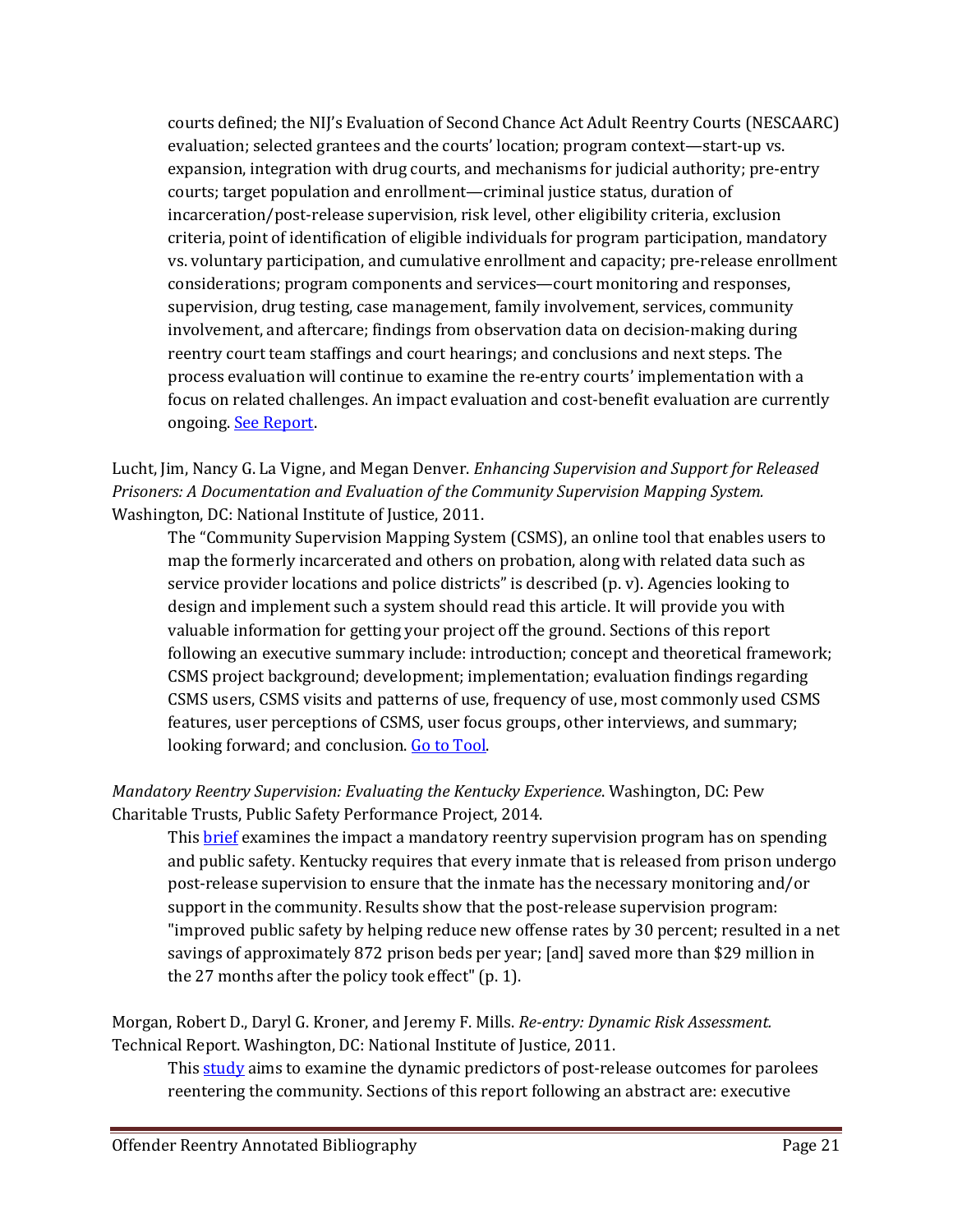courts defined; the NIJ's Evaluation of Second Chance Act Adult Reentry Courts (NESCAARC) evaluation; selected grantees and the courts' location; program context—start-up vs. expansion, integration with drug courts, and mechanisms for judicial authority; pre-entry courts; target population and enrollment—criminal justice status, duration of incarceration/post-release supervision, risk level, other eligibility criteria, exclusion criteria, point of identification of eligible individuals for program participation, mandatory vs. voluntary participation, and cumulative enrollment and capacity; pre-release enrollment considerations; program components and services—court monitoring and responses, supervision, drug testing, case management, family involvement, services, community involvement, and aftercare; findings from observation data on decision-making during reentry court team staffings and court hearings; and conclusions and next steps. The process evaluation will continue to examine the re-entry courts' implementation with a focus on related challenges. An impact evaluation and cost-benefit evaluation are currently ongoing. See Report.

Lucht, Jim, Nancy G. La Vigne, and Megan Denver. *Enhancing Supervision and Support for Released Prisoners: A Documentation and Evaluation of the Community Supervision Mapping System.* Washington, DC: National Institute of Justice, 2011.

The "Community Supervision Mapping System (CSMS), an online tool that enables users to map the formerly incarcerated and others on probation, along with related data such as service provider locations and police districts" is described (p. v). Agencies looking to design and implement such a system should read this article. It will provide you with valuable information for getting your project off the ground. Sections of this report following an executive summary include: introduction; concept and theoretical framework; CSMS project background; development; implementation; evaluation findings regarding CSMS users, CSMS visits and patterns of use, frequency of use, most commonly used CSMS features, user perceptions of CSMS, user focus groups, other interviews, and summary; looking forward; and conclusion. Go to Tool.

*Mandatory Reentry Supervision: Evaluating the Kentucky Experience*. Washington, DC: Pew Charitable Trusts, Public Safety Performance Project, 2014.

This brief examines the impact a mandatory reentry supervision program has on spending and public safety. Kentucky requires that every inmate that is released from prison undergo post-release supervision to ensure that the inmate has the necessary monitoring and/or support in the community. Results show that the post-release supervision program: "improved public safety by helping reduce new offense rates by 30 percent; resulted in a net savings of approximately 872 prison beds per year; [and] saved more than $29 million in the 27 months after the policy took effect" (p. 1).

Morgan, Robert D., Daryl G. Kroner, and Jeremy F. Mills. *Re-entry: Dynamic Risk Assessment.* Technical Report. Washington, DC: National Institute of Justice, 2011.

This study aims to examine the dynamic predictors of post-release outcomes for parolees reentering the community. Sections of this report following an abstract are: executive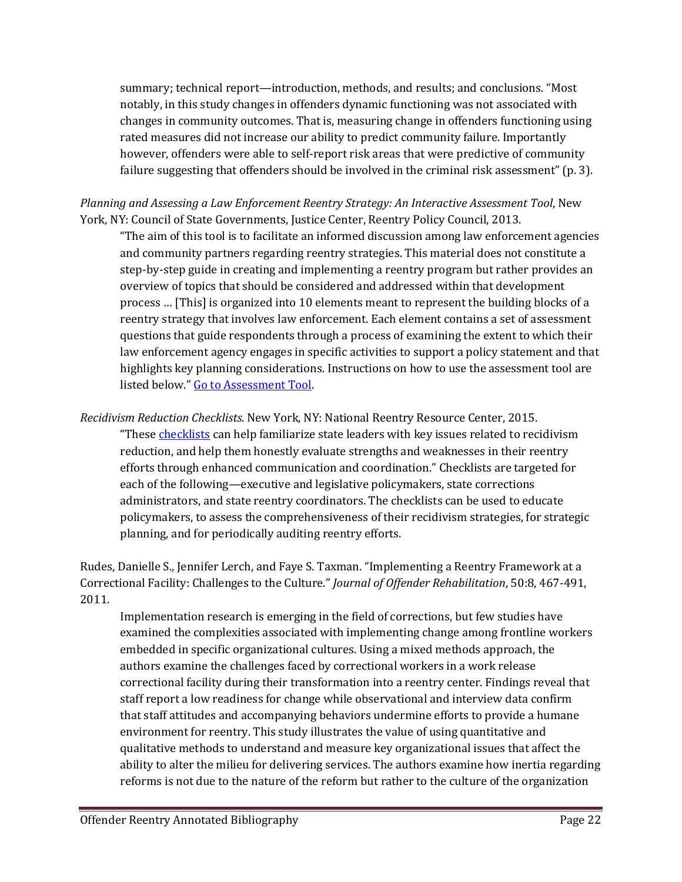summary; technical report—introduction, methods, and results; and conclusions. "Most notably, in this study changes in offenders dynamic functioning was not associated with changes in community outcomes. That is, measuring change in offenders functioning using rated measures did not increase our ability to predict community failure. Importantly however, offenders were able to self-report risk areas that were predictive of community failure suggesting that offenders should be involved in the criminal risk assessment" (p. 3).

*Planning and Assessing a Law Enforcement Reentry Strategy: An Interactive Assessment Tool*, New York, NY: Council of State Governments, Justice Center, Reentry Policy Council, 2013.

"The aim of this tool is to facilitate an informed discussion among law enforcement agencies and community partners regarding reentry strategies. This material does not constitute a step-by-step guide in creating and implementing a reentry program but rather provides an overview of topics that should be considered and addressed within that development process … [This] is organized into 10 elements meant to represent the building blocks of a reentry strategy that involves law enforcement. Each element contains a set of assessment questions that guide respondents through a process of examining the extent to which their law enforcement agency engages in specific activities to support a policy statement and that highlights key planning considerations. Instructions on how to use the assessment tool are listed below." Go to Assessment Tool.

*Recidivism Reduction Checklists.* New York, NY: National Reentry Resource Center, 2015.

"These checklists can help familiarize state leaders with key issues related to recidivism reduction, and help them honestly evaluate strengths and weaknesses in their reentry efforts through enhanced communication and coordination." Checklists are targeted for each of the following—executive and legislative policymakers, state corrections administrators, and state reentry coordinators. The checklists can be used to educate policymakers, to assess the comprehensiveness of their recidivism strategies, for strategic planning, and for periodically auditing reentry efforts.

Rudes, Danielle S., Jennifer Lerch, and Faye S. Taxman. "Implementing a Reentry Framework at a Correctional Facility: Challenges to the Culture." *Journal of Offender Rehabilitation*, 50:8, 467-491, 2011.

Implementation research is emerging in the field of corrections, but few studies have examined the complexities associated with implementing change among frontline workers embedded in specific organizational cultures. Using a mixed methods approach, the authors examine the challenges faced by correctional workers in a work release correctional facility during their transformation into a reentry center. Findings reveal that staff report a low readiness for change while observational and interview data confirm that staff attitudes and accompanying behaviors undermine efforts to provide a humane environment for reentry. This study illustrates the value of using quantitative and qualitative methods to understand and measure key organizational issues that affect the ability to alter the milieu for delivering services. The authors examine how inertia regarding reforms is not due to the nature of the reform but rather to the culture of the organization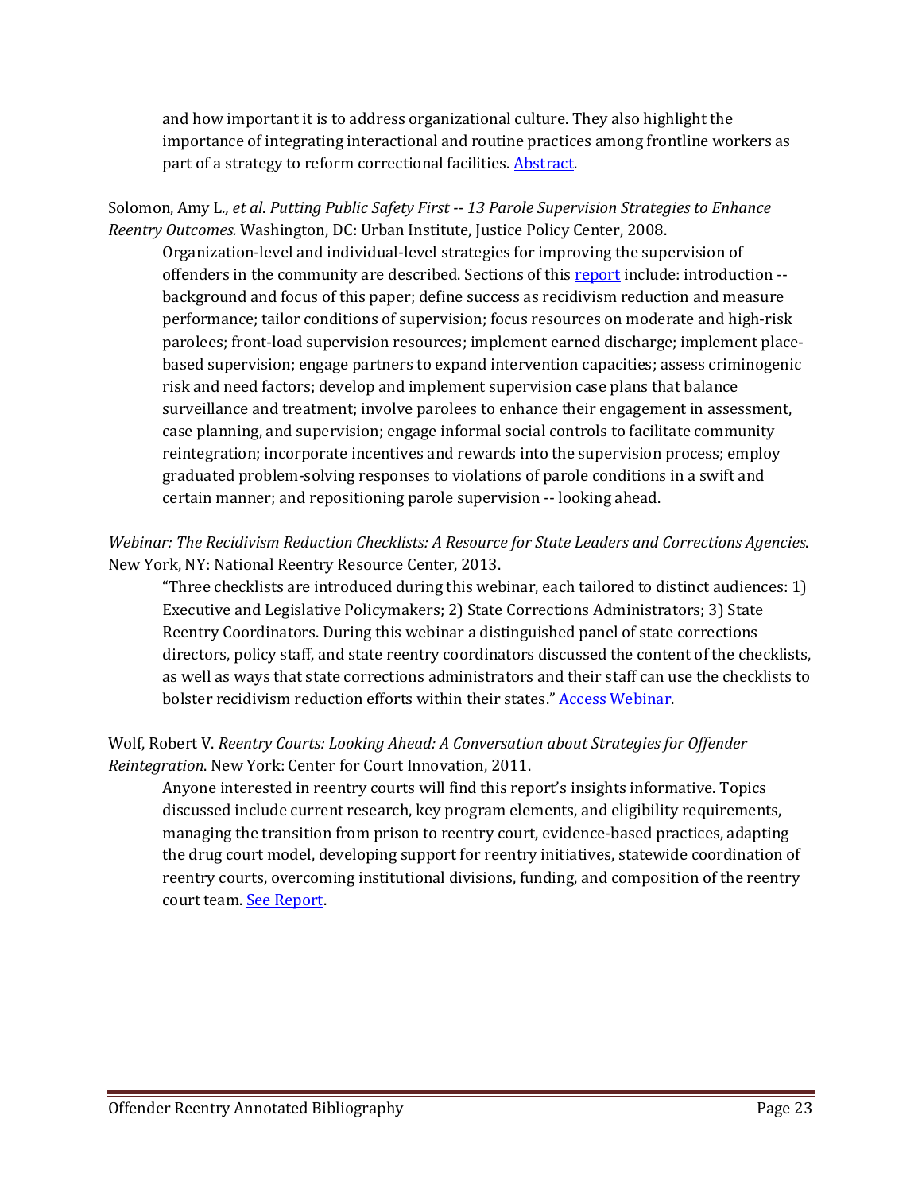and how important it is to address organizational culture. They also highlight the importance of integrating interactional and routine practices among frontline workers as part of a strategy to reform correctional facilities. Abstract.

Solomon, Amy L., *et al*. *Putting Public Safety First -- 13 Parole Supervision Strategies to Enhance Reentry Outcomes.* Washington, DC: Urban Institute, Justice Policy Center, 2008.

Organization-level and individual-level strategies for improving the supervision of offenders in the community are described. Sections of this report include: introduction -- background and focus of this paper; define success as recidivism reduction and measure performance; tailor conditions of supervision; focus resources on moderate and high-risk parolees; front-load supervision resources; implement earned discharge; implement place-based supervision; engage partners to expand intervention capacities; assess criminogenic risk and need factors; develop and implement supervision case plans that balance surveillance and treatment; involve parolees to enhance their engagement in assessment, case planning, and supervision; engage informal social controls to facilitate community reintegration; incorporate incentives and rewards into the supervision process; employ graduated problem-solving responses to violations of parole conditions in a swift and certain manner; and repositioning parole supervision -- looking ahead.

*Webinar: The Recidivism Reduction Checklists: A Resource for State Leaders and Corrections Agencies*. New York, NY: National Reentry Resource Center, 2013.

"Three checklists are introduced during this webinar, each tailored to distinct audiences: 1) Executive and Legislative Policymakers; 2) State Corrections Administrators; 3) State Reentry Coordinators. During this webinar a distinguished panel of state corrections directors, policy staff, and state reentry coordinators discussed the content of the checklists, as well as ways that state corrections administrators and their staff can use the checklists to bolster recidivism reduction efforts within their states." Access Webinar.

Wolf, Robert V. *Reentry Courts: Looking Ahead: A Conversation about Strategies for Offender Reintegration*. New York: Center for Court Innovation, 2011.

Anyone interested in reentry courts will find this report's insights informative. Topics discussed include current research, key program elements, and eligibility requirements, managing the transition from prison to reentry court, evidence-based practices, adapting the drug court model, developing support for reentry initiatives, statewide coordination of reentry courts, overcoming institutional divisions, funding, and composition of the reentry court team. See Report.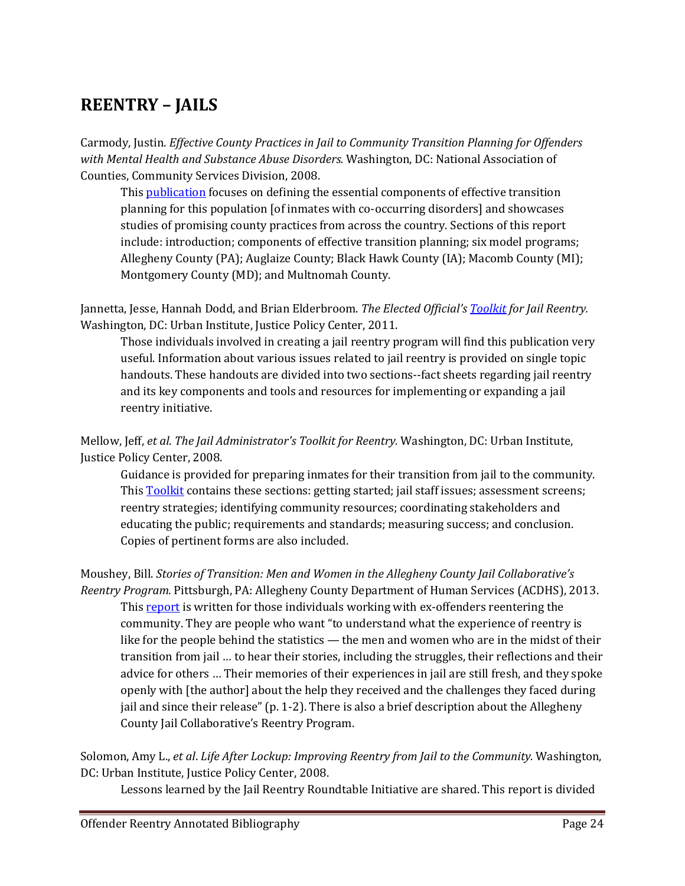# REENTRY – JAILS

Carmody, Justin. *Effective County Practices in Jail to Community Transition Planning for Offenders with Mental Health and Substance Abuse Disorders.* Washington, DC: National Association of Counties, Community Services Division, 2008.

> This publication focuses on defining the essential components of effective transition planning for this population [of inmates with co-occurring disorders] and showcases studies of promising county practices from across the country. Sections of this report include: introduction; components of effective transition planning; six model programs; Allegheny County (PA); Auglaize County; Black Hawk County (IA); Macomb County (MI); Montgomery County (MD); and Multnomah County.

Jannetta, Jesse, Hannah Dodd, and Brian Elderbroom. *The Elected Official's Toolkit for Jail Reentry.* Washington, DC: Urban Institute, Justice Policy Center, 2011.

> Those individuals involved in creating a jail reentry program will find this publication very useful. Information about various issues related to jail reentry is provided on single topic handouts. These handouts are divided into two sections--fact sheets regarding jail reentry and its key components and tools and resources for implementing or expanding a jail reentry initiative.

Mellow, Jeff, *et al*. *The Jail Administrator's Toolkit for Reentry.* Washington, DC: Urban Institute, Justice Policy Center, 2008.

> Guidance is provided for preparing inmates for their transition from jail to the community. This Toolkit contains these sections: getting started; jail staff issues; assessment screens; reentry strategies; identifying community resources; coordinating stakeholders and educating the public; requirements and standards; measuring success; and conclusion. Copies of pertinent forms are also included.

Moushey, Bill. *Stories of Transition: Men and Women in the Allegheny County Jail Collaborative's Reentry Program.* Pittsburgh, PA: Allegheny County Department of Human Services (ACDHS), 2013.

> This report is written for those individuals working with ex-offenders reentering the community. They are people who want "to understand what the experience of reentry is like for the people behind the statistics — the men and women who are in the midst of their transition from jail … to hear their stories, including the struggles, their reflections and their advice for others … Their memories of their experiences in jail are still fresh, and they spoke openly with [the author] about the help they received and the challenges they faced during jail and since their release" (p. 1-2). There is also a brief description about the Allegheny County Jail Collaborative's Reentry Program.

Solomon, Amy L., *et al*. *Life After Lockup: Improving Reentry from Jail to the Community.* Washington, DC: Urban Institute, Justice Policy Center, 2008.

> Lessons learned by the Jail Reentry Roundtable Initiative are shared. This report is divided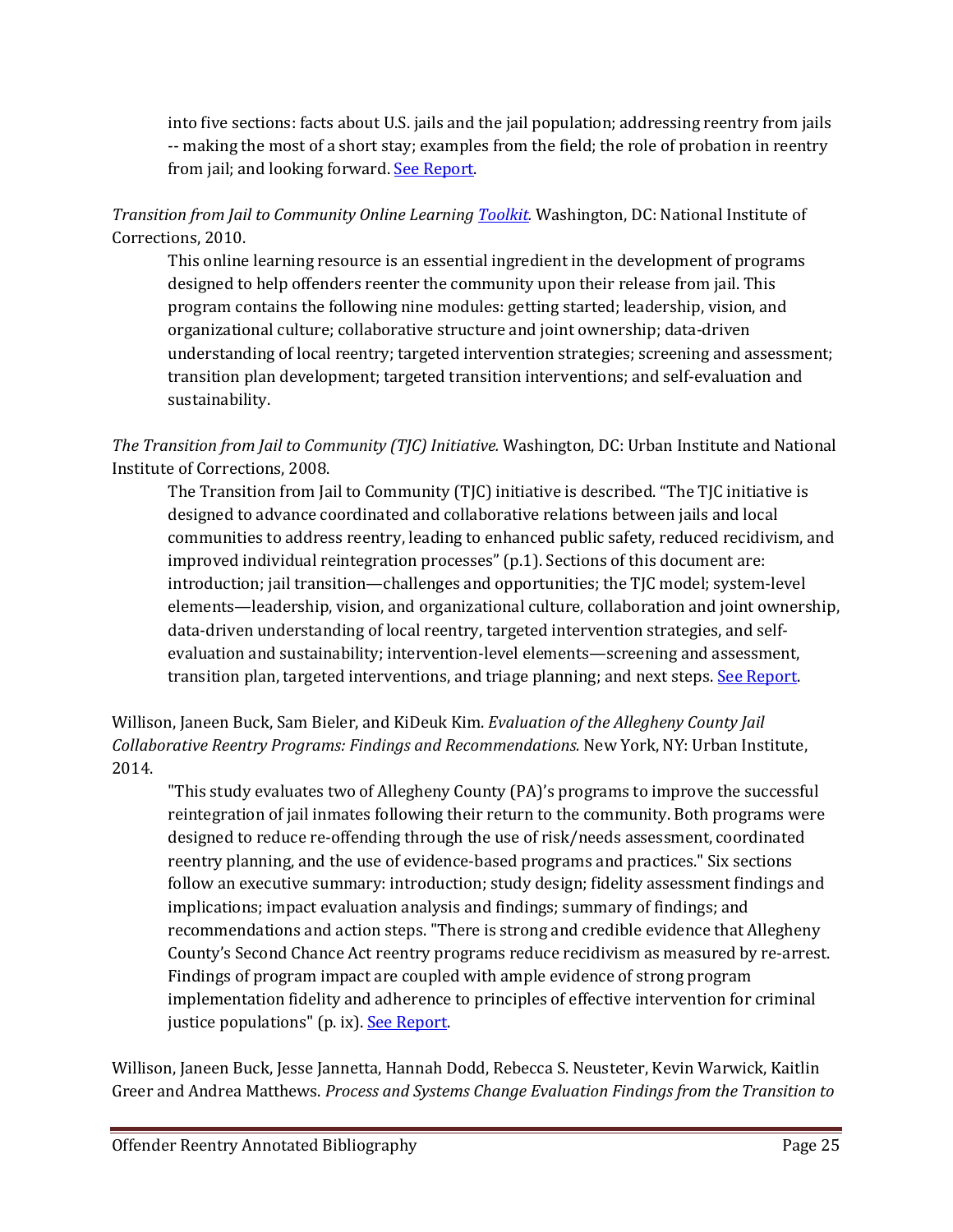into five sections: facts about U.S. jails and the jail population; addressing reentry from jails -- making the most of a short stay; examples from the field; the role of probation in reentry from jail; and looking forward. [See Report](#).

*Transition from Jail to Community Online Learning [Toolkit](#).* Washington, DC: National Institute of Corrections, 2010.

> This online learning resource is an essential ingredient in the development of programs designed to help offenders reenter the community upon their release from jail. This program contains the following nine modules: getting started; leadership, vision, and organizational culture; collaborative structure and joint ownership; data-driven understanding of local reentry; targeted intervention strategies; screening and assessment; transition plan development; targeted transition interventions; and self-evaluation and sustainability.

*The Transition from Jail to Community (TJC) Initiative.* Washington, DC: Urban Institute and National Institute of Corrections, 2008.

> The Transition from Jail to Community (TJC) initiative is described. "The TJC initiative is designed to advance coordinated and collaborative relations between jails and local communities to address reentry, leading to enhanced public safety, reduced recidivism, and improved individual reintegration processes" (p.1). Sections of this document are: introduction; jail transition—challenges and opportunities; the TJC model; system-level elements—leadership, vision, and organizational culture, collaboration and joint ownership, data-driven understanding of local reentry, targeted intervention strategies, and self-evaluation and sustainability; intervention-level elements—screening and assessment, transition plan, targeted interventions, and triage planning; and next steps. [See Report](#).

Willison, Janeen Buck, Sam Bieler, and KiDeuk Kim. *Evaluation of the Allegheny County Jail Collaborative Reentry Programs: Findings and Recommendations.* New York, NY: Urban Institute, 2014.

> "This study evaluates two of Allegheny County (PA)'s programs to improve the successful reintegration of jail inmates following their return to the community. Both programs were designed to reduce re-offending through the use of risk/needs assessment, coordinated reentry planning, and the use of evidence-based programs and practices." Six sections follow an executive summary: introduction; study design; fidelity assessment findings and implications; impact evaluation analysis and findings; summary of findings; and recommendations and action steps. "There is strong and credible evidence that Allegheny County's Second Chance Act reentry programs reduce recidivism as measured by re-arrest. Findings of program impact are coupled with ample evidence of strong program implementation fidelity and adherence to principles of effective intervention for criminal justice populations" (p. ix). [See Report](#).

Willison, Janeen Buck, Jesse Jannetta, Hannah Dodd, Rebecca S. Neusteter, Kevin Warwick, Kaitlin Greer and Andrea Matthews. *Process and Systems Change Evaluation Findings from the Transition to*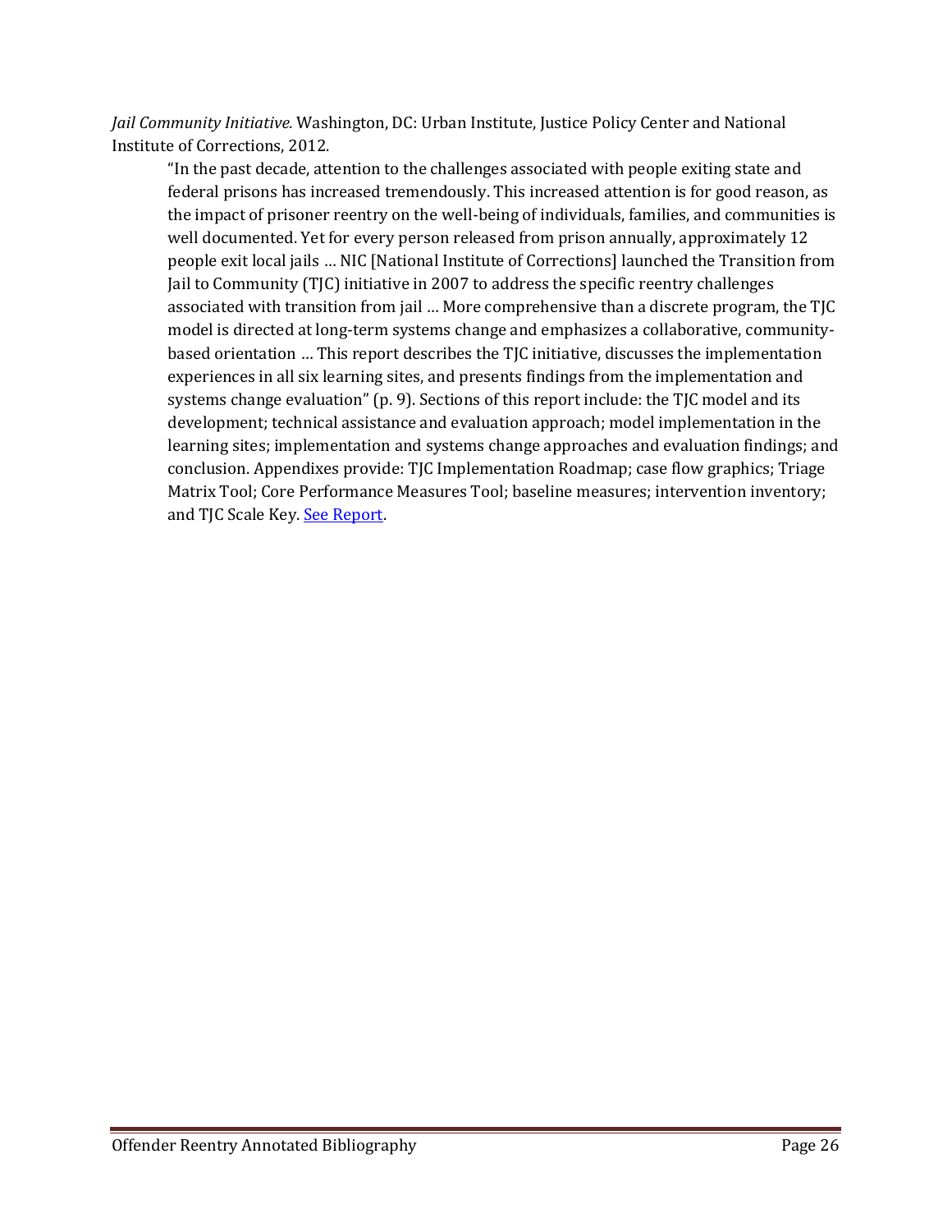*Jail Community Initiative.* Washington, DC: Urban Institute, Justice Policy Center and National Institute of Corrections, 2012.

> "In the past decade, attention to the challenges associated with people exiting state and federal prisons has increased tremendously. This increased attention is for good reason, as the impact of prisoner reentry on the well-being of individuals, families, and communities is well documented. Yet for every person released from prison annually, approximately 12 people exit local jails … NIC [National Institute of Corrections] launched the Transition from Jail to Community (TJC) initiative in 2007 to address the specific reentry challenges associated with transition from jail … More comprehensive than a discrete program, the TJC model is directed at long-term systems change and emphasizes a collaborative, community-based orientation … This report describes the TJC initiative, discusses the implementation experiences in all six learning sites, and presents findings from the implementation and systems change evaluation" (p. 9). Sections of this report include: the TJC model and its development; technical assistance and evaluation approach; model implementation in the learning sites; implementation and systems change approaches and evaluation findings; and conclusion. Appendixes provide: TJC Implementation Roadmap; case flow graphics; Triage Matrix Tool; Core Performance Measures Tool; baseline measures; intervention inventory; and TJC Scale Key. See Report.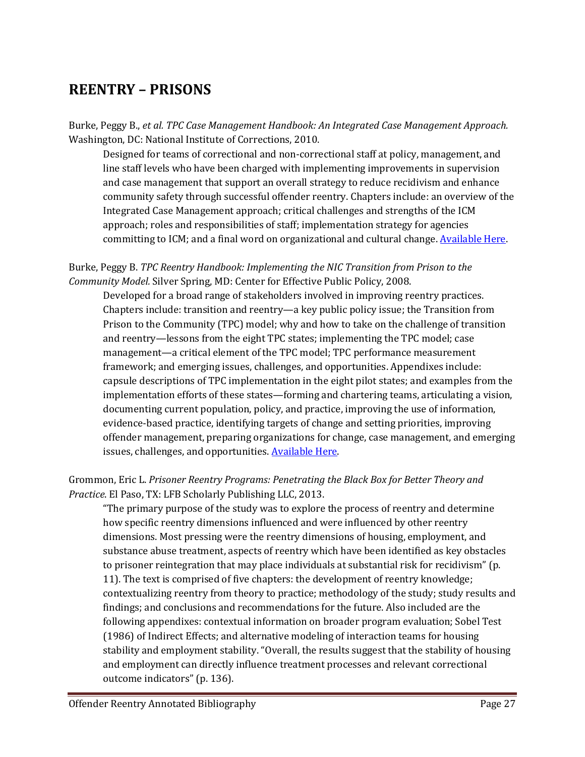## REENTRY – PRISONS

Burke, Peggy B., *et al. TPC Case Management Handbook: An Integrated Case Management Approach.* Washington, DC: National Institute of Corrections, 2010.

> Designed for teams of correctional and non-correctional staff at policy, management, and line staff levels who have been charged with implementing improvements in supervision and case management that support an overall strategy to reduce recidivism and enhance community safety through successful offender reentry. Chapters include: an overview of the Integrated Case Management approach; critical challenges and strengths of the ICM approach; roles and responsibilities of staff; implementation strategy for agencies committing to ICM; and a final word on organizational and cultural change. Available Here.

Burke, Peggy B. *TPC Reentry Handbook: Implementing the NIC Transition from Prison to the Community Model.* Silver Spring, MD: Center for Effective Public Policy, 2008.

> Developed for a broad range of stakeholders involved in improving reentry practices. Chapters include: transition and reentry—a key public policy issue; the Transition from Prison to the Community (TPC) model; why and how to take on the challenge of transition and reentry—lessons from the eight TPC states; implementing the TPC model; case management—a critical element of the TPC model; TPC performance measurement framework; and emerging issues, challenges, and opportunities. Appendixes include: capsule descriptions of TPC implementation in the eight pilot states; and examples from the implementation efforts of these states—forming and chartering teams, articulating a vision, documenting current population, policy, and practice, improving the use of information, evidence-based practice, identifying targets of change and setting priorities, improving offender management, preparing organizations for change, case management, and emerging issues, challenges, and opportunities. Available Here.

Grommon, Eric L. *Prisoner Reentry Programs: Penetrating the Black Box for Better Theory and Practice*. El Paso, TX: LFB Scholarly Publishing LLC, 2013.

> "The primary purpose of the study was to explore the process of reentry and determine how specific reentry dimensions influenced and were influenced by other reentry dimensions. Most pressing were the reentry dimensions of housing, employment, and substance abuse treatment, aspects of reentry which have been identified as key obstacles to prisoner reintegration that may place individuals at substantial risk for recidivism" (p. 11). The text is comprised of five chapters: the development of reentry knowledge; contextualizing reentry from theory to practice; methodology of the study; study results and findings; and conclusions and recommendations for the future. Also included are the following appendixes: contextual information on broader program evaluation; Sobel Test (1986) of Indirect Effects; and alternative modeling of interaction teams for housing stability and employment stability. "Overall, the results suggest that the stability of housing and employment can directly influence treatment processes and relevant correctional outcome indicators" (p. 136).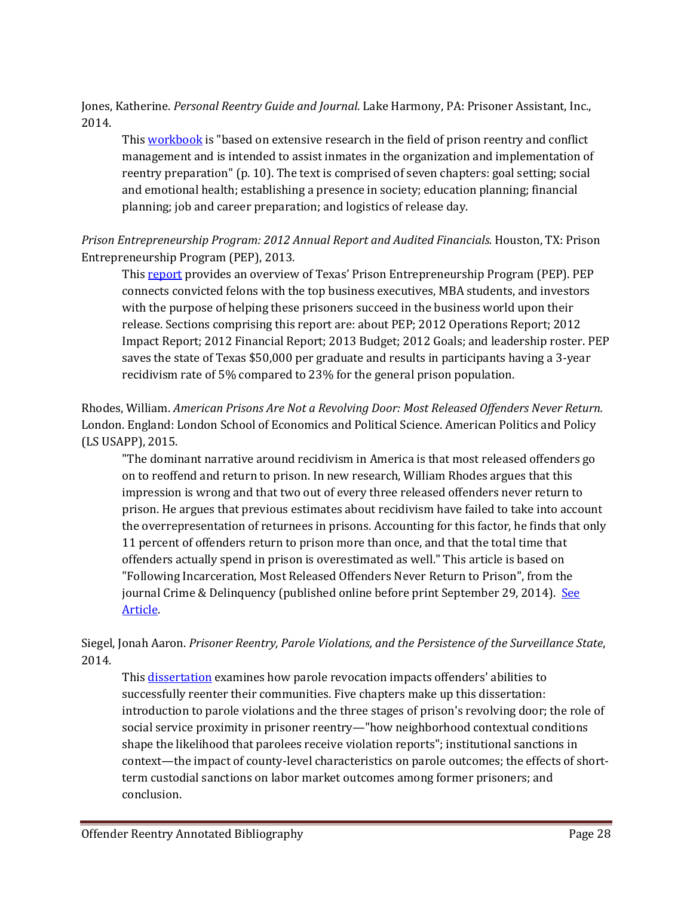Jones, Katherine. *Personal Reentry Guide and Journal*. Lake Harmony, PA: Prisoner Assistant, Inc., 2014.

> This workbook is "based on extensive research in the field of prison reentry and conflict management and is intended to assist inmates in the organization and implementation of reentry preparation" (p. 10). The text is comprised of seven chapters: goal setting; social and emotional health; establishing a presence in society; education planning; financial planning; job and career preparation; and logistics of release day.

*Prison Entrepreneurship Program: 2012 Annual Report and Audited Financials.* Houston, TX: Prison Entrepreneurship Program (PEP), 2013.

> This report provides an overview of Texas' Prison Entrepreneurship Program (PEP). PEP connects convicted felons with the top business executives, MBA students, and investors with the purpose of helping these prisoners succeed in the business world upon their release. Sections comprising this report are: about PEP; 2012 Operations Report; 2012 Impact Report; 2012 Financial Report; 2013 Budget; 2012 Goals; and leadership roster. PEP saves the state of Texas $50,000 per graduate and results in participants having a 3-year recidivism rate of 5% compared to 23% for the general prison population.

Rhodes, William. *American Prisons Are Not a Revolving Door: Most Released Offenders Never Return.* London. England: London School of Economics and Political Science. American Politics and Policy (LS USAPP), 2015.

> "The dominant narrative around recidivism in America is that most released offenders go on to reoffend and return to prison. In new research, William Rhodes argues that this impression is wrong and that two out of every three released offenders never return to prison. He argues that previous estimates about recidivism have failed to take into account the overrepresentation of returnees in prisons. Accounting for this factor, he finds that only 11 percent of offenders return to prison more than once, and that the total time that offenders actually spend in prison is overestimated as well." This article is based on "Following Incarceration, Most Released Offenders Never Return to Prison", from the journal Crime & Delinquency (published online before print September 29, 2014). See Article.

Siegel, Jonah Aaron. *Prisoner Reentry, Parole Violations, and the Persistence of the Surveillance State*, 2014.

> This dissertation examines how parole revocation impacts offenders' abilities to successfully reenter their communities. Five chapters make up this dissertation: introduction to parole violations and the three stages of prison's revolving door; the role of social service proximity in prisoner reentry—"how neighborhood contextual conditions shape the likelihood that parolees receive violation reports"; institutional sanctions in context—the impact of county-level characteristics on parole outcomes; the effects of short-term custodial sanctions on labor market outcomes among former prisoners; and conclusion.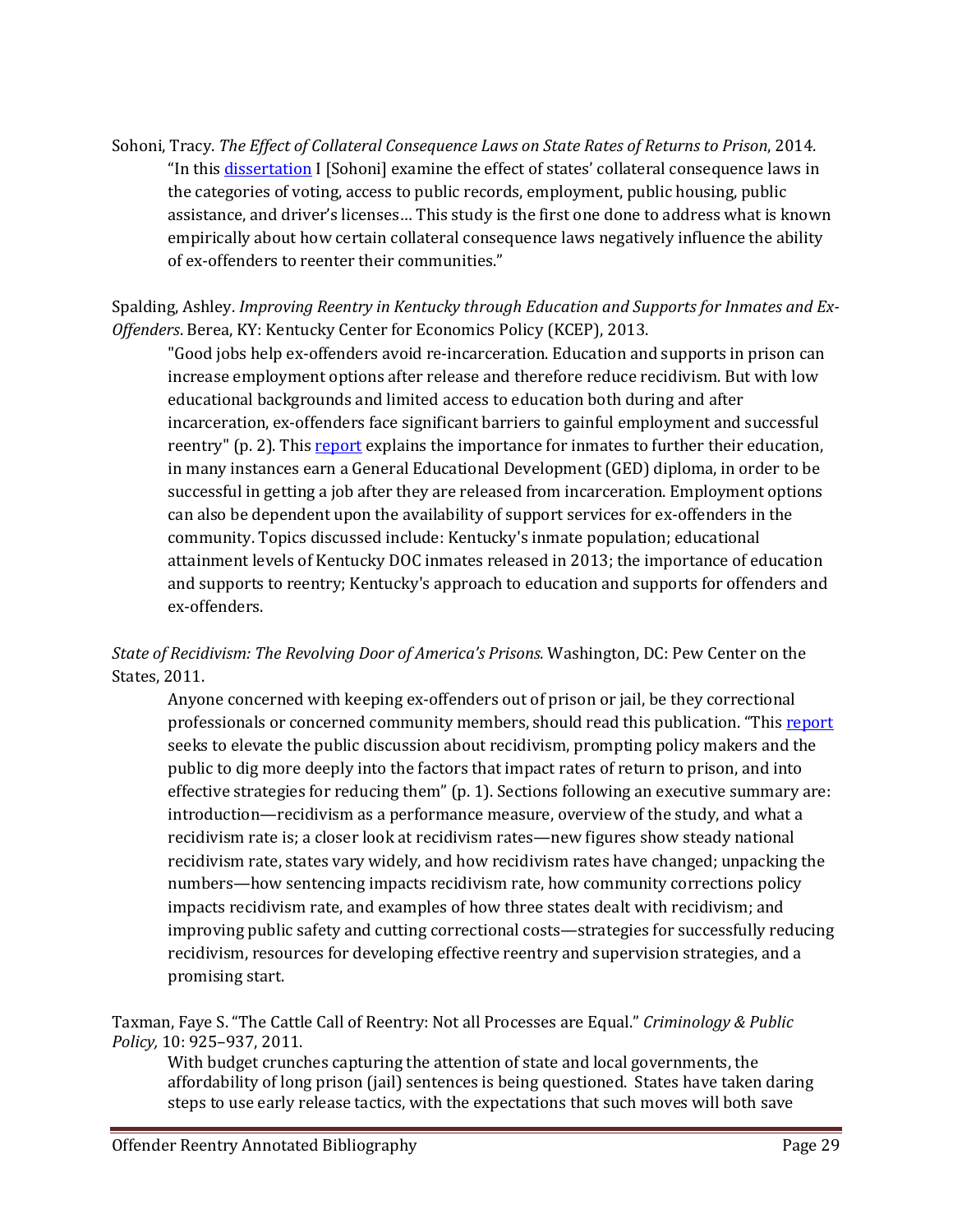Sohoni, Tracy. *The Effect of Collateral Consequence Laws on State Rates of Returns to Prison*, 2014.

> "In this dissertation I [Sohoni] examine the effect of states' collateral consequence laws in the categories of voting, access to public records, employment, public housing, public assistance, and driver's licenses… This study is the first one done to address what is known empirically about how certain collateral consequence laws negatively influence the ability of ex-offenders to reenter their communities."

Spalding, Ashley. *Improving Reentry in Kentucky through Education and Supports for Inmates and Ex-Offenders*. Berea, KY: Kentucky Center for Economics Policy (KCEP), 2013.

> "Good jobs help ex-offenders avoid re-incarceration. Education and supports in prison can increase employment options after release and therefore reduce recidivism. But with low educational backgrounds and limited access to education both during and after incarceration, ex-offenders face significant barriers to gainful employment and successful reentry" (p. 2). This report explains the importance for inmates to further their education, in many instances earn a General Educational Development (GED) diploma, in order to be successful in getting a job after they are released from incarceration. Employment options can also be dependent upon the availability of support services for ex-offenders in the community. Topics discussed include: Kentucky's inmate population; educational attainment levels of Kentucky DOC inmates released in 2013; the importance of education and supports to reentry; Kentucky's approach to education and supports for offenders and ex-offenders.

*State of Recidivism: The Revolving Door of America's Prisons.* Washington, DC: Pew Center on the States, 2011.

> Anyone concerned with keeping ex-offenders out of prison or jail, be they correctional professionals or concerned community members, should read this publication. "This report seeks to elevate the public discussion about recidivism, prompting policy makers and the public to dig more deeply into the factors that impact rates of return to prison, and into effective strategies for reducing them" (p. 1). Sections following an executive summary are: introduction—recidivism as a performance measure, overview of the study, and what a recidivism rate is; a closer look at recidivism rates—new figures show steady national recidivism rate, states vary widely, and how recidivism rates have changed; unpacking the numbers—how sentencing impacts recidivism rate, how community corrections policy impacts recidivism rate, and examples of how three states dealt with recidivism; and improving public safety and cutting correctional costs—strategies for successfully reducing recidivism, resources for developing effective reentry and supervision strategies, and a promising start.

Taxman, Faye S. "The Cattle Call of Reentry: Not all Processes are Equal." *Criminology & Public Policy,* 10: 925–937, 2011.

> With budget crunches capturing the attention of state and local governments, the affordability of long prison (jail) sentences is being questioned. States have taken daring steps to use early release tactics, with the expectations that such moves will both save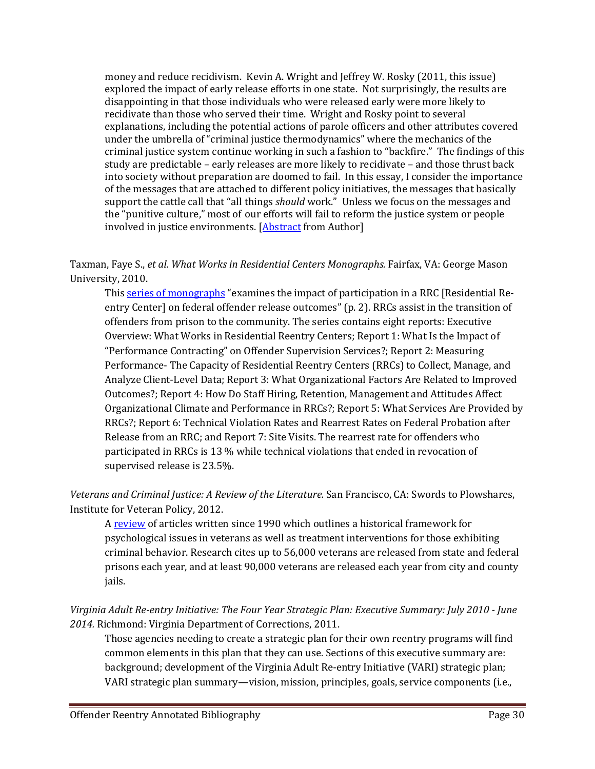money and reduce recidivism. Kevin A. Wright and Jeffrey W. Rosky (2011, this issue) explored the impact of early release efforts in one state. Not surprisingly, the results are disappointing in that those individuals who were released early were more likely to recidivate than those who served their time. Wright and Rosky point to several explanations, including the potential actions of parole officers and other attributes covered under the umbrella of "criminal justice thermodynamics" where the mechanics of the criminal justice system continue working in such a fashion to "backfire." The findings of this study are predictable – early releases are more likely to recidivate – and those thrust back into society without preparation are doomed to fail. In this essay, I consider the importance of the messages that are attached to different policy initiatives, the messages that basically support the cattle call that "all things *should* work." Unless we focus on the messages and the "punitive culture," most of our efforts will fail to reform the justice system or people involved in justice environments. [Abstract from Author]

Taxman, Faye S., *et al. What Works in Residential Centers Monographs.* Fairfax, VA: George Mason University, 2010.

This series of monographs "examines the impact of participation in a RRC [Residential Re-entry Center] on federal offender release outcomes" (p. 2). RRCs assist in the transition of offenders from prison to the community. The series contains eight reports: Executive Overview: What Works in Residential Reentry Centers; Report 1: What Is the Impact of "Performance Contracting" on Offender Supervision Services?; Report 2: Measuring Performance- The Capacity of Residential Reentry Centers (RRCs) to Collect, Manage, and Analyze Client-Level Data; Report 3: What Organizational Factors Are Related to Improved Outcomes?; Report 4: How Do Staff Hiring, Retention, Management and Attitudes Affect Organizational Climate and Performance in RRCs?; Report 5: What Services Are Provided by RRCs?; Report 6: Technical Violation Rates and Rearrest Rates on Federal Probation after Release from an RRC; and Report 7: Site Visits. The rearrest rate for offenders who participated in RRCs is 13 % while technical violations that ended in revocation of supervised release is 23.5%.

*Veterans and Criminal Justice: A Review of the Literature.* San Francisco, CA: Swords to Plowshares, Institute for Veteran Policy, 2012.

A review of articles written since 1990 which outlines a historical framework for psychological issues in veterans as well as treatment interventions for those exhibiting criminal behavior. Research cites up to 56,000 veterans are released from state and federal prisons each year, and at least 90,000 veterans are released each year from city and county jails.

*Virginia Adult Re-entry Initiative: The Four Year Strategic Plan: Executive Summary: July 2010 - June 2014.* Richmond: Virginia Department of Corrections, 2011.

Those agencies needing to create a strategic plan for their own reentry programs will find common elements in this plan that they can use. Sections of this executive summary are: background; development of the Virginia Adult Re-entry Initiative (VARI) strategic plan; VARI strategic plan summary—vision, mission, principles, goals, service components (i.e.,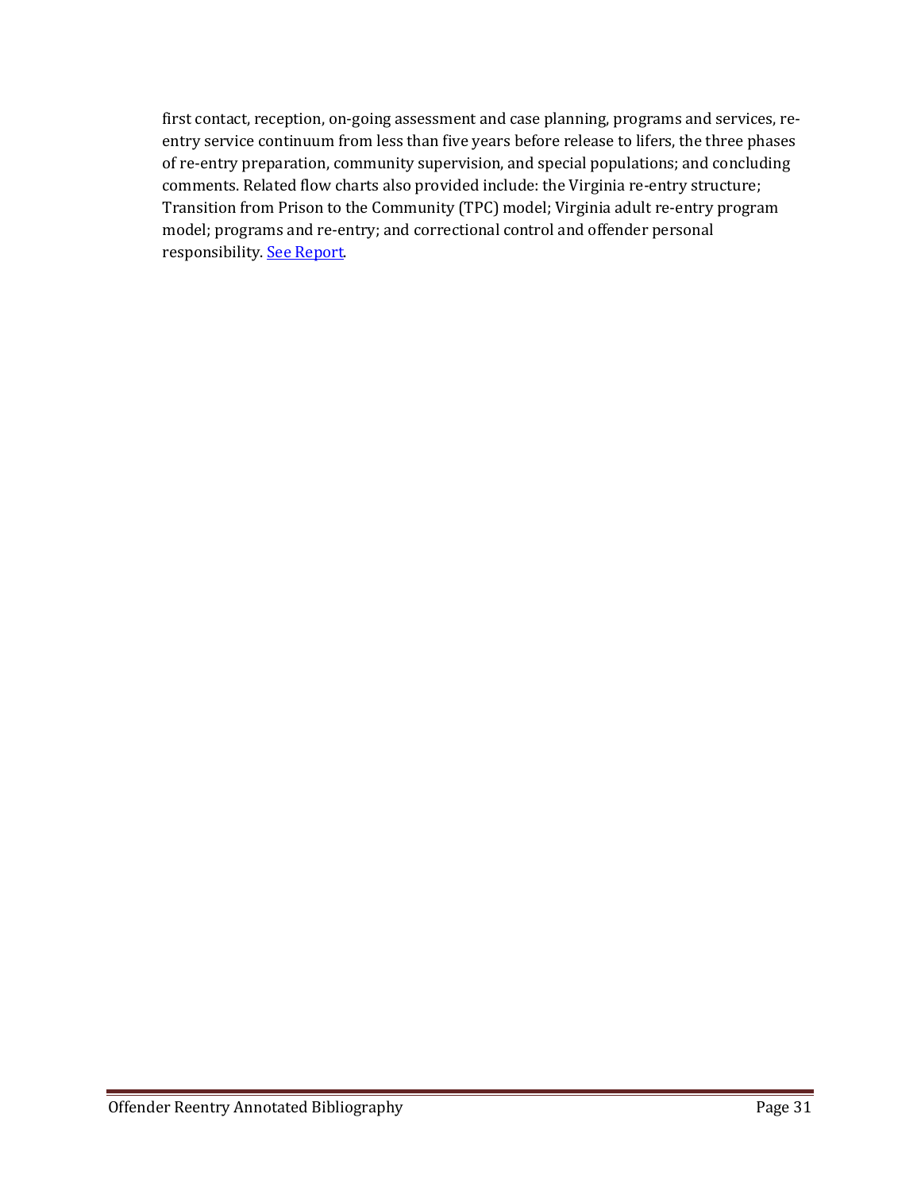first contact, reception, on-going assessment and case planning, programs and services, re-entry service continuum from less than five years before release to lifers, the three phases of re-entry preparation, community supervision, and special populations; and concluding comments. Related flow charts also provided include: the Virginia re-entry structure; Transition from Prison to the Community (TPC) model; Virginia adult re-entry program model; programs and re-entry; and correctional control and offender personal responsibility. See Report.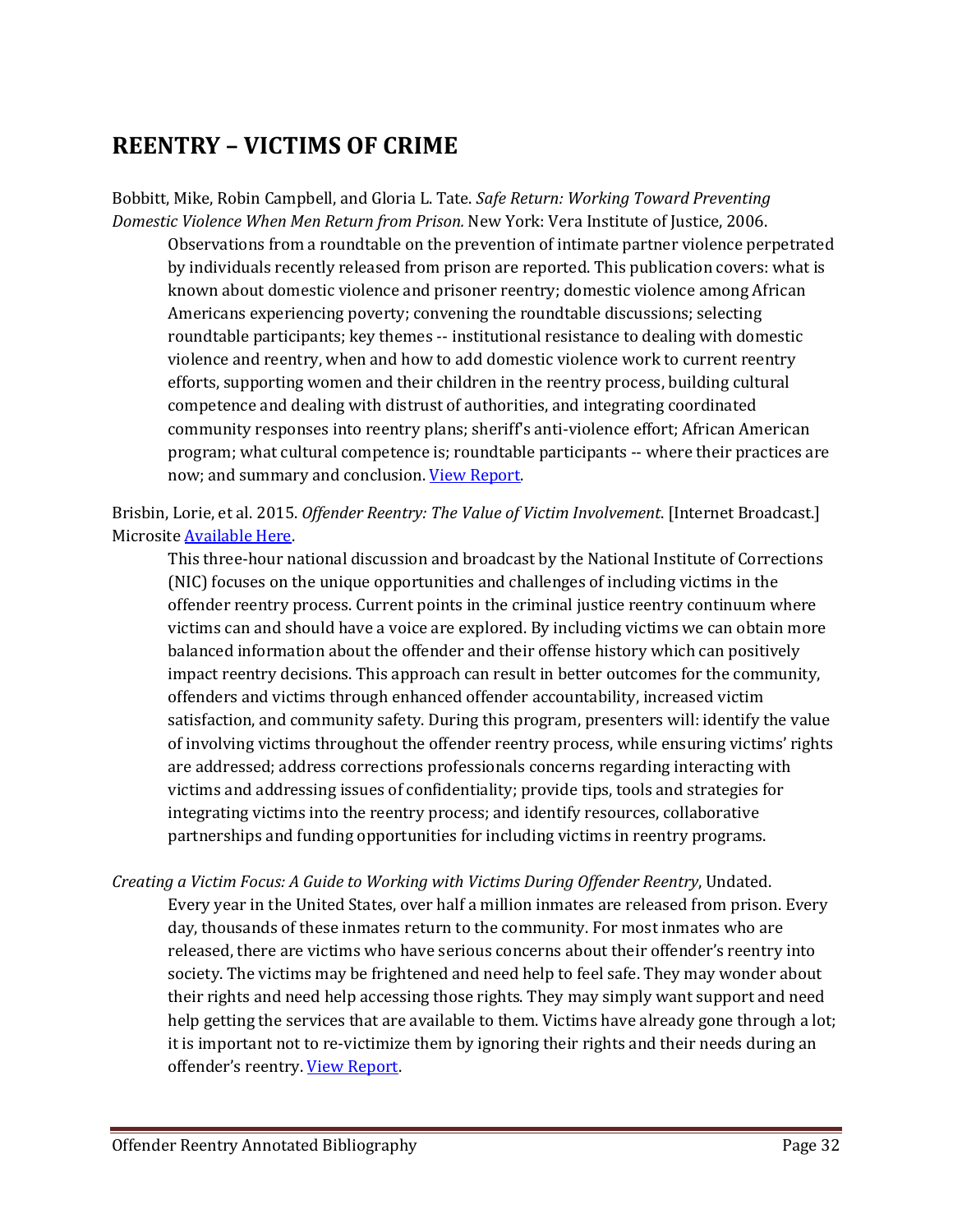# REENTRY – VICTIMS OF CRIME

Bobbitt, Mike, Robin Campbell, and Gloria L. Tate. *Safe Return: Working Toward Preventing Domestic Violence When Men Return from Prison.* New York: Vera Institute of Justice, 2006.

> Observations from a roundtable on the prevention of intimate partner violence perpetrated by individuals recently released from prison are reported. This publication covers: what is known about domestic violence and prisoner reentry; domestic violence among African Americans experiencing poverty; convening the roundtable discussions; selecting roundtable participants; key themes -- institutional resistance to dealing with domestic violence and reentry, when and how to add domestic violence work to current reentry efforts, supporting women and their children in the reentry process, building cultural competence and dealing with distrust of authorities, and integrating coordinated community responses into reentry plans; sheriff's anti-violence effort; African American program; what cultural competence is; roundtable participants -- where their practices are now; and summary and conclusion. View Report.

Brisbin, Lorie, et al. 2015. *Offender Reentry: The Value of Victim Involvement*. [Internet Broadcast.] Microsite Available Here.

> This three-hour national discussion and broadcast by the National Institute of Corrections (NIC) focuses on the unique opportunities and challenges of including victims in the offender reentry process. Current points in the criminal justice reentry continuum where victims can and should have a voice are explored. By including victims we can obtain more balanced information about the offender and their offense history which can positively impact reentry decisions. This approach can result in better outcomes for the community, offenders and victims through enhanced offender accountability, increased victim satisfaction, and community safety. During this program, presenters will: identify the value of involving victims throughout the offender reentry process, while ensuring victims' rights are addressed; address corrections professionals concerns regarding interacting with victims and addressing issues of confidentiality; provide tips, tools and strategies for integrating victims into the reentry process; and identify resources, collaborative partnerships and funding opportunities for including victims in reentry programs.

*Creating a Victim Focus: A Guide to Working with Victims During Offender Reentry*, Undated.

> Every year in the United States, over half a million inmates are released from prison. Every day, thousands of these inmates return to the community. For most inmates who are released, there are victims who have serious concerns about their offender's reentry into society. The victims may be frightened and need help to feel safe. They may wonder about their rights and need help accessing those rights. They may simply want support and need help getting the services that are available to them. Victims have already gone through a lot; it is important not to re-victimize them by ignoring their rights and their needs during an offender's reentry. View Report.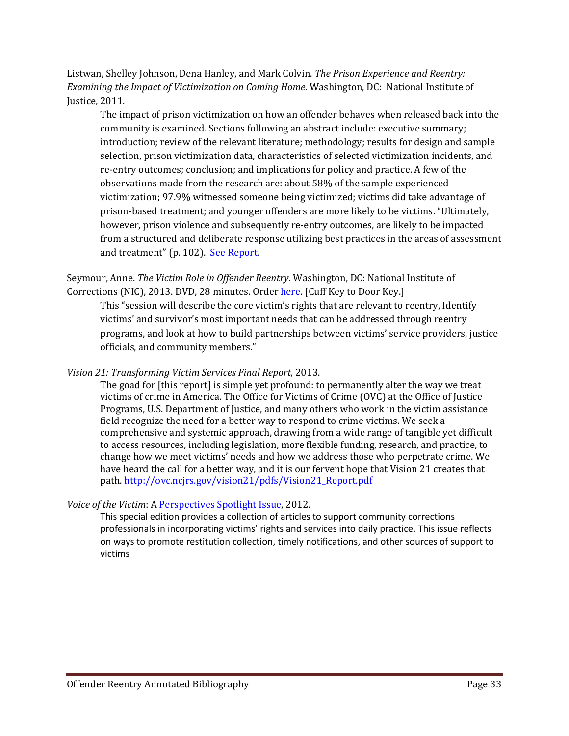Listwan, Shelley Johnson, Dena Hanley, and Mark Colvin. *The Prison Experience and Reentry: Examining the Impact of Victimization on Coming Home.* Washington, DC: National Institute of Justice, 2011.

> The impact of prison victimization on how an offender behaves when released back into the community is examined. Sections following an abstract include: executive summary; introduction; review of the relevant literature; methodology; results for design and sample selection, prison victimization data, characteristics of selected victimization incidents, and re-entry outcomes; conclusion; and implications for policy and practice. A few of the observations made from the research are: about 58% of the sample experienced victimization; 97.9% witnessed someone being victimized; victims did take advantage of prison-based treatment; and younger offenders are more likely to be victims. "Ultimately, however, prison violence and subsequently re-entry outcomes, are likely to be impacted from a structured and deliberate response utilizing best practices in the areas of assessment and treatment" (p. 102). See Report.

Seymour, Anne. *The Victim Role in Offender Reentry*. Washington, DC: National Institute of Corrections (NIC), 2013. DVD, 28 minutes. Order here. [Cuff Key to Door Key.]

> This "session will describe the core victim's rights that are relevant to reentry, Identify victims' and survivor's most important needs that can be addressed through reentry programs, and look at how to build partnerships between victims' service providers, justice officials, and community members."

*Vision 21: Transforming Victim Services Final Report,* 2013.

> The goad for [this report] is simple yet profound: to permanently alter the way we treat victims of crime in America. The Office for Victims of Crime (OVC) at the Office of Justice Programs, U.S. Department of Justice, and many others who work in the victim assistance field recognize the need for a better way to respond to crime victims. We seek a comprehensive and systemic approach, drawing from a wide range of tangible yet difficult to access resources, including legislation, more flexible funding, research, and practice, to change how we meet victims' needs and how we address those who perpetrate crime. We have heard the call for a better way, and it is our fervent hope that Vision 21 creates that path. http://ovc.ncjrs.gov/vision21/pdfs/Vision21_Report.pdf

*Voice of the Victim*: A Perspectives Spotlight Issue, 2012.

> This special edition provides a collection of articles to support community corrections professionals in incorporating victims' rights and services into daily practice. This issue reflects on ways to promote restitution collection, timely notifications, and other sources of support to victims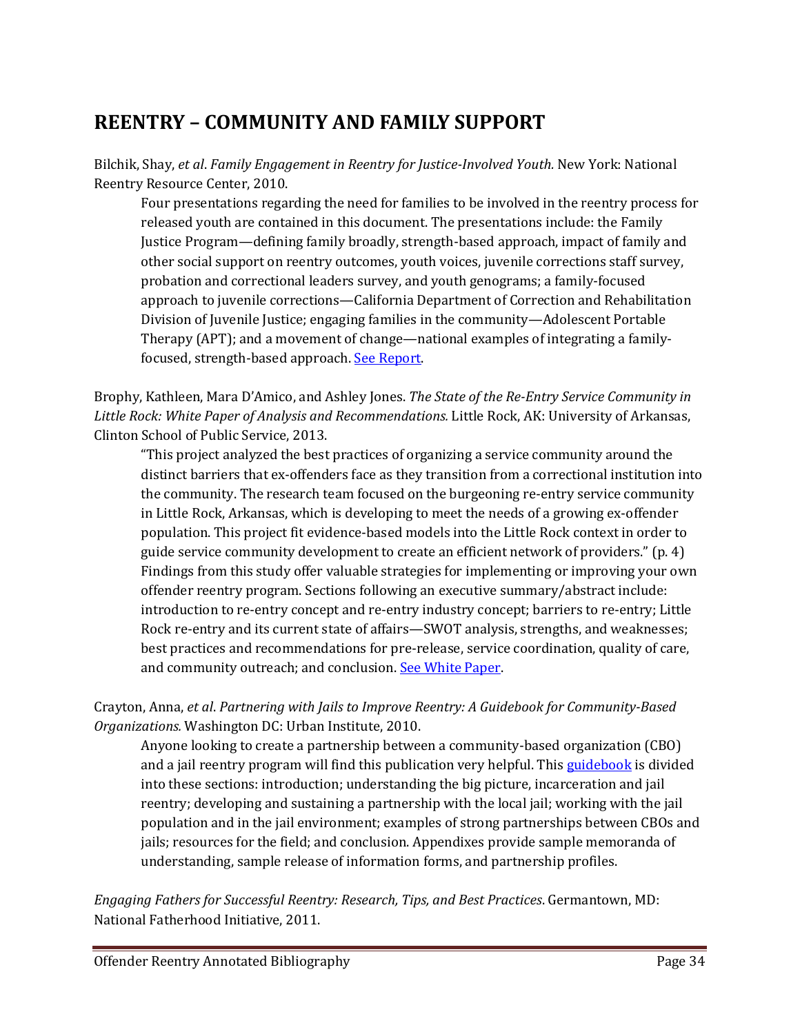# REENTRY – COMMUNITY AND FAMILY SUPPORT

Bilchik, Shay, *et al*. *Family Engagement in Reentry for Justice-Involved Youth.* New York: National Reentry Resource Center, 2010.

> Four presentations regarding the need for families to be involved in the reentry process for released youth are contained in this document. The presentations include: the Family Justice Program—defining family broadly, strength-based approach, impact of family and other social support on reentry outcomes, youth voices, juvenile corrections staff survey, probation and correctional leaders survey, and youth genograms; a family-focused approach to juvenile corrections—California Department of Correction and Rehabilitation Division of Juvenile Justice; engaging families in the community—Adolescent Portable Therapy (APT); and a movement of change—national examples of integrating a family-focused, strength-based approach. See Report.

Brophy, Kathleen, Mara D'Amico, and Ashley Jones. *The State of the Re-Entry Service Community in Little Rock: White Paper of Analysis and Recommendations.* Little Rock, AK: University of Arkansas, Clinton School of Public Service, 2013.

> "This project analyzed the best practices of organizing a service community around the distinct barriers that ex-offenders face as they transition from a correctional institution into the community. The research team focused on the burgeoning re-entry service community in Little Rock, Arkansas, which is developing to meet the needs of a growing ex-offender population. This project fit evidence-based models into the Little Rock context in order to guide service community development to create an efficient network of providers." (p. 4) Findings from this study offer valuable strategies for implementing or improving your own offender reentry program. Sections following an executive summary/abstract include: introduction to re-entry concept and re-entry industry concept; barriers to re-entry; Little Rock re-entry and its current state of affairs—SWOT analysis, strengths, and weaknesses; best practices and recommendations for pre-release, service coordination, quality of care, and community outreach; and conclusion. See White Paper.

Crayton, Anna, *et al*. *Partnering with Jails to Improve Reentry: A Guidebook for Community-Based Organizations.* Washington DC: Urban Institute, 2010.

> Anyone looking to create a partnership between a community-based organization (CBO) and a jail reentry program will find this publication very helpful. This guidebook is divided into these sections: introduction; understanding the big picture, incarceration and jail reentry; developing and sustaining a partnership with the local jail; working with the jail population and in the jail environment; examples of strong partnerships between CBOs and jails; resources for the field; and conclusion. Appendixes provide sample memoranda of understanding, sample release of information forms, and partnership profiles.

*Engaging Fathers for Successful Reentry: Research, Tips, and Best Practices*. Germantown, MD: National Fatherhood Initiative, 2011.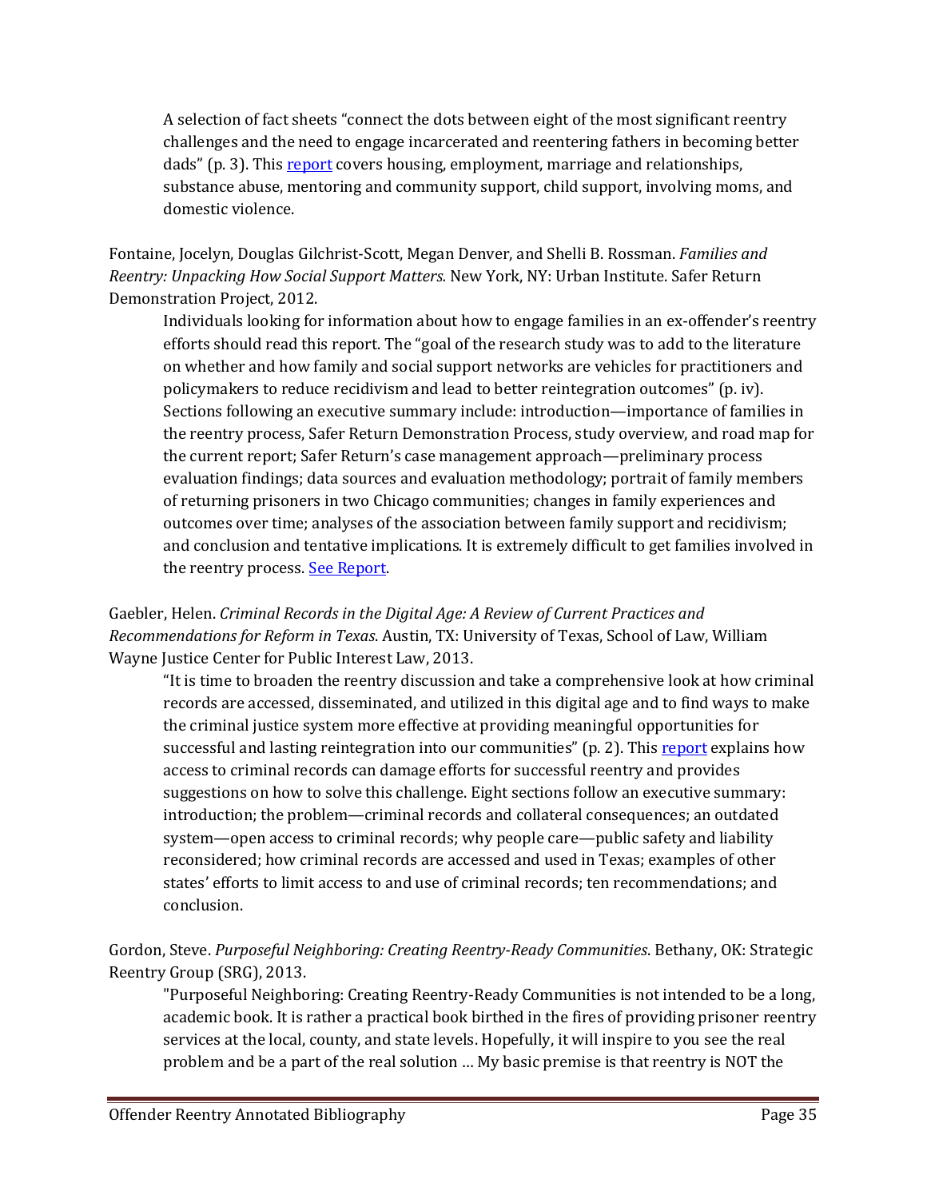A selection of fact sheets "connect the dots between eight of the most significant reentry challenges and the need to engage incarcerated and reentering fathers in becoming better dads" (p. 3). This report covers housing, employment, marriage and relationships, substance abuse, mentoring and community support, child support, involving moms, and domestic violence.

Fontaine, Jocelyn, Douglas Gilchrist-Scott, Megan Denver, and Shelli B. Rossman. *Families and Reentry: Unpacking How Social Support Matters.* New York, NY: Urban Institute. Safer Return Demonstration Project, 2012.

Individuals looking for information about how to engage families in an ex-offender's reentry efforts should read this report. The "goal of the research study was to add to the literature on whether and how family and social support networks are vehicles for practitioners and policymakers to reduce recidivism and lead to better reintegration outcomes" (p. iv). Sections following an executive summary include: introduction—importance of families in the reentry process, Safer Return Demonstration Process, study overview, and road map for the current report; Safer Return's case management approach—preliminary process evaluation findings; data sources and evaluation methodology; portrait of family members of returning prisoners in two Chicago communities; changes in family experiences and outcomes over time; analyses of the association between family support and recidivism; and conclusion and tentative implications. It is extremely difficult to get families involved in the reentry process. See Report.

Gaebler, Helen. *Criminal Records in the Digital Age: A Review of Current Practices and Recommendations for Reform in Texas*. Austin, TX: University of Texas, School of Law, William Wayne Justice Center for Public Interest Law, 2013.

"It is time to broaden the reentry discussion and take a comprehensive look at how criminal records are accessed, disseminated, and utilized in this digital age and to find ways to make the criminal justice system more effective at providing meaningful opportunities for successful and lasting reintegration into our communities" (p. 2). This report explains how access to criminal records can damage efforts for successful reentry and provides suggestions on how to solve this challenge. Eight sections follow an executive summary: introduction; the problem—criminal records and collateral consequences; an outdated system—open access to criminal records; why people care—public safety and liability reconsidered; how criminal records are accessed and used in Texas; examples of other states' efforts to limit access to and use of criminal records; ten recommendations; and conclusion.

Gordon, Steve. *Purposeful Neighboring: Creating Reentry-Ready Communities*. Bethany, OK: Strategic Reentry Group (SRG), 2013.

"Purposeful Neighboring: Creating Reentry-Ready Communities is not intended to be a long, academic book. It is rather a practical book birthed in the fires of providing prisoner reentry services at the local, county, and state levels. Hopefully, it will inspire to you see the real problem and be a part of the real solution … My basic premise is that reentry is NOT the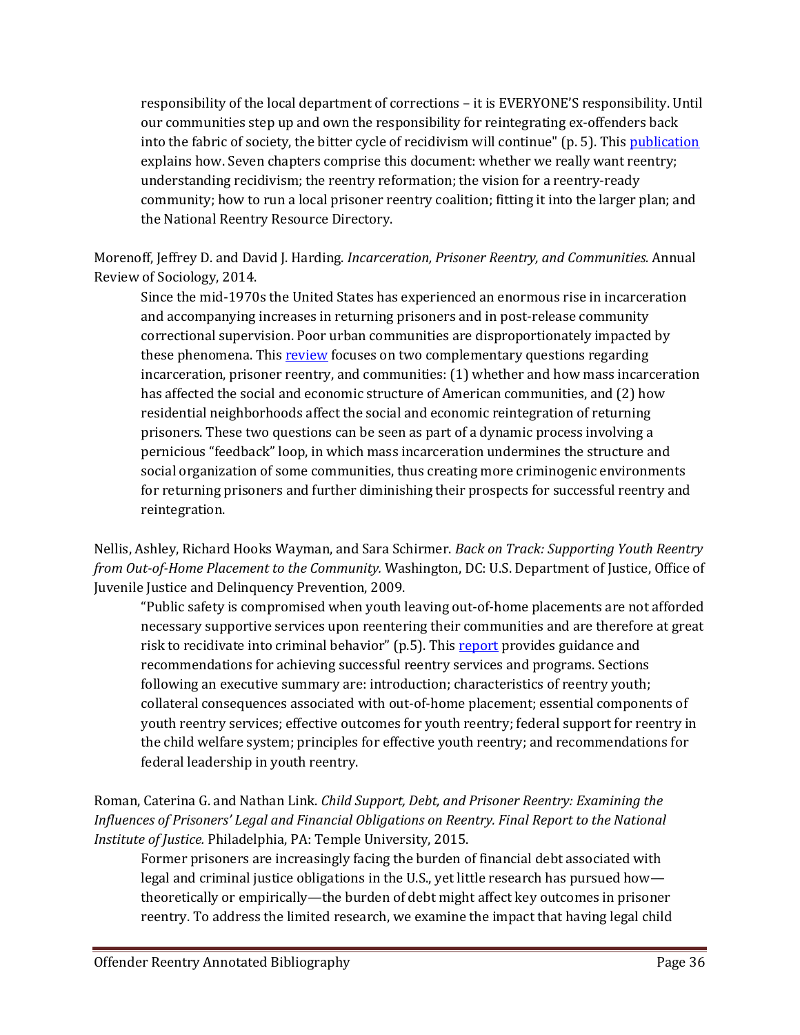responsibility of the local department of corrections – it is EVERYONE'S responsibility. Until our communities step up and own the responsibility for reintegrating ex-offenders back into the fabric of society, the bitter cycle of recidivism will continue" (p. 5). This publication explains how. Seven chapters comprise this document: whether we really want reentry; understanding recidivism; the reentry reformation; the vision for a reentry-ready community; how to run a local prisoner reentry coalition; fitting it into the larger plan; and the National Reentry Resource Directory.

Morenoff, Jeffrey D. and David J. Harding. *Incarceration, Prisoner Reentry, and Communities.* Annual Review of Sociology, 2014.

Since the mid-1970s the United States has experienced an enormous rise in incarceration and accompanying increases in returning prisoners and in post-release community correctional supervision. Poor urban communities are disproportionately impacted by these phenomena. This review focuses on two complementary questions regarding incarceration, prisoner reentry, and communities: (1) whether and how mass incarceration has affected the social and economic structure of American communities, and (2) how residential neighborhoods affect the social and economic reintegration of returning prisoners. These two questions can be seen as part of a dynamic process involving a pernicious "feedback" loop, in which mass incarceration undermines the structure and social organization of some communities, thus creating more criminogenic environments for returning prisoners and further diminishing their prospects for successful reentry and reintegration.

Nellis, Ashley, Richard Hooks Wayman, and Sara Schirmer. *Back on Track: Supporting Youth Reentry from Out-of-Home Placement to the Community.* Washington, DC: U.S. Department of Justice, Office of Juvenile Justice and Delinquency Prevention, 2009.

"Public safety is compromised when youth leaving out-of-home placements are not afforded necessary supportive services upon reentering their communities and are therefore at great risk to recidivate into criminal behavior" (p.5). This report provides guidance and recommendations for achieving successful reentry services and programs. Sections following an executive summary are: introduction; characteristics of reentry youth; collateral consequences associated with out-of-home placement; essential components of youth reentry services; effective outcomes for youth reentry; federal support for reentry in the child welfare system; principles for effective youth reentry; and recommendations for federal leadership in youth reentry.

Roman, Caterina G. and Nathan Link. *Child Support, Debt, and Prisoner Reentry: Examining the Influences of Prisoners' Legal and Financial Obligations on Reentry. Final Report to the National Institute of Justice.* Philadelphia, PA: Temple University, 2015.

Former prisoners are increasingly facing the burden of financial debt associated with legal and criminal justice obligations in the U.S., yet little research has pursued how—theoretically or empirically—the burden of debt might affect key outcomes in prisoner reentry. To address the limited research, we examine the impact that having legal child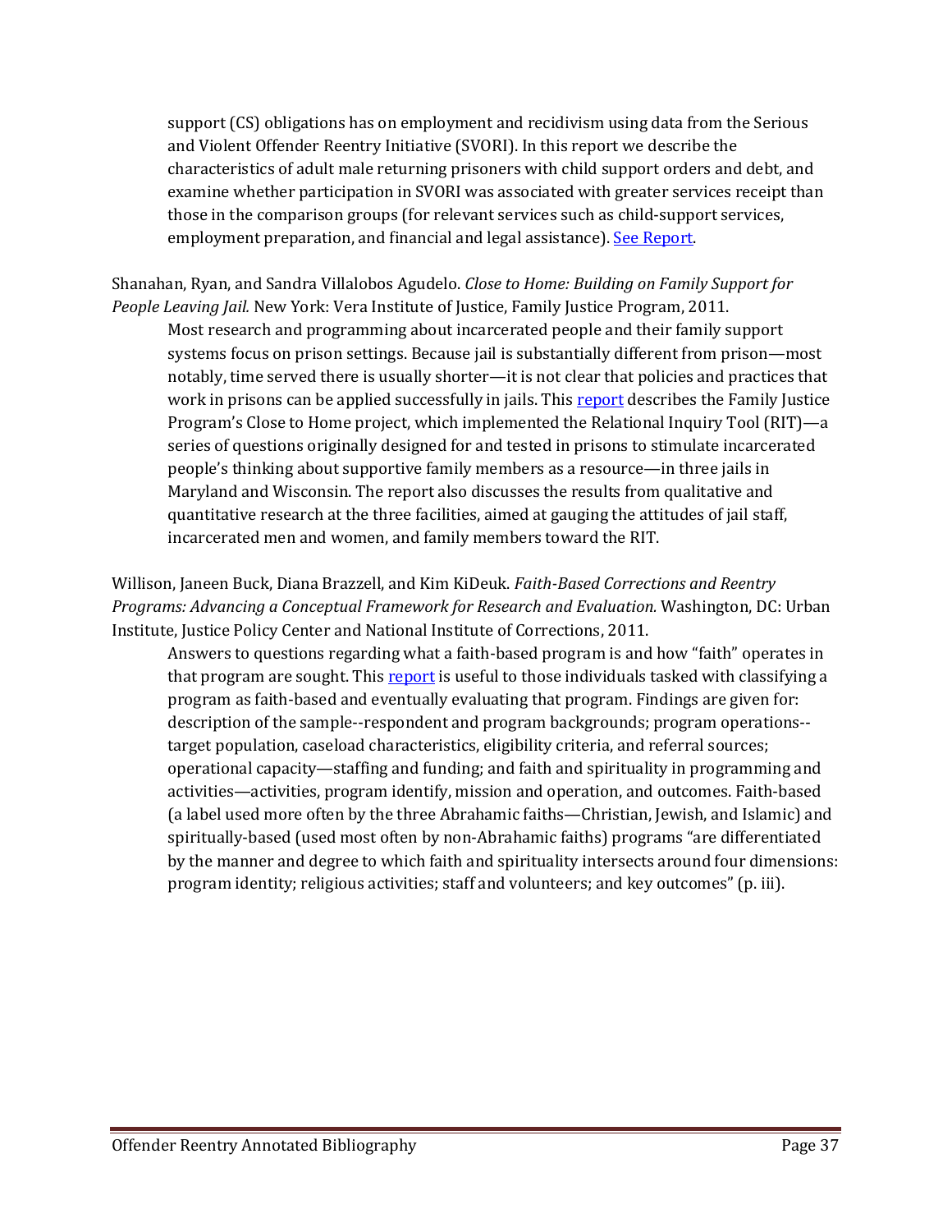support (CS) obligations has on employment and recidivism using data from the Serious and Violent Offender Reentry Initiative (SVORI). In this report we describe the characteristics of adult male returning prisoners with child support orders and debt, and examine whether participation in SVORI was associated with greater services receipt than those in the comparison groups (for relevant services such as child-support services, employment preparation, and financial and legal assistance). See Report.

Shanahan, Ryan, and Sandra Villalobos Agudelo. *Close to Home: Building on Family Support for People Leaving Jail.* New York: Vera Institute of Justice, Family Justice Program, 2011.

Most research and programming about incarcerated people and their family support systems focus on prison settings. Because jail is substantially different from prison—most notably, time served there is usually shorter—it is not clear that policies and practices that work in prisons can be applied successfully in jails. This report describes the Family Justice Program's Close to Home project, which implemented the Relational Inquiry Tool (RIT)—a series of questions originally designed for and tested in prisons to stimulate incarcerated people's thinking about supportive family members as a resource—in three jails in Maryland and Wisconsin. The report also discusses the results from qualitative and quantitative research at the three facilities, aimed at gauging the attitudes of jail staff, incarcerated men and women, and family members toward the RIT.

Willison, Janeen Buck, Diana Brazzell, and Kim KiDeuk. *Faith-Based Corrections and Reentry Programs: Advancing a Conceptual Framework for Research and Evaluation.* Washington, DC: Urban Institute, Justice Policy Center and National Institute of Corrections, 2011.

Answers to questions regarding what a faith-based program is and how "faith" operates in that program are sought. This report is useful to those individuals tasked with classifying a program as faith-based and eventually evaluating that program. Findings are given for: description of the sample--respondent and program backgrounds; program operations--target population, caseload characteristics, eligibility criteria, and referral sources; operational capacity—staffing and funding; and faith and spirituality in programming and activities—activities, program identify, mission and operation, and outcomes. Faith-based (a label used more often by the three Abrahamic faiths—Christian, Jewish, and Islamic) and spiritually-based (used most often by non-Abrahamic faiths) programs "are differentiated by the manner and degree to which faith and spirituality intersects around four dimensions: program identity; religious activities; staff and volunteers; and key outcomes" (p. iii).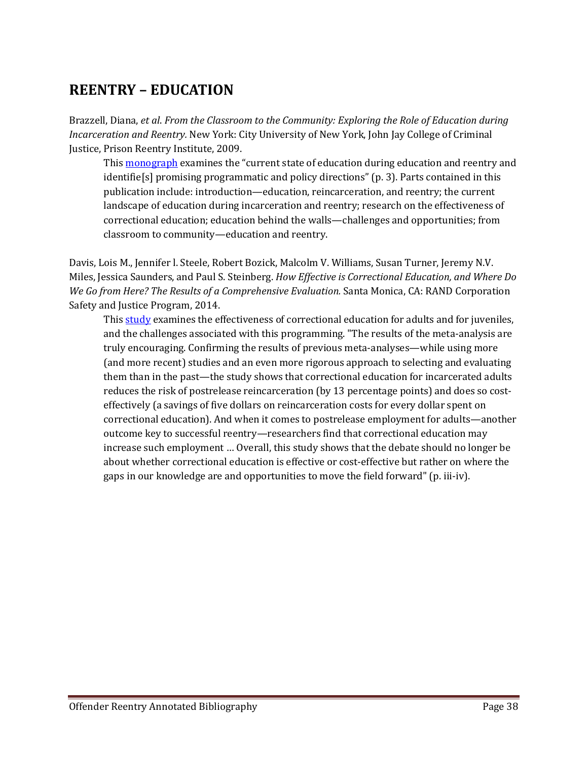## REENTRY – EDUCATION

Brazzell, Diana, *et al*. *From the Classroom to the Community: Exploring the Role of Education during Incarceration and Reentry.* New York: City University of New York, John Jay College of Criminal Justice, Prison Reentry Institute, 2009.

This monograph examines the "current state of education during education and reentry and identifie[s] promising programmatic and policy directions" (p. 3). Parts contained in this publication include: introduction—education, reincarceration, and reentry; the current landscape of education during incarceration and reentry; research on the effectiveness of correctional education; education behind the walls—challenges and opportunities; from classroom to community—education and reentry.

Davis, Lois M., Jennifer l. Steele, Robert Bozick, Malcolm V. Williams, Susan Turner, Jeremy N.V. Miles, Jessica Saunders, and Paul S. Steinberg. *How Effective is Correctional Education, and Where Do We Go from Here? The Results of a Comprehensive Evaluation.* Santa Monica, CA: RAND Corporation Safety and Justice Program, 2014.

This study examines the effectiveness of correctional education for adults and for juveniles, and the challenges associated with this programming. "The results of the meta-analysis are truly encouraging. Confirming the results of previous meta-analyses—while using more (and more recent) studies and an even more rigorous approach to selecting and evaluating them than in the past—the study shows that correctional education for incarcerated adults reduces the risk of postrelease reincarceration (by 13 percentage points) and does so cost-effectively (a savings of five dollars on reincarceration costs for every dollar spent on correctional education). And when it comes to postrelease employment for adults—another outcome key to successful reentry—researchers find that correctional education may increase such employment … Overall, this study shows that the debate should no longer be about whether correctional education is effective or cost-effective but rather on where the gaps in our knowledge are and opportunities to move the field forward" (p. iii-iv).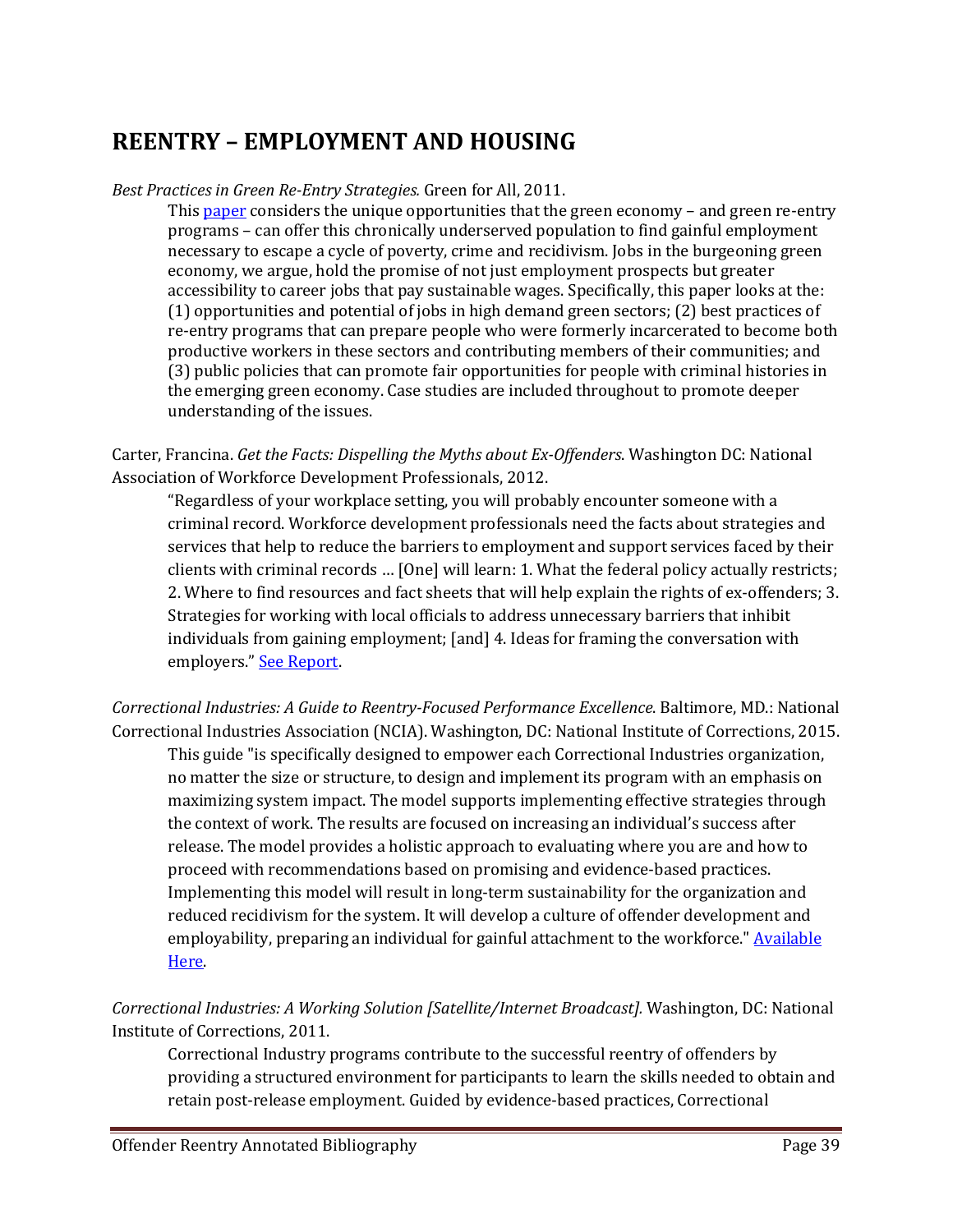# REENTRY – EMPLOYMENT AND HOUSING

*Best Practices in Green Re-Entry Strategies.* Green for All, 2011.

This paper considers the unique opportunities that the green economy – and green re-entry programs – can offer this chronically underserved population to find gainful employment necessary to escape a cycle of poverty, crime and recidivism. Jobs in the burgeoning green economy, we argue, hold the promise of not just employment prospects but greater accessibility to career jobs that pay sustainable wages. Specifically, this paper looks at the: (1) opportunities and potential of jobs in high demand green sectors; (2) best practices of re-entry programs that can prepare people who were formerly incarcerated to become both productive workers in these sectors and contributing members of their communities; and (3) public policies that can promote fair opportunities for people with criminal histories in the emerging green economy. Case studies are included throughout to promote deeper understanding of the issues.

Carter, Francina. *Get the Facts: Dispelling the Myths about Ex-Offenders*. Washington DC: National Association of Workforce Development Professionals, 2012.

"Regardless of your workplace setting, you will probably encounter someone with a criminal record. Workforce development professionals need the facts about strategies and services that help to reduce the barriers to employment and support services faced by their clients with criminal records … [One] will learn: 1. What the federal policy actually restricts; 2. Where to find resources and fact sheets that will help explain the rights of ex-offenders; 3. Strategies for working with local officials to address unnecessary barriers that inhibit individuals from gaining employment; [and] 4. Ideas for framing the conversation with employers." See Report.

*Correctional Industries: A Guide to Reentry-Focused Performance Excellence*. Baltimore, MD.: National Correctional Industries Association (NCIA). Washington, DC: National Institute of Corrections, 2015.

This guide "is specifically designed to empower each Correctional Industries organization, no matter the size or structure, to design and implement its program with an emphasis on maximizing system impact. The model supports implementing effective strategies through the context of work. The results are focused on increasing an individual's success after release. The model provides a holistic approach to evaluating where you are and how to proceed with recommendations based on promising and evidence-based practices. Implementing this model will result in long-term sustainability for the organization and reduced recidivism for the system. It will develop a culture of offender development and employability, preparing an individual for gainful attachment to the workforce." Available Here.

*Correctional Industries: A Working Solution [Satellite/Internet Broadcast].* Washington, DC: National Institute of Corrections, 2011.

Correctional Industry programs contribute to the successful reentry of offenders by providing a structured environment for participants to learn the skills needed to obtain and retain post-release employment. Guided by evidence-based practices, Correctional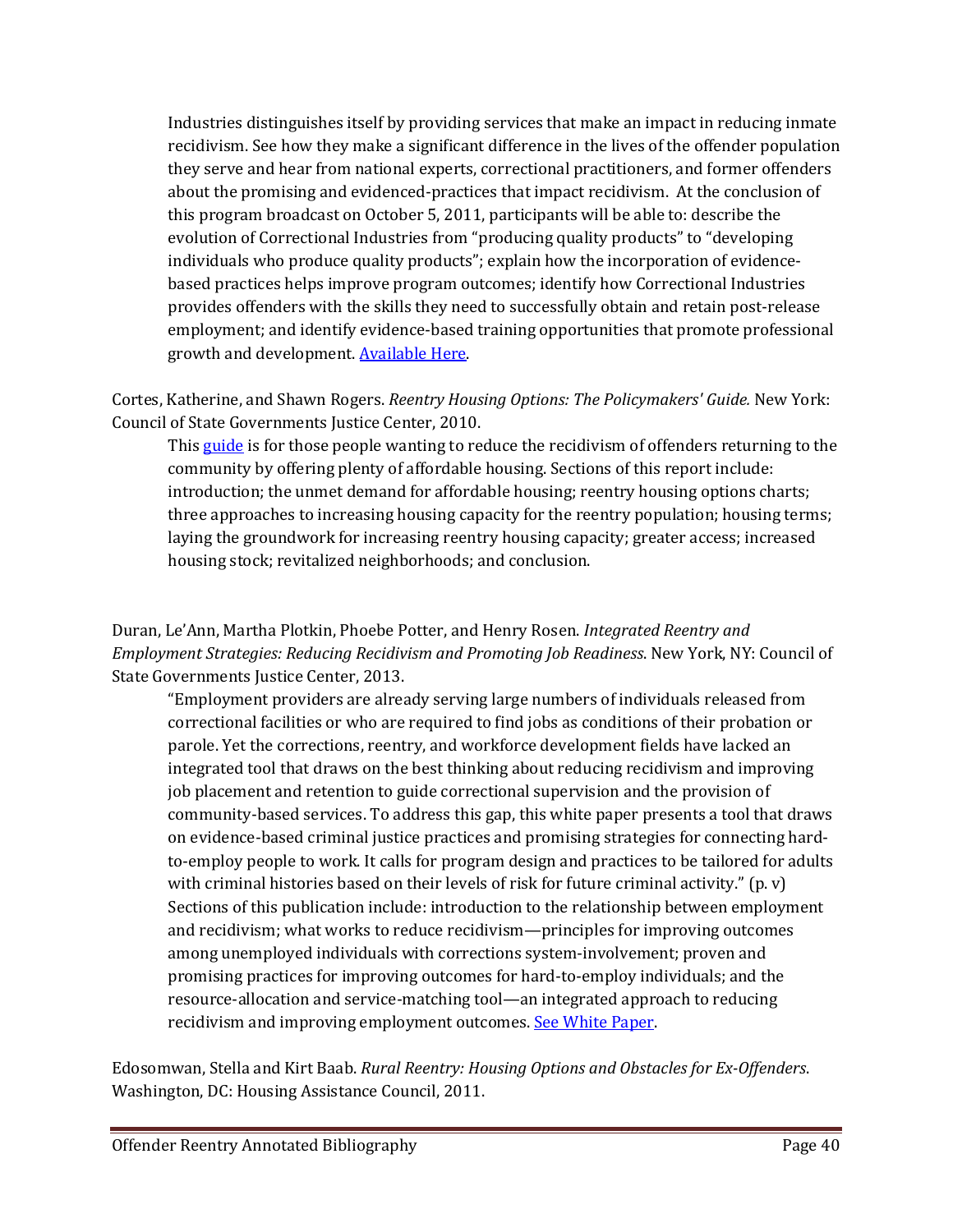Industries distinguishes itself by providing services that make an impact in reducing inmate recidivism. See how they make a significant difference in the lives of the offender population they serve and hear from national experts, correctional practitioners, and former offenders about the promising and evidenced-practices that impact recidivism. At the conclusion of this program broadcast on October 5, 2011, participants will be able to: describe the evolution of Correctional Industries from "producing quality products" to "developing individuals who produce quality products"; explain how the incorporation of evidence-based practices helps improve program outcomes; identify how Correctional Industries provides offenders with the skills they need to successfully obtain and retain post-release employment; and identify evidence-based training opportunities that promote professional growth and development. Available Here.

Cortes, Katherine, and Shawn Rogers. *Reentry Housing Options: The Policymakers' Guide.* New York: Council of State Governments Justice Center, 2010.

This guide is for those people wanting to reduce the recidivism of offenders returning to the community by offering plenty of affordable housing. Sections of this report include: introduction; the unmet demand for affordable housing; reentry housing options charts; three approaches to increasing housing capacity for the reentry population; housing terms; laying the groundwork for increasing reentry housing capacity; greater access; increased housing stock; revitalized neighborhoods; and conclusion.

Duran, Le'Ann, Martha Plotkin, Phoebe Potter, and Henry Rosen. *Integrated Reentry and Employment Strategies: Reducing Recidivism and Promoting Job Readiness*. New York, NY: Council of State Governments Justice Center, 2013.

"Employment providers are already serving large numbers of individuals released from correctional facilities or who are required to find jobs as conditions of their probation or parole. Yet the corrections, reentry, and workforce development fields have lacked an integrated tool that draws on the best thinking about reducing recidivism and improving job placement and retention to guide correctional supervision and the provision of community-based services. To address this gap, this white paper presents a tool that draws on evidence-based criminal justice practices and promising strategies for connecting hard-to-employ people to work. It calls for program design and practices to be tailored for adults with criminal histories based on their levels of risk for future criminal activity." (p. v) Sections of this publication include: introduction to the relationship between employment and recidivism; what works to reduce recidivism—principles for improving outcomes among unemployed individuals with corrections system-involvement; proven and promising practices for improving outcomes for hard-to-employ individuals; and the resource-allocation and service-matching tool—an integrated approach to reducing recidivism and improving employment outcomes. See White Paper.

Edosomwan, Stella and Kirt Baab. *Rural Reentry: Housing Options and Obstacles for Ex-Offenders*. Washington, DC: Housing Assistance Council, 2011.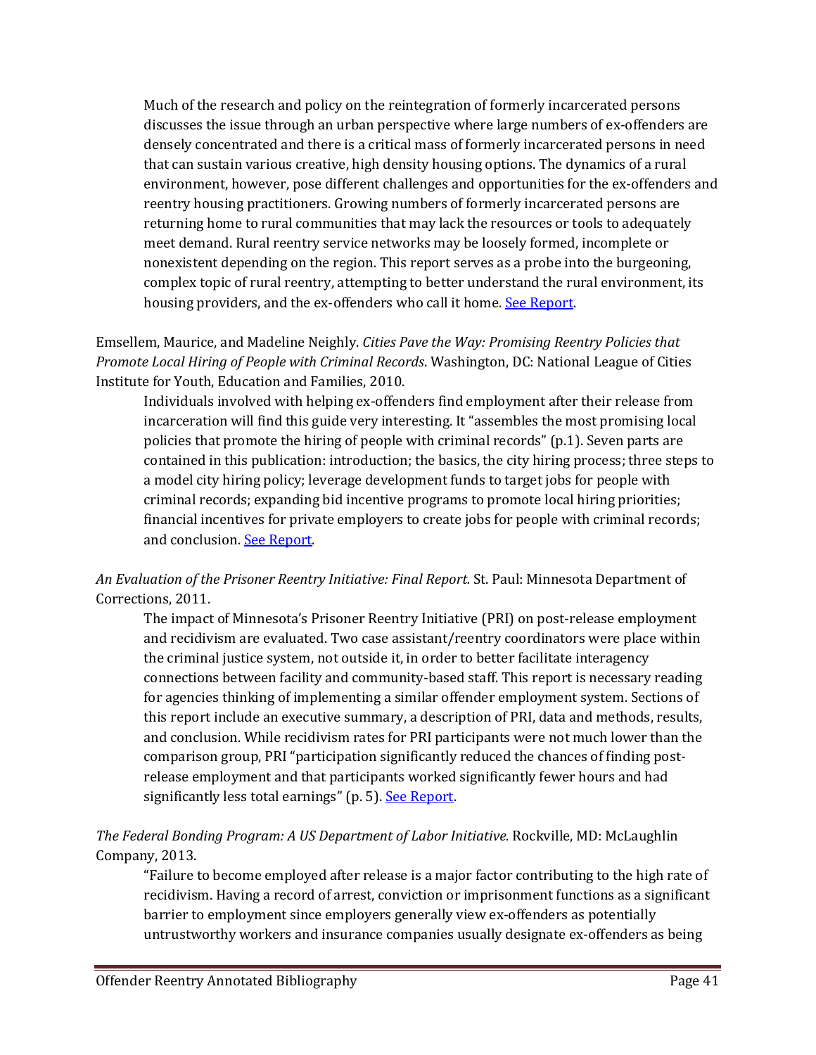Much of the research and policy on the reintegration of formerly incarcerated persons discusses the issue through an urban perspective where large numbers of ex-offenders are densely concentrated and there is a critical mass of formerly incarcerated persons in need that can sustain various creative, high density housing options. The dynamics of a rural environment, however, pose different challenges and opportunities for the ex-offenders and reentry housing practitioners. Growing numbers of formerly incarcerated persons are returning home to rural communities that may lack the resources or tools to adequately meet demand. Rural reentry service networks may be loosely formed, incomplete or nonexistent depending on the region. This report serves as a probe into the burgeoning, complex topic of rural reentry, attempting to better understand the rural environment, its housing providers, and the ex-offenders who call it home. See Report.

Emsellem, Maurice, and Madeline Neighly. *Cities Pave the Way: Promising Reentry Policies that Promote Local Hiring of People with Criminal Records*. Washington, DC: National League of Cities Institute for Youth, Education and Families, 2010.

Individuals involved with helping ex-offenders find employment after their release from incarceration will find this guide very interesting. It "assembles the most promising local policies that promote the hiring of people with criminal records" (p.1). Seven parts are contained in this publication: introduction; the basics, the city hiring process; three steps to a model city hiring policy; leverage development funds to target jobs for people with criminal records; expanding bid incentive programs to promote local hiring priorities; financial incentives for private employers to create jobs for people with criminal records; and conclusion. See Report.

*An Evaluation of the Prisoner Reentry Initiative: Final Report.* St. Paul: Minnesota Department of Corrections, 2011.

The impact of Minnesota's Prisoner Reentry Initiative (PRI) on post-release employment and recidivism are evaluated. Two case assistant/reentry coordinators were place within the criminal justice system, not outside it, in order to better facilitate interagency connections between facility and community-based staff. This report is necessary reading for agencies thinking of implementing a similar offender employment system. Sections of this report include an executive summary, a description of PRI, data and methods, results, and conclusion. While recidivism rates for PRI participants were not much lower than the comparison group, PRI "participation significantly reduced the chances of finding post-release employment and that participants worked significantly fewer hours and had significantly less total earnings" (p. 5). See Report.

*The Federal Bonding Program: A US Department of Labor Initiative*. Rockville, MD: McLaughlin Company, 2013.

"Failure to become employed after release is a major factor contributing to the high rate of recidivism. Having a record of arrest, conviction or imprisonment functions as a significant barrier to employment since employers generally view ex-offenders as potentially untrustworthy workers and insurance companies usually designate ex-offenders as being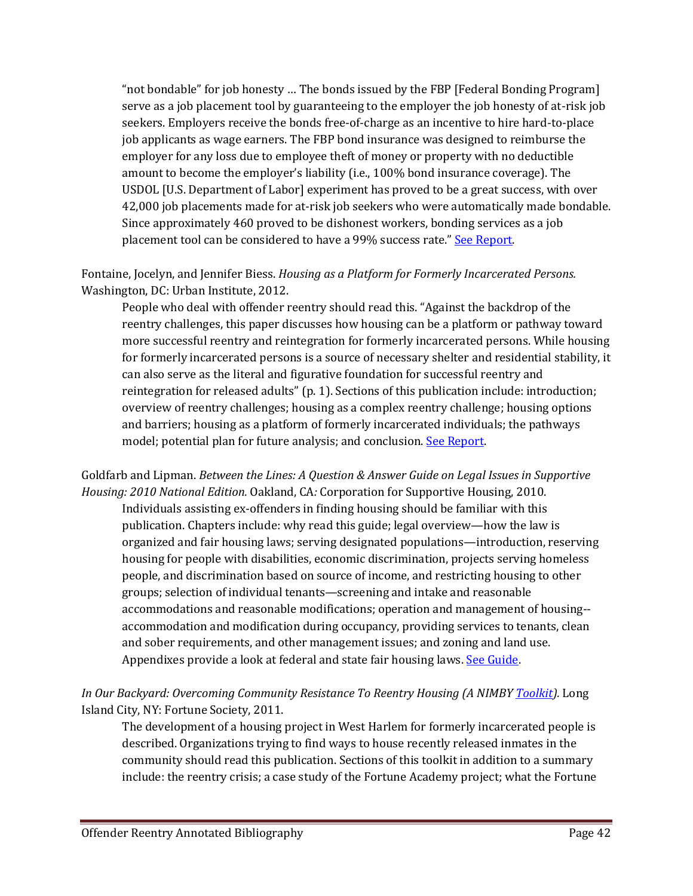"not bondable" for job honesty … The bonds issued by the FBP [Federal Bonding Program] serve as a job placement tool by guaranteeing to the employer the job honesty of at-risk job seekers. Employers receive the bonds free-of-charge as an incentive to hire hard-to-place job applicants as wage earners. The FBP bond insurance was designed to reimburse the employer for any loss due to employee theft of money or property with no deductible amount to become the employer's liability (i.e., 100% bond insurance coverage). The USDOL [U.S. Department of Labor] experiment has proved to be a great success, with over 42,000 job placements made for at-risk job seekers who were automatically made bondable. Since approximately 460 proved to be dishonest workers, bonding services as a job placement tool can be considered to have a 99% success rate." See Report.

Fontaine, Jocelyn, and Jennifer Biess. *Housing as a Platform for Formerly Incarcerated Persons.* Washington, DC: Urban Institute, 2012.

People who deal with offender reentry should read this. "Against the backdrop of the reentry challenges, this paper discusses how housing can be a platform or pathway toward more successful reentry and reintegration for formerly incarcerated persons. While housing for formerly incarcerated persons is a source of necessary shelter and residential stability, it can also serve as the literal and figurative foundation for successful reentry and reintegration for released adults" (p. 1). Sections of this publication include: introduction; overview of reentry challenges; housing as a complex reentry challenge; housing options and barriers; housing as a platform of formerly incarcerated individuals; the pathways model; potential plan for future analysis; and conclusion. See Report.

Goldfarb and Lipman. *Between the Lines: A Question & Answer Guide on Legal Issues in Supportive Housing: 2010 National Edition.* Oakland, CA*:* Corporation for Supportive Housing, 2010.

Individuals assisting ex-offenders in finding housing should be familiar with this publication. Chapters include: why read this guide; legal overview—how the law is organized and fair housing laws; serving designated populations—introduction, reserving housing for people with disabilities, economic discrimination, projects serving homeless people, and discrimination based on source of income, and restricting housing to other groups; selection of individual tenants—screening and intake and reasonable accommodations and reasonable modifications; operation and management of housing--accommodation and modification during occupancy, providing services to tenants, clean and sober requirements, and other management issues; and zoning and land use. Appendixes provide a look at federal and state fair housing laws. See Guide.

*In Our Backyard: Overcoming Community Resistance To Reentry Housing (A NIMBY Toolkit).* Long Island City, NY: Fortune Society, 2011.

The development of a housing project in West Harlem for formerly incarcerated people is described. Organizations trying to find ways to house recently released inmates in the community should read this publication. Sections of this toolkit in addition to a summary include: the reentry crisis; a case study of the Fortune Academy project; what the Fortune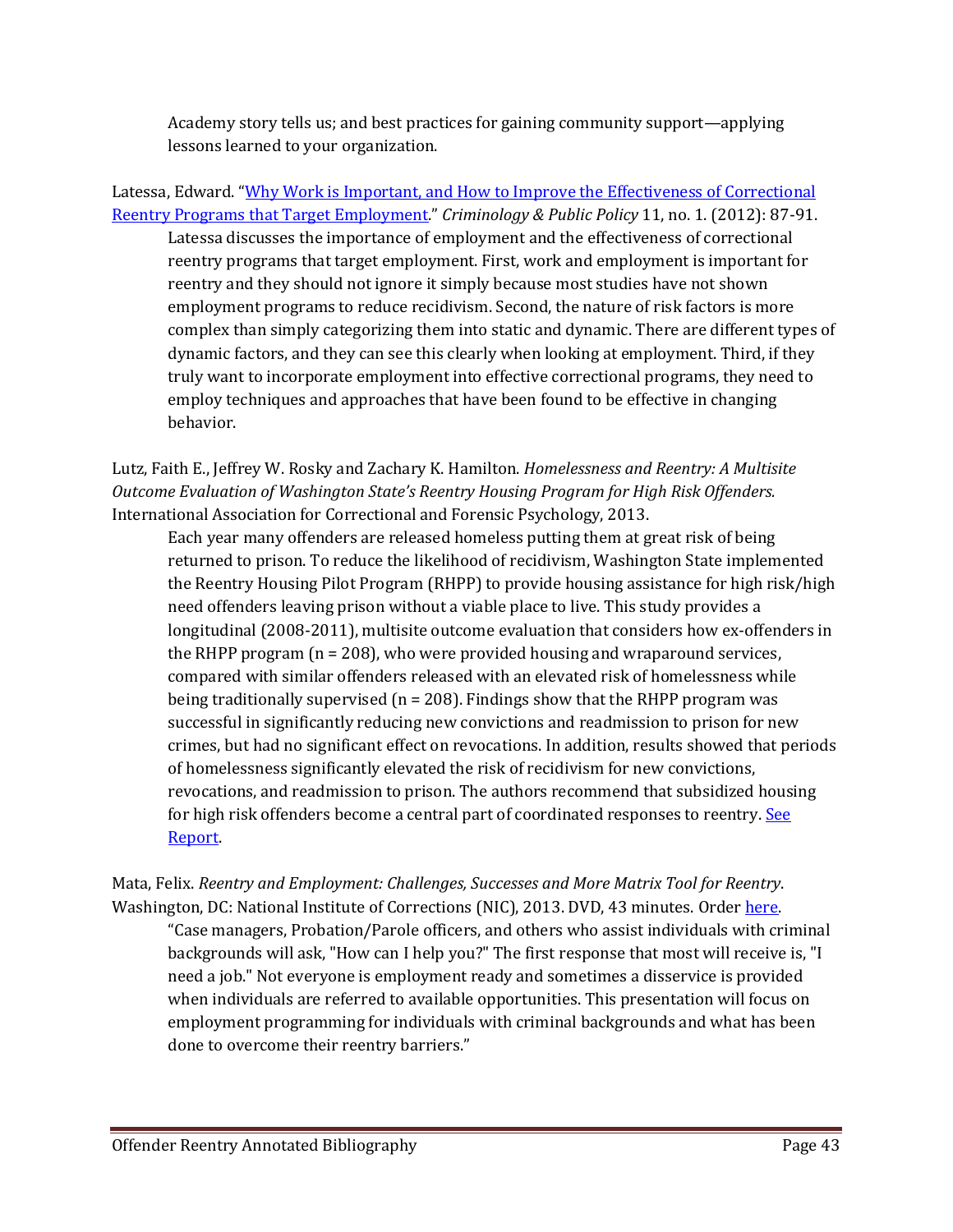Academy story tells us; and best practices for gaining community support—applying lessons learned to your organization.

Latessa, Edward. "Why Work is Important, and How to Improve the Effectiveness of Correctional Reentry Programs that Target Employment." *Criminology & Public Policy* 11, no. 1. (2012): 87-91.

Latessa discusses the importance of employment and the effectiveness of correctional reentry programs that target employment. First, work and employment is important for reentry and they should not ignore it simply because most studies have not shown employment programs to reduce recidivism. Second, the nature of risk factors is more complex than simply categorizing them into static and dynamic. There are different types of dynamic factors, and they can see this clearly when looking at employment. Third, if they truly want to incorporate employment into effective correctional programs, they need to employ techniques and approaches that have been found to be effective in changing behavior.

Lutz, Faith E., Jeffrey W. Rosky and Zachary K. Hamilton. *Homelessness and Reentry: A Multisite Outcome Evaluation of Washington State's Reentry Housing Program for High Risk Offenders.* International Association for Correctional and Forensic Psychology, 2013.

Each year many offenders are released homeless putting them at great risk of being returned to prison. To reduce the likelihood of recidivism, Washington State implemented the Reentry Housing Pilot Program (RHPP) to provide housing assistance for high risk/high need offenders leaving prison without a viable place to live. This study provides a longitudinal (2008-2011), multisite outcome evaluation that considers how ex-offenders in the RHPP program (n = 208), who were provided housing and wraparound services, compared with similar offenders released with an elevated risk of homelessness while being traditionally supervised (n = 208). Findings show that the RHPP program was successful in significantly reducing new convictions and readmission to prison for new crimes, but had no significant effect on revocations. In addition, results showed that periods of homelessness significantly elevated the risk of recidivism for new convictions, revocations, and readmission to prison. The authors recommend that subsidized housing for high risk offenders become a central part of coordinated responses to reentry. See Report.

Mata, Felix. *Reentry and Employment: Challenges, Successes and More Matrix Tool for Reentry*. Washington, DC: National Institute of Corrections (NIC), 2013. DVD, 43 minutes. Order here.

"Case managers, Probation/Parole officers, and others who assist individuals with criminal backgrounds will ask, "How can I help you?" The first response that most will receive is, "I need a job." Not everyone is employment ready and sometimes a disservice is provided when individuals are referred to available opportunities. This presentation will focus on employment programming for individuals with criminal backgrounds and what has been done to overcome their reentry barriers."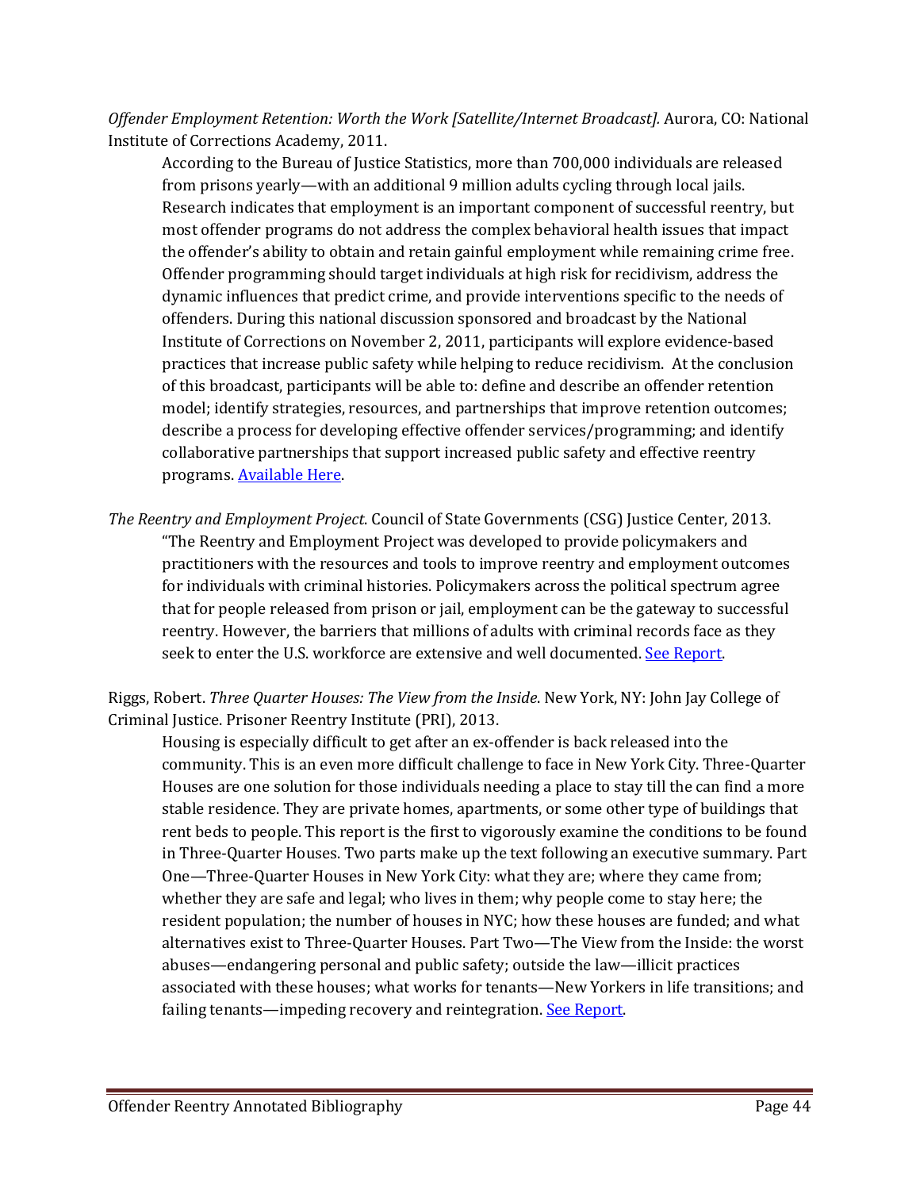*Offender Employment Retention: Worth the Work [Satellite/Internet Broadcast].* Aurora, CO: National Institute of Corrections Academy, 2011.

According to the Bureau of Justice Statistics, more than 700,000 individuals are released from prisons yearly—with an additional 9 million adults cycling through local jails. Research indicates that employment is an important component of successful reentry, but most offender programs do not address the complex behavioral health issues that impact the offender's ability to obtain and retain gainful employment while remaining crime free. Offender programming should target individuals at high risk for recidivism, address the dynamic influences that predict crime, and provide interventions specific to the needs of offenders. During this national discussion sponsored and broadcast by the National Institute of Corrections on November 2, 2011, participants will explore evidence-based practices that increase public safety while helping to reduce recidivism. At the conclusion of this broadcast, participants will be able to: define and describe an offender retention model; identify strategies, resources, and partnerships that improve retention outcomes; describe a process for developing effective offender services/programming; and identify collaborative partnerships that support increased public safety and effective reentry programs. Available Here.

*The Reentry and Employment Project.* Council of State Governments (CSG) Justice Center, 2013.

"The Reentry and Employment Project was developed to provide policymakers and practitioners with the resources and tools to improve reentry and employment outcomes for individuals with criminal histories. Policymakers across the political spectrum agree that for people released from prison or jail, employment can be the gateway to successful reentry. However, the barriers that millions of adults with criminal records face as they seek to enter the U.S. workforce are extensive and well documented. See Report.

Riggs, Robert. *Three Quarter Houses: The View from the Inside*. New York, NY: John Jay College of Criminal Justice. Prisoner Reentry Institute (PRI), 2013.

Housing is especially difficult to get after an ex-offender is back released into the community. This is an even more difficult challenge to face in New York City. Three-Quarter Houses are one solution for those individuals needing a place to stay till the can find a more stable residence. They are private homes, apartments, or some other type of buildings that rent beds to people. This report is the first to vigorously examine the conditions to be found in Three-Quarter Houses. Two parts make up the text following an executive summary. Part One—Three-Quarter Houses in New York City: what they are; where they came from; whether they are safe and legal; who lives in them; why people come to stay here; the resident population; the number of houses in NYC; how these houses are funded; and what alternatives exist to Three-Quarter Houses. Part Two—The View from the Inside: the worst abuses—endangering personal and public safety; outside the law—illicit practices associated with these houses; what works for tenants—New Yorkers in life transitions; and failing tenants—impeding recovery and reintegration. See Report.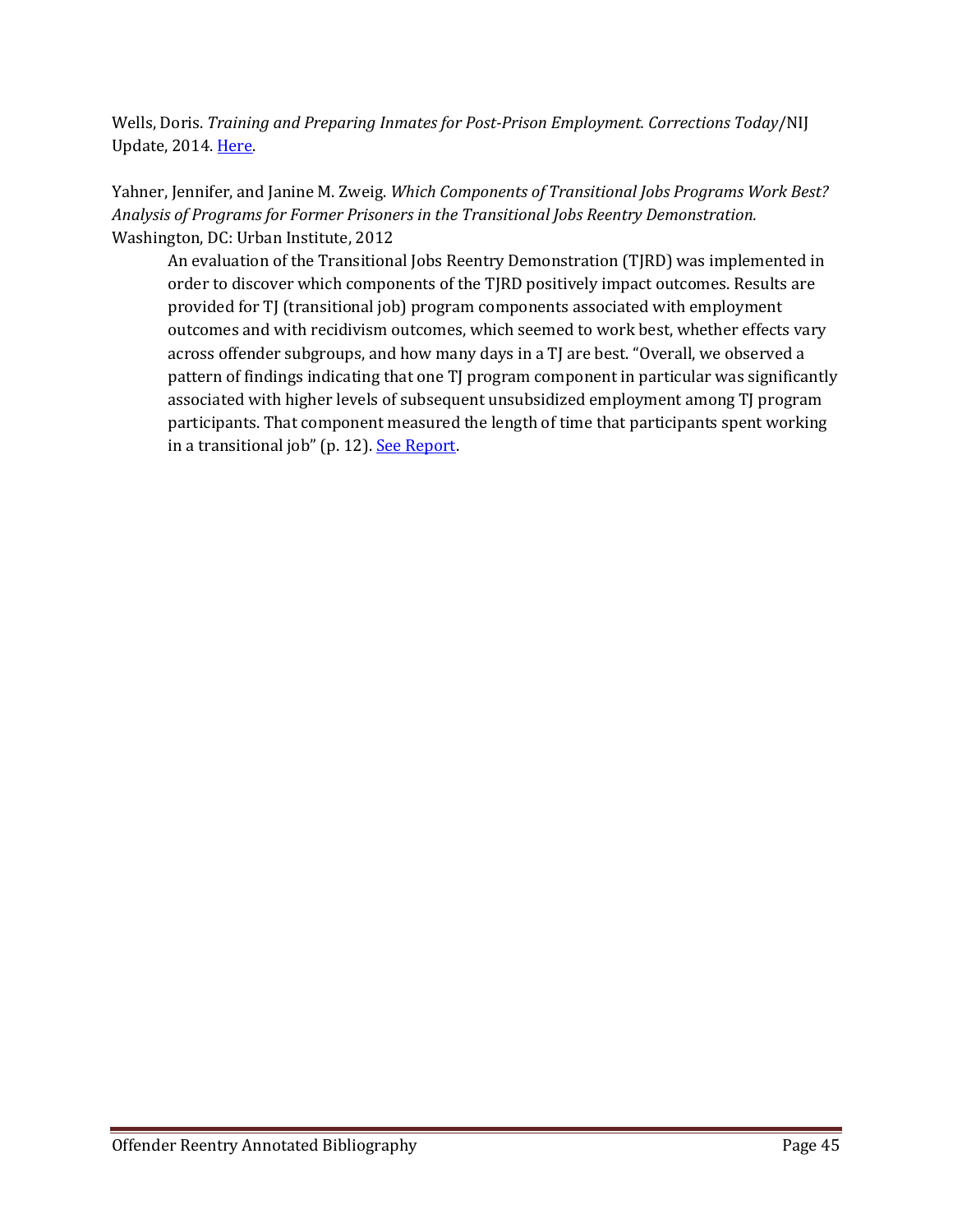Wells, Doris. *Training and Preparing Inmates for Post-Prison Employment. Corrections Today*/NIJ Update, 2014. Here.

Yahner, Jennifer, and Janine M. Zweig. *Which Components of Transitional Jobs Programs Work Best? Analysis of Programs for Former Prisoners in the Transitional Jobs Reentry Demonstration.* Washington, DC: Urban Institute, 2012

> An evaluation of the Transitional Jobs Reentry Demonstration (TJRD) was implemented in order to discover which components of the TJRD positively impact outcomes. Results are provided for TJ (transitional job) program components associated with employment outcomes and with recidivism outcomes, which seemed to work best, whether effects vary across offender subgroups, and how many days in a TJ are best. "Overall, we observed a pattern of findings indicating that one TJ program component in particular was significantly associated with higher levels of subsequent unsubsidized employment among TJ program participants. That component measured the length of time that participants spent working in a transitional job" (p. 12). See Report.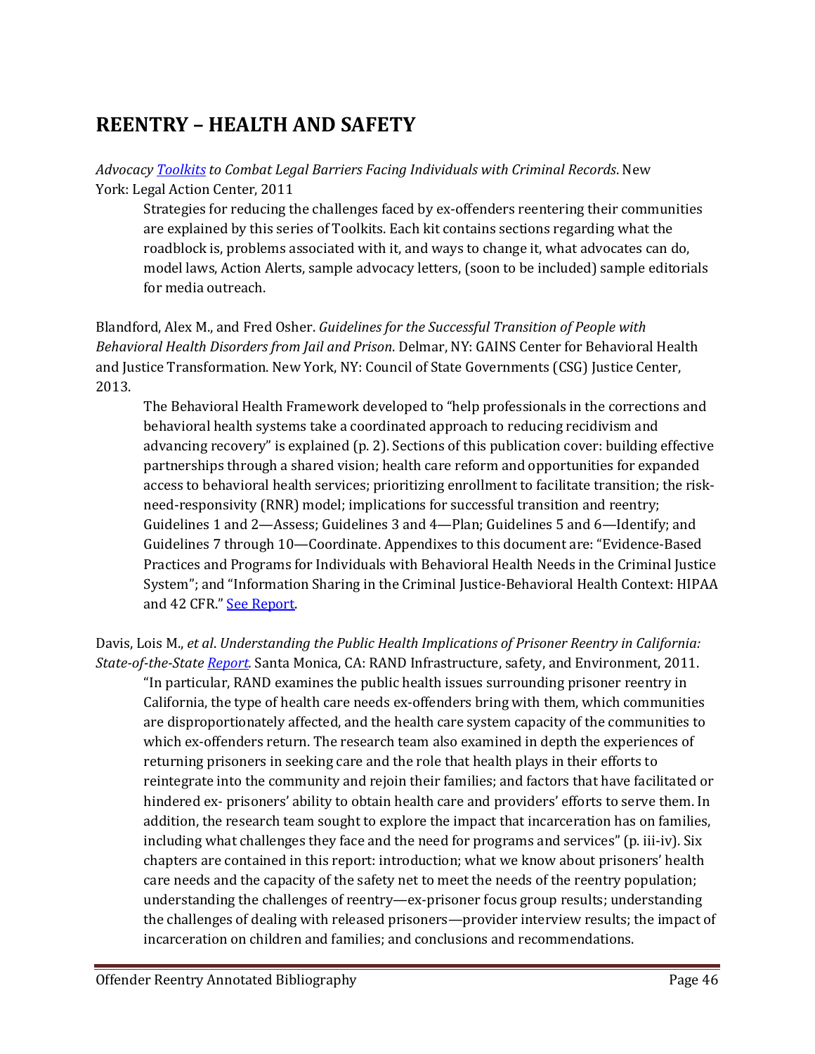## REENTRY – HEALTH AND SAFETY

*Advocacy Toolkits to Combat Legal Barriers Facing Individuals with Criminal Records*. New York: Legal Action Center, 2011

> Strategies for reducing the challenges faced by ex-offenders reentering their communities are explained by this series of Toolkits. Each kit contains sections regarding what the roadblock is, problems associated with it, and ways to change it, what advocates can do, model laws, Action Alerts, sample advocacy letters, (soon to be included) sample editorials for media outreach.

Blandford, Alex M., and Fred Osher. *Guidelines for the Successful Transition of People with Behavioral Health Disorders from Jail and Prison*. Delmar, NY: GAINS Center for Behavioral Health and Justice Transformation. New York, NY: Council of State Governments (CSG) Justice Center, 2013.

> The Behavioral Health Framework developed to "help professionals in the corrections and behavioral health systems take a coordinated approach to reducing recidivism and advancing recovery" is explained (p. 2). Sections of this publication cover: building effective partnerships through a shared vision; health care reform and opportunities for expanded access to behavioral health services; prioritizing enrollment to facilitate transition; the risk-need-responsivity (RNR) model; implications for successful transition and reentry; Guidelines 1 and 2—Assess; Guidelines 3 and 4—Plan; Guidelines 5 and 6—Identify; and Guidelines 7 through 10—Coordinate. Appendixes to this document are: "Evidence-Based Practices and Programs for Individuals with Behavioral Health Needs in the Criminal Justice System"; and "Information Sharing in the Criminal Justice-Behavioral Health Context: HIPAA and 42 CFR." See Report.

Davis, Lois M., *et al*. *Understanding the Public Health Implications of Prisoner Reentry in California: State-of-the-State Report.* Santa Monica, CA: RAND Infrastructure, safety, and Environment, 2011.

> "In particular, RAND examines the public health issues surrounding prisoner reentry in California, the type of health care needs ex-offenders bring with them, which communities are disproportionately affected, and the health care system capacity of the communities to which ex-offenders return. The research team also examined in depth the experiences of returning prisoners in seeking care and the role that health plays in their efforts to reintegrate into the community and rejoin their families; and factors that have facilitated or hindered ex- prisoners' ability to obtain health care and providers' efforts to serve them. In addition, the research team sought to explore the impact that incarceration has on families, including what challenges they face and the need for programs and services" (p. iii-iv). Six chapters are contained in this report: introduction; what we know about prisoners' health care needs and the capacity of the safety net to meet the needs of the reentry population; understanding the challenges of reentry—ex-prisoner focus group results; understanding the challenges of dealing with released prisoners—provider interview results; the impact of incarceration on children and families; and conclusions and recommendations.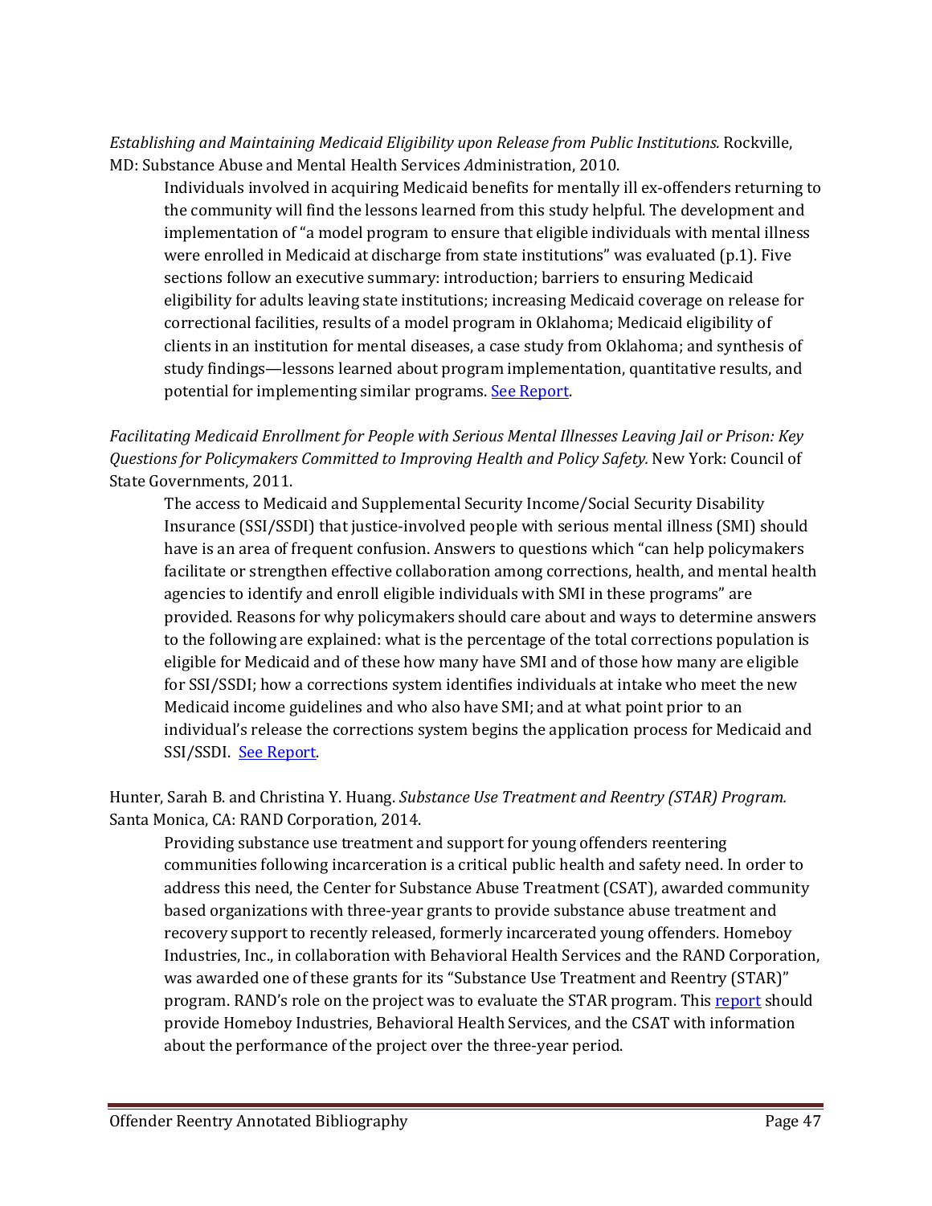*Establishing and Maintaining Medicaid Eligibility upon Release from Public Institutions.* Rockville, MD: Substance Abuse and Mental Health Services Administration, 2010.

Individuals involved in acquiring Medicaid benefits for mentally ill ex-offenders returning to the community will find the lessons learned from this study helpful. The development and implementation of "a model program to ensure that eligible individuals with mental illness were enrolled in Medicaid at discharge from state institutions" was evaluated (p.1). Five sections follow an executive summary: introduction; barriers to ensuring Medicaid eligibility for adults leaving state institutions; increasing Medicaid coverage on release for correctional facilities, results of a model program in Oklahoma; Medicaid eligibility of clients in an institution for mental diseases, a case study from Oklahoma; and synthesis of study findings—lessons learned about program implementation, quantitative results, and potential for implementing similar programs. See Report.

*Facilitating Medicaid Enrollment for People with Serious Mental Illnesses Leaving Jail or Prison: Key Questions for Policymakers Committed to Improving Health and Policy Safety.* New York: Council of State Governments, 2011.

The access to Medicaid and Supplemental Security Income/Social Security Disability Insurance (SSI/SSDI) that justice-involved people with serious mental illness (SMI) should have is an area of frequent confusion. Answers to questions which "can help policymakers facilitate or strengthen effective collaboration among corrections, health, and mental health agencies to identify and enroll eligible individuals with SMI in these programs" are provided. Reasons for why policymakers should care about and ways to determine answers to the following are explained: what is the percentage of the total corrections population is eligible for Medicaid and of these how many have SMI and of those how many are eligible for SSI/SSDI; how a corrections system identifies individuals at intake who meet the new Medicaid income guidelines and who also have SMI; and at what point prior to an individual's release the corrections system begins the application process for Medicaid and SSI/SSDI. See Report.

Hunter, Sarah B. and Christina Y. Huang. *Substance Use Treatment and Reentry (STAR) Program.* Santa Monica, CA: RAND Corporation, 2014.

Providing substance use treatment and support for young offenders reentering communities following incarceration is a critical public health and safety need. In order to address this need, the Center for Substance Abuse Treatment (CSAT), awarded community based organizations with three-year grants to provide substance abuse treatment and recovery support to recently released, formerly incarcerated young offenders. Homeboy Industries, Inc., in collaboration with Behavioral Health Services and the RAND Corporation, was awarded one of these grants for its "Substance Use Treatment and Reentry (STAR)" program. RAND's role on the project was to evaluate the STAR program. This report should provide Homeboy Industries, Behavioral Health Services, and the CSAT with information about the performance of the project over the three-year period.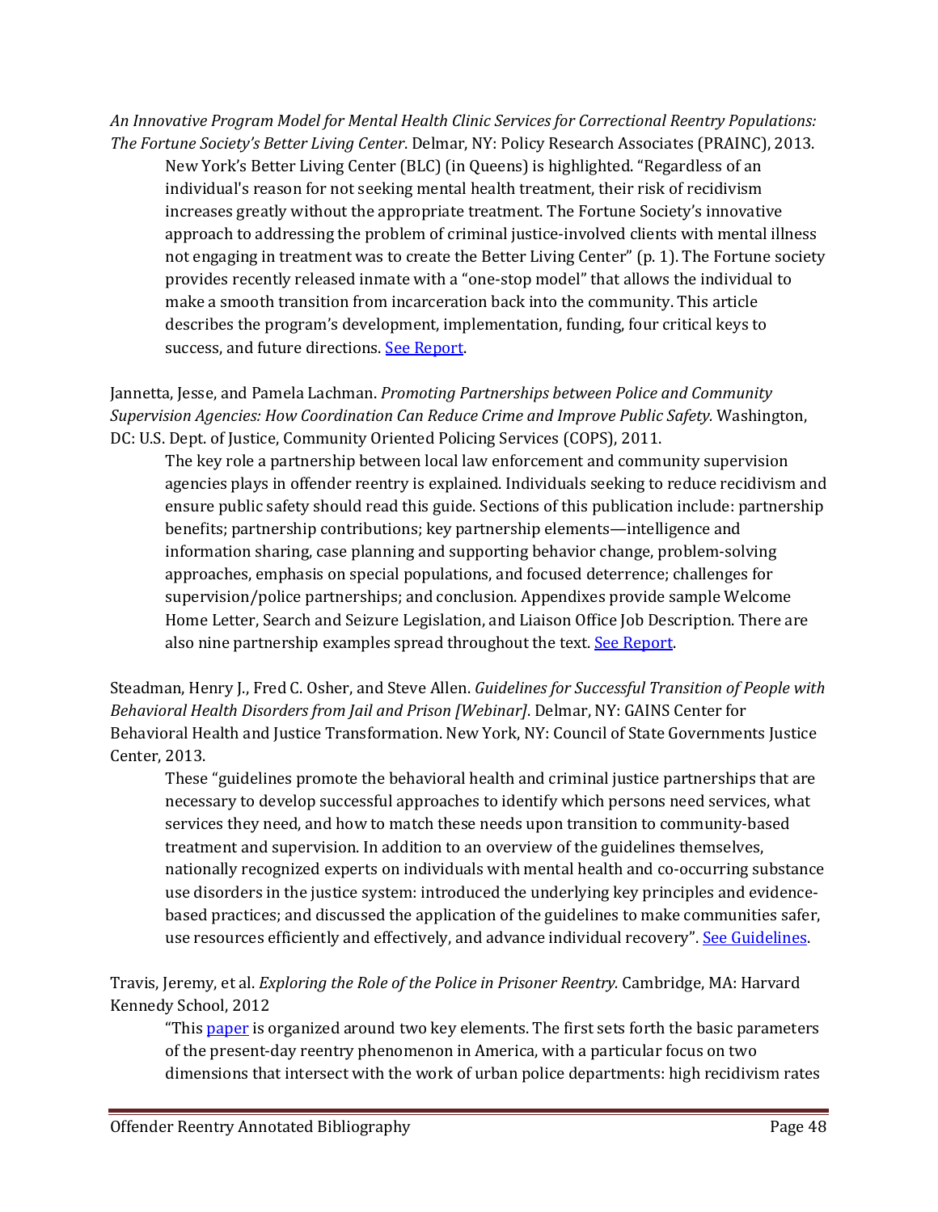*An Innovative Program Model for Mental Health Clinic Services for Correctional Reentry Populations: The Fortune Society's Better Living Center*. Delmar, NY: Policy Research Associates (PRAINC), 2013.

New York's Better Living Center (BLC) (in Queens) is highlighted. "Regardless of an individual's reason for not seeking mental health treatment, their risk of recidivism increases greatly without the appropriate treatment. The Fortune Society's innovative approach to addressing the problem of criminal justice-involved clients with mental illness not engaging in treatment was to create the Better Living Center" (p. 1). The Fortune society provides recently released inmate with a "one-stop model" that allows the individual to make a smooth transition from incarceration back into the community. This article describes the program's development, implementation, funding, four critical keys to success, and future directions. See Report.

Jannetta, Jesse, and Pamela Lachman. *Promoting Partnerships between Police and Community Supervision Agencies: How Coordination Can Reduce Crime and Improve Public Safety.* Washington, DC: U.S. Dept. of Justice, Community Oriented Policing Services (COPS), 2011.

The key role a partnership between local law enforcement and community supervision agencies plays in offender reentry is explained. Individuals seeking to reduce recidivism and ensure public safety should read this guide. Sections of this publication include: partnership benefits; partnership contributions; key partnership elements—intelligence and information sharing, case planning and supporting behavior change, problem-solving approaches, emphasis on special populations, and focused deterrence; challenges for supervision/police partnerships; and conclusion. Appendixes provide sample Welcome Home Letter, Search and Seizure Legislation, and Liaison Office Job Description. There are also nine partnership examples spread throughout the text. See Report.

Steadman, Henry J., Fred C. Osher, and Steve Allen. *Guidelines for Successful Transition of People with Behavioral Health Disorders from Jail and Prison [Webinar]*. Delmar, NY: GAINS Center for Behavioral Health and Justice Transformation. New York, NY: Council of State Governments Justice Center, 2013.

These "guidelines promote the behavioral health and criminal justice partnerships that are necessary to develop successful approaches to identify which persons need services, what services they need, and how to match these needs upon transition to community-based treatment and supervision. In addition to an overview of the guidelines themselves, nationally recognized experts on individuals with mental health and co-occurring substance use disorders in the justice system: introduced the underlying key principles and evidence-based practices; and discussed the application of the guidelines to make communities safer, use resources efficiently and effectively, and advance individual recovery". See Guidelines.

Travis, Jeremy, et al. *Exploring the Role of the Police in Prisoner Reentry.* Cambridge, MA: Harvard Kennedy School, 2012

"This paper is organized around two key elements. The first sets forth the basic parameters of the present-day reentry phenomenon in America, with a particular focus on two dimensions that intersect with the work of urban police departments: high recidivism rates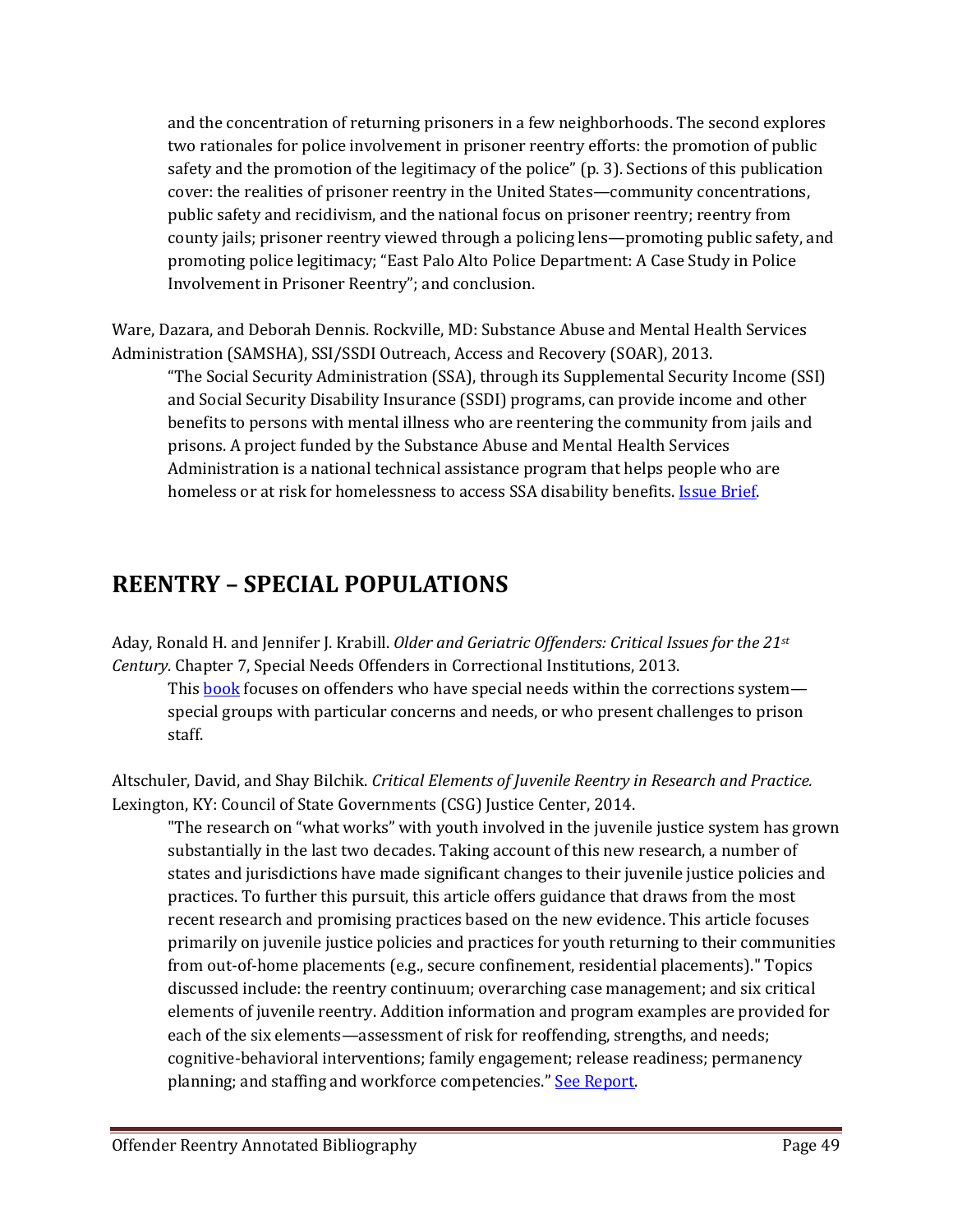and the concentration of returning prisoners in a few neighborhoods. The second explores two rationales for police involvement in prisoner reentry efforts: the promotion of public safety and the promotion of the legitimacy of the police" (p. 3). Sections of this publication cover: the realities of prisoner reentry in the United States—community concentrations, public safety and recidivism, and the national focus on prisoner reentry; reentry from county jails; prisoner reentry viewed through a policing lens—promoting public safety, and promoting police legitimacy; "East Palo Alto Police Department: A Case Study in Police Involvement in Prisoner Reentry"; and conclusion.

Ware, Dazara, and Deborah Dennis. Rockville, MD: Substance Abuse and Mental Health Services Administration (SAMSHA), SSI/SSDI Outreach, Access and Recovery (SOAR), 2013.

"The Social Security Administration (SSA), through its Supplemental Security Income (SSI) and Social Security Disability Insurance (SSDI) programs, can provide income and other benefits to persons with mental illness who are reentering the community from jails and prisons. A project funded by the Substance Abuse and Mental Health Services Administration is a national technical assistance program that helps people who are homeless or at risk for homelessness to access SSA disability benefits. Issue Brief.

# REENTRY – SPECIAL POPULATIONS

Aday, Ronald H. and Jennifer J. Krabill. *Older and Geriatric Offenders: Critical Issues for the 21st Century.* Chapter 7, Special Needs Offenders in Correctional Institutions, 2013.

This book focuses on offenders who have special needs within the corrections system—special groups with particular concerns and needs, or who present challenges to prison staff.

Altschuler, David, and Shay Bilchik. *Critical Elements of Juvenile Reentry in Research and Practice.* Lexington, KY: Council of State Governments (CSG) Justice Center, 2014.

"The research on "what works" with youth involved in the juvenile justice system has grown substantially in the last two decades. Taking account of this new research, a number of states and jurisdictions have made significant changes to their juvenile justice policies and practices. To further this pursuit, this article offers guidance that draws from the most recent research and promising practices based on the new evidence. This article focuses primarily on juvenile justice policies and practices for youth returning to their communities from out-of-home placements (e.g., secure confinement, residential placements)." Topics discussed include: the reentry continuum; overarching case management; and six critical elements of juvenile reentry. Addition information and program examples are provided for each of the six elements—assessment of risk for reoffending, strengths, and needs; cognitive-behavioral interventions; family engagement; release readiness; permanency planning; and staffing and workforce competencies." See Report.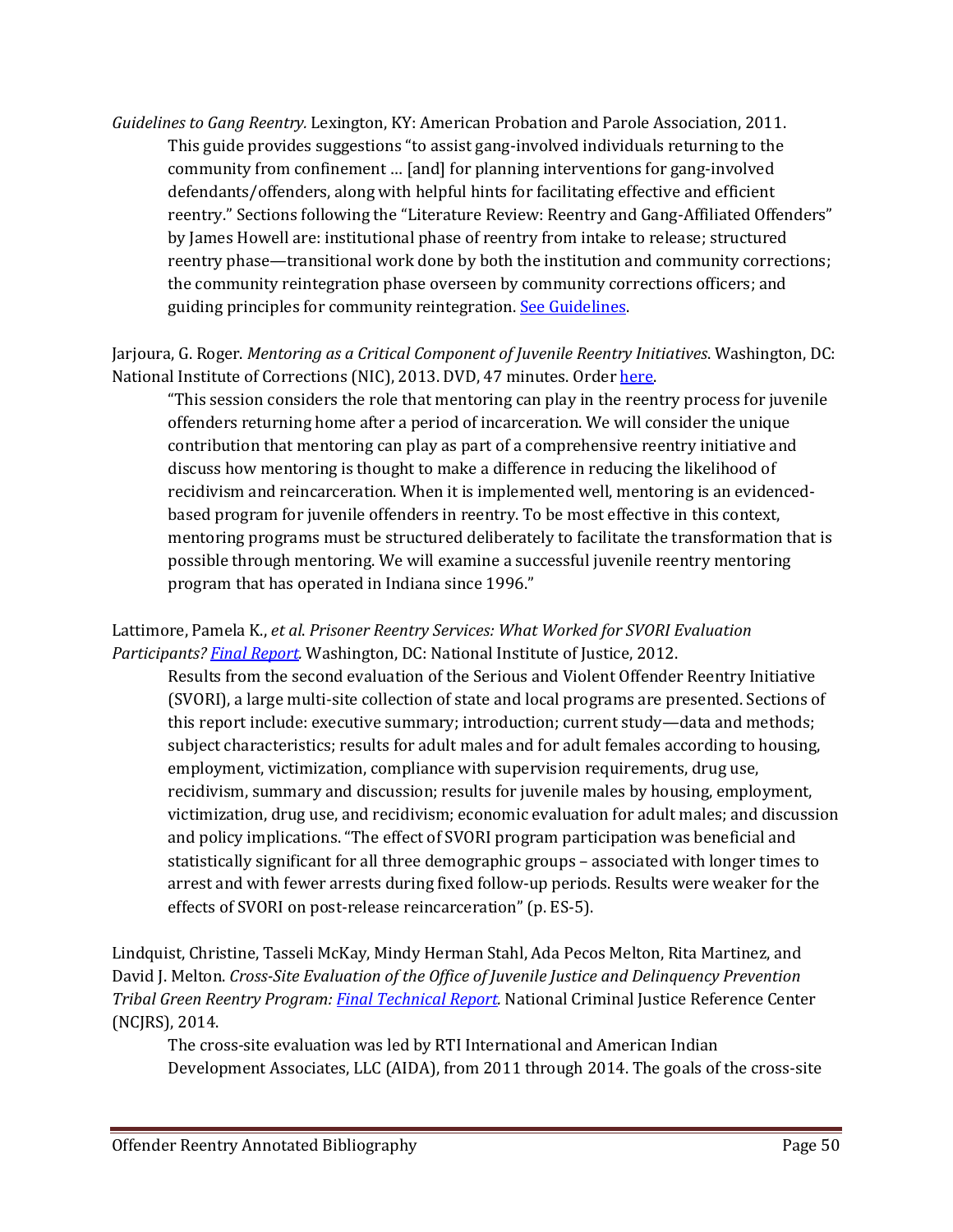*Guidelines to Gang Reentry.* Lexington, KY: American Probation and Parole Association, 2011.

This guide provides suggestions "to assist gang-involved individuals returning to the community from confinement … [and] for planning interventions for gang-involved defendants/offenders, along with helpful hints for facilitating effective and efficient reentry." Sections following the "Literature Review: Reentry and Gang-Affiliated Offenders" by James Howell are: institutional phase of reentry from intake to release; structured reentry phase—transitional work done by both the institution and community corrections; the community reintegration phase overseen by community corrections officers; and guiding principles for community reintegration. See Guidelines.

Jarjoura, G. Roger. *Mentoring as a Critical Component of Juvenile Reentry Initiatives*. Washington, DC: National Institute of Corrections (NIC), 2013. DVD, 47 minutes. Order here.

"This session considers the role that mentoring can play in the reentry process for juvenile offenders returning home after a period of incarceration. We will consider the unique contribution that mentoring can play as part of a comprehensive reentry initiative and discuss how mentoring is thought to make a difference in reducing the likelihood of recidivism and reincarceration. When it is implemented well, mentoring is an evidenced-based program for juvenile offenders in reentry. To be most effective in this context, mentoring programs must be structured deliberately to facilitate the transformation that is possible through mentoring. We will examine a successful juvenile reentry mentoring program that has operated in Indiana since 1996."

Lattimore, Pamela K., *et al*. *Prisoner Reentry Services: What Worked for SVORI Evaluation Participants? Final Report.* Washington, DC: National Institute of Justice, 2012.

Results from the second evaluation of the Serious and Violent Offender Reentry Initiative (SVORI), a large multi-site collection of state and local programs are presented. Sections of this report include: executive summary; introduction; current study—data and methods; subject characteristics; results for adult males and for adult females according to housing, employment, victimization, compliance with supervision requirements, drug use, recidivism, summary and discussion; results for juvenile males by housing, employment, victimization, drug use, and recidivism; economic evaluation for adult males; and discussion and policy implications. "The effect of SVORI program participation was beneficial and statistically significant for all three demographic groups – associated with longer times to arrest and with fewer arrests during fixed follow-up periods. Results were weaker for the effects of SVORI on post-release reincarceration" (p. ES-5).

Lindquist, Christine, Tasseli McKay, Mindy Herman Stahl, Ada Pecos Melton, Rita Martinez, and David J. Melton. *Cross-Site Evaluation of the Office of Juvenile Justice and Delinquency Prevention Tribal Green Reentry Program: Final Technical Report.* National Criminal Justice Reference Center (NCJRS), 2014.

The cross-site evaluation was led by RTI International and American Indian Development Associates, LLC (AIDA), from 2011 through 2014. The goals of the cross-site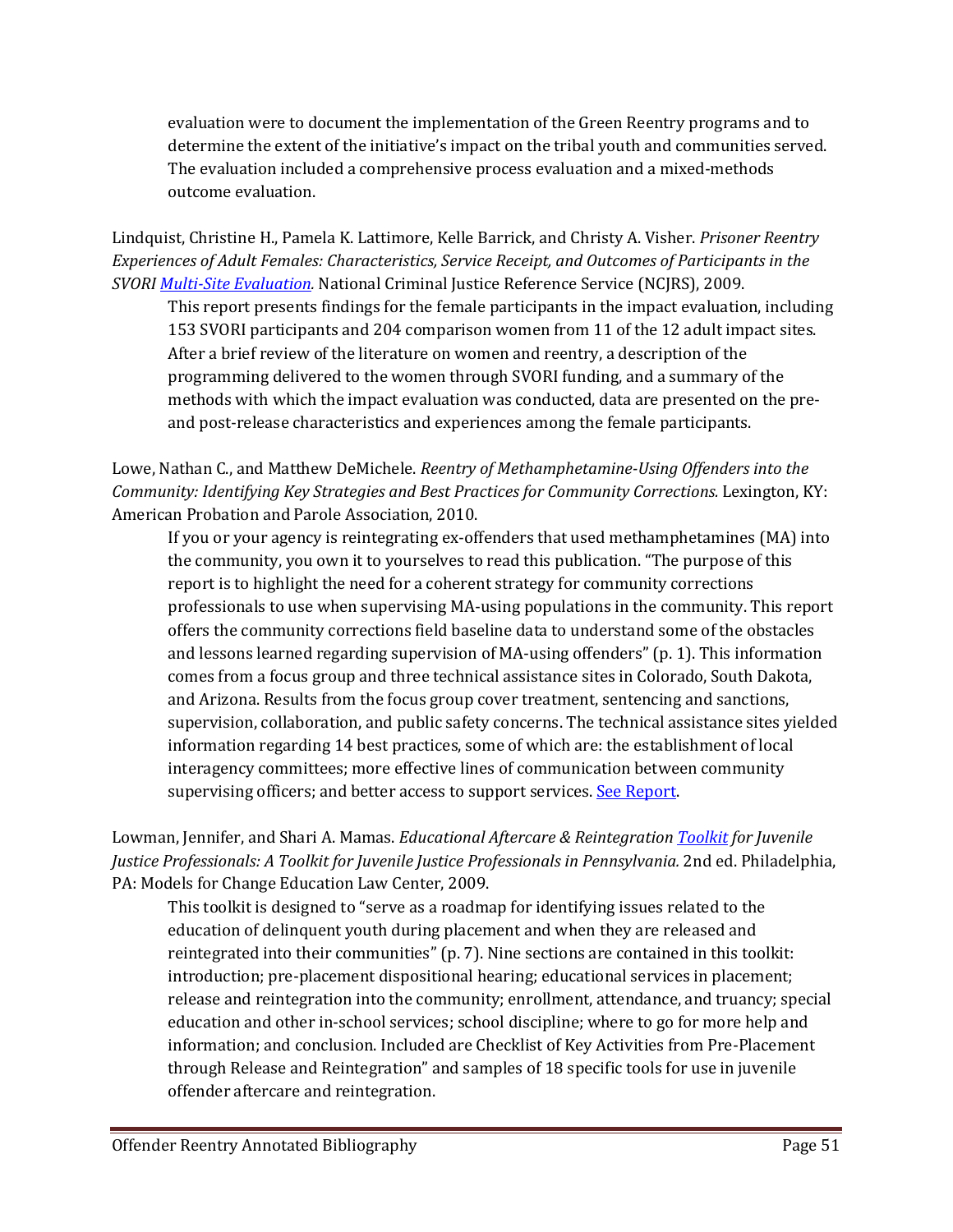evaluation were to document the implementation of the Green Reentry programs and to determine the extent of the initiative's impact on the tribal youth and communities served. The evaluation included a comprehensive process evaluation and a mixed-methods outcome evaluation.

Lindquist, Christine H., Pamela K. Lattimore, Kelle Barrick, and Christy A. Visher. *Prisoner Reentry Experiences of Adult Females: Characteristics, Service Receipt, and Outcomes of Participants in the SVORI Multi-Site Evaluation.* National Criminal Justice Reference Service (NCJRS), 2009.

This report presents findings for the female participants in the impact evaluation, including 153 SVORI participants and 204 comparison women from 11 of the 12 adult impact sites. After a brief review of the literature on women and reentry, a description of the programming delivered to the women through SVORI funding, and a summary of the methods with which the impact evaluation was conducted, data are presented on the pre- and post-release characteristics and experiences among the female participants.

Lowe, Nathan C., and Matthew DeMichele. *Reentry of Methamphetamine-Using Offenders into the Community: Identifying Key Strategies and Best Practices for Community Corrections.* Lexington, KY: American Probation and Parole Association, 2010.

If you or your agency is reintegrating ex-offenders that used methamphetamines (MA) into the community, you own it to yourselves to read this publication. "The purpose of this report is to highlight the need for a coherent strategy for community corrections professionals to use when supervising MA-using populations in the community. This report offers the community corrections field baseline data to understand some of the obstacles and lessons learned regarding supervision of MA-using offenders" (p. 1). This information comes from a focus group and three technical assistance sites in Colorado, South Dakota, and Arizona. Results from the focus group cover treatment, sentencing and sanctions, supervision, collaboration, and public safety concerns. The technical assistance sites yielded information regarding 14 best practices, some of which are: the establishment of local interagency committees; more effective lines of communication between community supervising officers; and better access to support services. See Report.

Lowman, Jennifer, and Shari A. Mamas. *Educational Aftercare & Reintegration Toolkit for Juvenile Justice Professionals: A Toolkit for Juvenile Justice Professionals in Pennsylvania.* 2nd ed. Philadelphia, PA: Models for Change Education Law Center, 2009.

This toolkit is designed to "serve as a roadmap for identifying issues related to the education of delinquent youth during placement and when they are released and reintegrated into their communities" (p. 7). Nine sections are contained in this toolkit: introduction; pre-placement dispositional hearing; educational services in placement; release and reintegration into the community; enrollment, attendance, and truancy; special education and other in-school services; school discipline; where to go for more help and information; and conclusion. Included are Checklist of Key Activities from Pre-Placement through Release and Reintegration" and samples of 18 specific tools for use in juvenile offender aftercare and reintegration.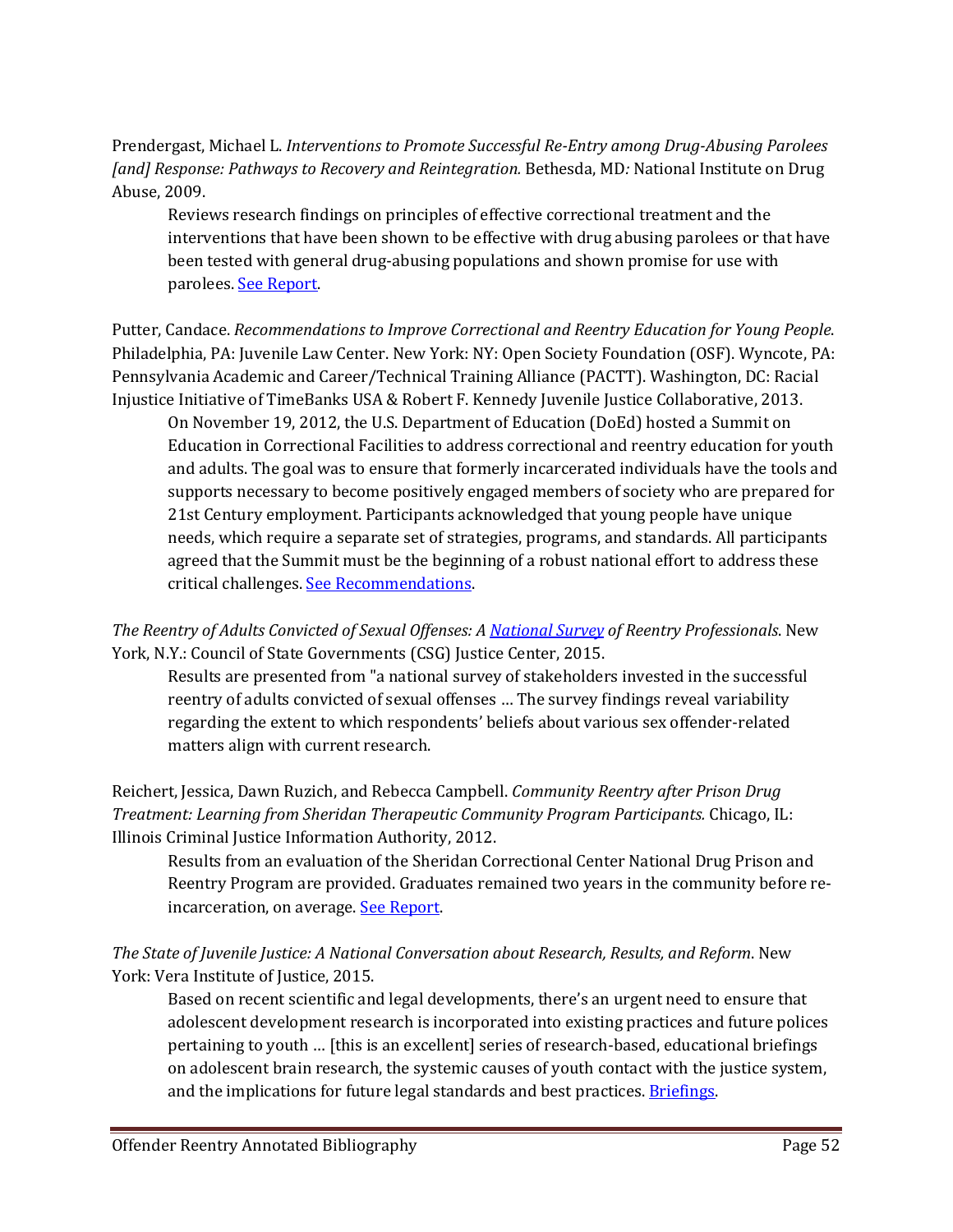Prendergast, Michael L. *Interventions to Promote Successful Re-Entry among Drug-Abusing Parolees [and] Response: Pathways to Recovery and Reintegration.* Bethesda, MD*:* National Institute on Drug Abuse, 2009.

> Reviews research findings on principles of effective correctional treatment and the interventions that have been shown to be effective with drug abusing parolees or that have been tested with general drug-abusing populations and shown promise for use with parolees. See Report.

Putter, Candace. *Recommendations to Improve Correctional and Reentry Education for Young People*. Philadelphia, PA: Juvenile Law Center. New York: NY: Open Society Foundation (OSF). Wyncote, PA: Pennsylvania Academic and Career/Technical Training Alliance (PACTT). Washington, DC: Racial Injustice Initiative of TimeBanks USA & Robert F. Kennedy Juvenile Justice Collaborative, 2013.

> On November 19, 2012, the U.S. Department of Education (DoEd) hosted a Summit on Education in Correctional Facilities to address correctional and reentry education for youth and adults. The goal was to ensure that formerly incarcerated individuals have the tools and supports necessary to become positively engaged members of society who are prepared for 21st Century employment. Participants acknowledged that young people have unique needs, which require a separate set of strategies, programs, and standards. All participants agreed that the Summit must be the beginning of a robust national effort to address these critical challenges. See Recommendations.

*The Reentry of Adults Convicted of Sexual Offenses: A National Survey of Reentry Professionals*. New York, N.Y.: Council of State Governments (CSG) Justice Center, 2015.

> Results are presented from "a national survey of stakeholders invested in the successful reentry of adults convicted of sexual offenses … The survey findings reveal variability regarding the extent to which respondents' beliefs about various sex offender-related matters align with current research.

Reichert, Jessica, Dawn Ruzich, and Rebecca Campbell. *Community Reentry after Prison Drug Treatment: Learning from Sheridan Therapeutic Community Program Participants.* Chicago, IL: Illinois Criminal Justice Information Authority, 2012.

> Results from an evaluation of the Sheridan Correctional Center National Drug Prison and Reentry Program are provided. Graduates remained two years in the community before re-incarceration, on average. See Report.

*The State of Juvenile Justice: A National Conversation about Research, Results, and Reform*. New York: Vera Institute of Justice, 2015.

> Based on recent scientific and legal developments, there's an urgent need to ensure that adolescent development research is incorporated into existing practices and future polices pertaining to youth … [this is an excellent] series of research-based, educational briefings on adolescent brain research, the systemic causes of youth contact with the justice system, and the implications for future legal standards and best practices. Briefings.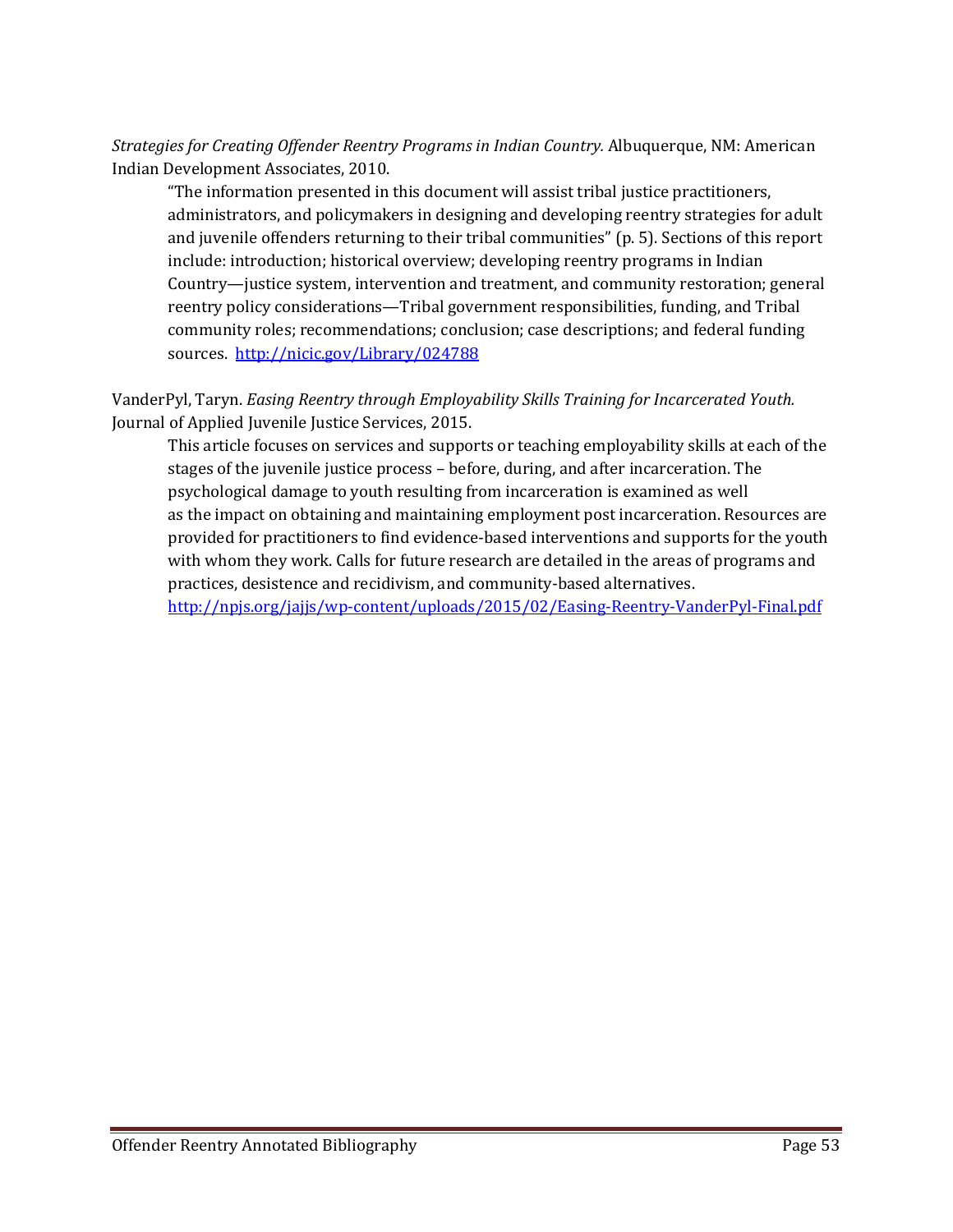*Strategies for Creating Offender Reentry Programs in Indian Country.* Albuquerque, NM: American Indian Development Associates, 2010.

> "The information presented in this document will assist tribal justice practitioners, administrators, and policymakers in designing and developing reentry strategies for adult and juvenile offenders returning to their tribal communities" (p. 5). Sections of this report include: introduction; historical overview; developing reentry programs in Indian Country—justice system, intervention and treatment, and community restoration; general reentry policy considerations—Tribal government responsibilities, funding, and Tribal community roles; recommendations; conclusion; case descriptions; and federal funding sources. http://nicic.gov/Library/024788

VanderPyl, Taryn. *Easing Reentry through Employability Skills Training for Incarcerated Youth.* Journal of Applied Juvenile Justice Services, 2015.

> This article focuses on services and supports or teaching employability skills at each of the stages of the juvenile justice process – before, during, and after incarceration. The psychological damage to youth resulting from incarceration is examined as well as the impact on obtaining and maintaining employment post incarceration. Resources are provided for practitioners to find evidence-based interventions and supports for the youth with whom they work. Calls for future research are detailed in the areas of programs and practices, desistence and recidivism, and community-based alternatives. http://npjs.org/jajjs/wp-content/uploads/2015/02/Easing-Reentry-VanderPyl-Final.pdf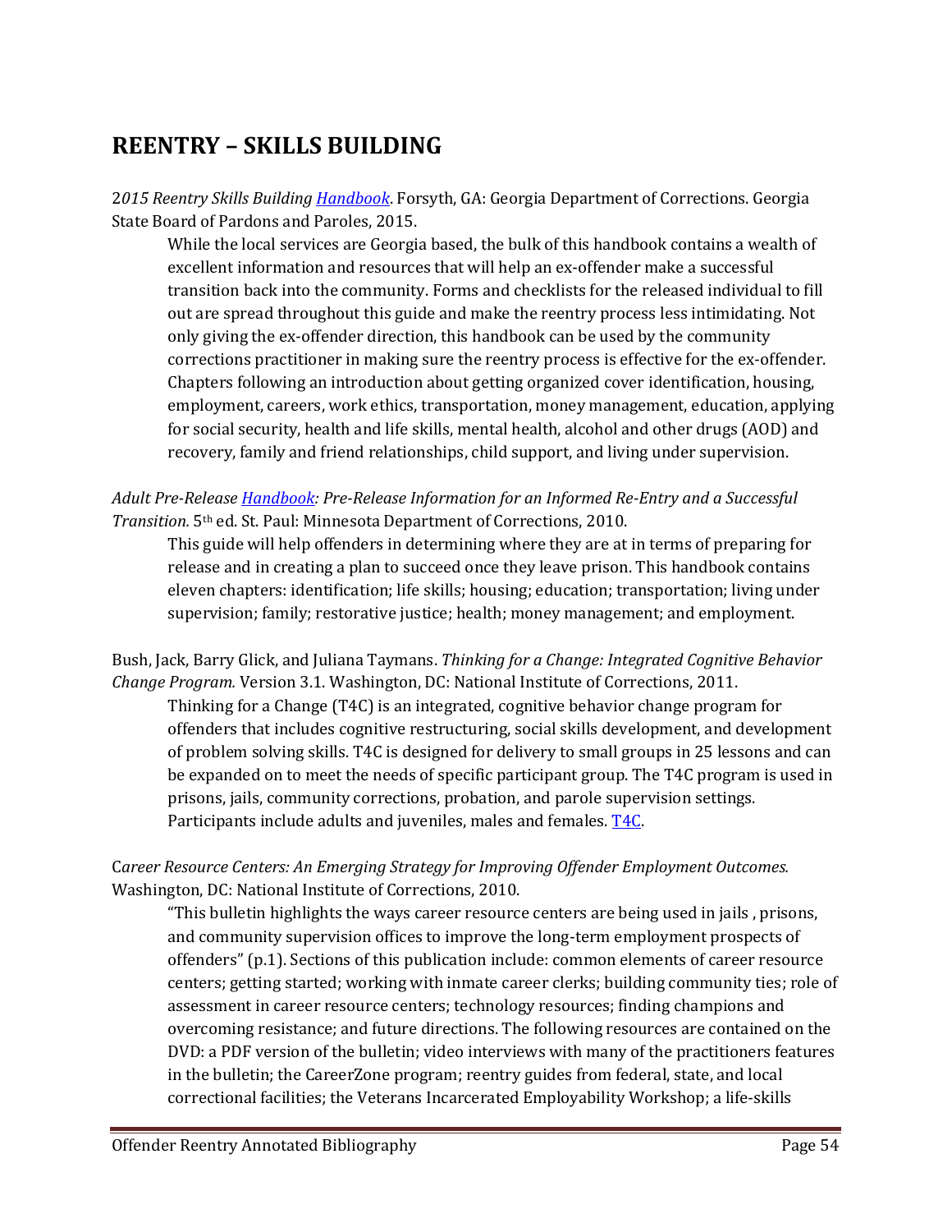# REENTRY – SKILLS BUILDING

2*015 Reentry Skills Building Handbook*. Forsyth, GA: Georgia Department of Corrections. Georgia State Board of Pardons and Paroles, 2015.

> While the local services are Georgia based, the bulk of this handbook contains a wealth of excellent information and resources that will help an ex-offender make a successful transition back into the community. Forms and checklists for the released individual to fill out are spread throughout this guide and make the reentry process less intimidating. Not only giving the ex-offender direction, this handbook can be used by the community corrections practitioner in making sure the reentry process is effective for the ex-offender. Chapters following an introduction about getting organized cover identification, housing, employment, careers, work ethics, transportation, money management, education, applying for social security, health and life skills, mental health, alcohol and other drugs (AOD) and recovery, family and friend relationships, child support, and living under supervision.

*Adult Pre-Release Handbook: Pre-Release Information for an Informed Re-Entry and a Successful Transition.* 5th ed. St. Paul: Minnesota Department of Corrections, 2010.

> This guide will help offenders in determining where they are at in terms of preparing for release and in creating a plan to succeed once they leave prison. This handbook contains eleven chapters: identification; life skills; housing; education; transportation; living under supervision; family; restorative justice; health; money management; and employment.

Bush, Jack, Barry Glick, and Juliana Taymans. *Thinking for a Change: Integrated Cognitive Behavior Change Program.* Version 3.1. Washington, DC: National Institute of Corrections, 2011.

> Thinking for a Change (T4C) is an integrated, cognitive behavior change program for offenders that includes cognitive restructuring, social skills development, and development of problem solving skills. T4C is designed for delivery to small groups in 25 lessons and can be expanded on to meet the needs of specific participant group. The T4C program is used in prisons, jails, community corrections, probation, and parole supervision settings. Participants include adults and juveniles, males and females. T4C.

C*areer Resource Centers: An Emerging Strategy for Improving Offender Employment Outcomes.* Washington, DC: National Institute of Corrections, 2010.

> "This bulletin highlights the ways career resource centers are being used in jails , prisons, and community supervision offices to improve the long-term employment prospects of offenders" (p.1). Sections of this publication include: common elements of career resource centers; getting started; working with inmate career clerks; building community ties; role of assessment in career resource centers; technology resources; finding champions and overcoming resistance; and future directions. The following resources are contained on the DVD: a PDF version of the bulletin; video interviews with many of the practitioners features in the bulletin; the CareerZone program; reentry guides from federal, state, and local correctional facilities; the Veterans Incarcerated Employability Workshop; a life-skills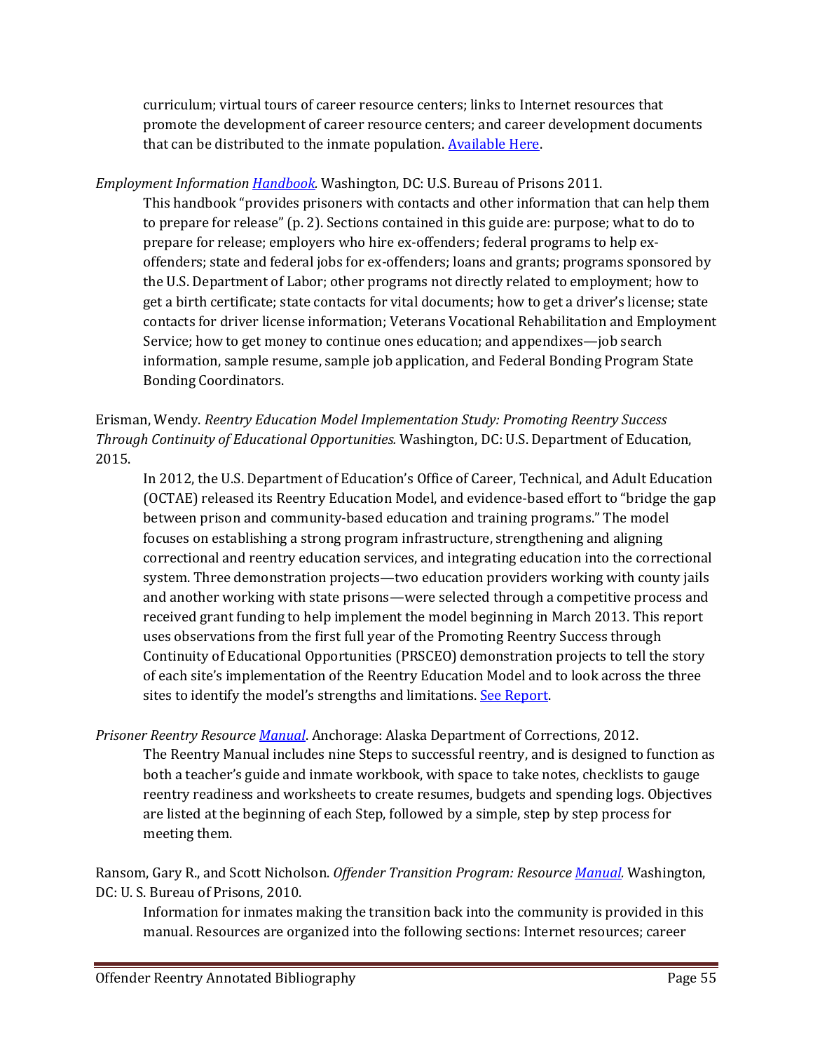curriculum; virtual tours of career resource centers; links to Internet resources that promote the development of career resource centers; and career development documents that can be distributed to the inmate population. Available Here.

*Employment Information Handbook.* Washington, DC: U.S. Bureau of Prisons 2011.

This handbook "provides prisoners with contacts and other information that can help them to prepare for release" (p. 2). Sections contained in this guide are: purpose; what to do to prepare for release; employers who hire ex-offenders; federal programs to help ex-offenders; state and federal jobs for ex-offenders; loans and grants; programs sponsored by the U.S. Department of Labor; other programs not directly related to employment; how to get a birth certificate; state contacts for vital documents; how to get a driver's license; state contacts for driver license information; Veterans Vocational Rehabilitation and Employment Service; how to get money to continue ones education; and appendixes—job search information, sample resume, sample job application, and Federal Bonding Program State Bonding Coordinators.

Erisman, Wendy. *Reentry Education Model Implementation Study: Promoting Reentry Success Through Continuity of Educational Opportunities.* Washington, DC: U.S. Department of Education, 2015.

In 2012, the U.S. Department of Education's Office of Career, Technical, and Adult Education (OCTAE) released its Reentry Education Model, and evidence-based effort to "bridge the gap between prison and community-based education and training programs." The model focuses on establishing a strong program infrastructure, strengthening and aligning correctional and reentry education services, and integrating education into the correctional system. Three demonstration projects—two education providers working with county jails and another working with state prisons—were selected through a competitive process and received grant funding to help implement the model beginning in March 2013. This report uses observations from the first full year of the Promoting Reentry Success through Continuity of Educational Opportunities (PRSCEO) demonstration projects to tell the story of each site's implementation of the Reentry Education Model and to look across the three sites to identify the model's strengths and limitations. See Report.

*Prisoner Reentry Resource Manual*. Anchorage: Alaska Department of Corrections, 2012.

The Reentry Manual includes nine Steps to successful reentry, and is designed to function as both a teacher's guide and inmate workbook, with space to take notes, checklists to gauge reentry readiness and worksheets to create resumes, budgets and spending logs. Objectives are listed at the beginning of each Step, followed by a simple, step by step process for meeting them.

Ransom, Gary R., and Scott Nicholson. *Offender Transition Program: Resource Manual.* Washington, DC: U. S. Bureau of Prisons, 2010.

Information for inmates making the transition back into the community is provided in this manual. Resources are organized into the following sections: Internet resources; career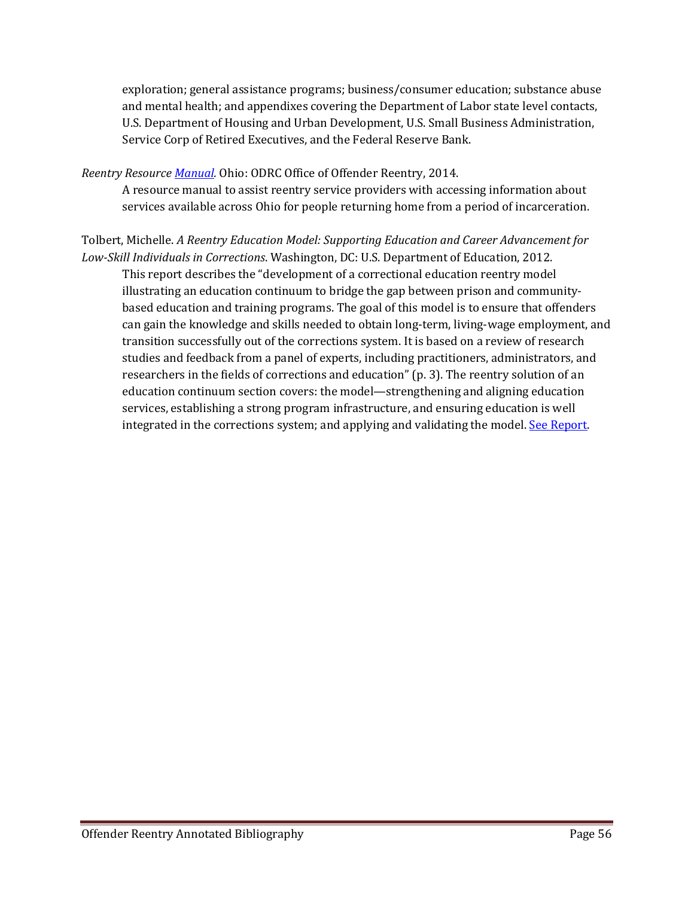exploration; general assistance programs; business/consumer education; substance abuse and mental health; and appendixes covering the Department of Labor state level contacts, U.S. Department of Housing and Urban Development, U.S. Small Business Administration, Service Corp of Retired Executives, and the Federal Reserve Bank.

*Reentry Resource Manual.* Ohio: ODRC Office of Offender Reentry, 2014.

A resource manual to assist reentry service providers with accessing information about services available across Ohio for people returning home from a period of incarceration.

Tolbert, Michelle. *A Reentry Education Model: Supporting Education and Career Advancement for Low-Skill Individuals in Corrections*. Washington, DC: U.S. Department of Education, 2012.

This report describes the "development of a correctional education reentry model illustrating an education continuum to bridge the gap between prison and community-based education and training programs. The goal of this model is to ensure that offenders can gain the knowledge and skills needed to obtain long-term, living-wage employment, and transition successfully out of the corrections system. It is based on a review of research studies and feedback from a panel of experts, including practitioners, administrators, and researchers in the fields of corrections and education" (p. 3). The reentry solution of an education continuum section covers: the model—strengthening and aligning education services, establishing a strong program infrastructure, and ensuring education is well integrated in the corrections system; and applying and validating the model. See Report.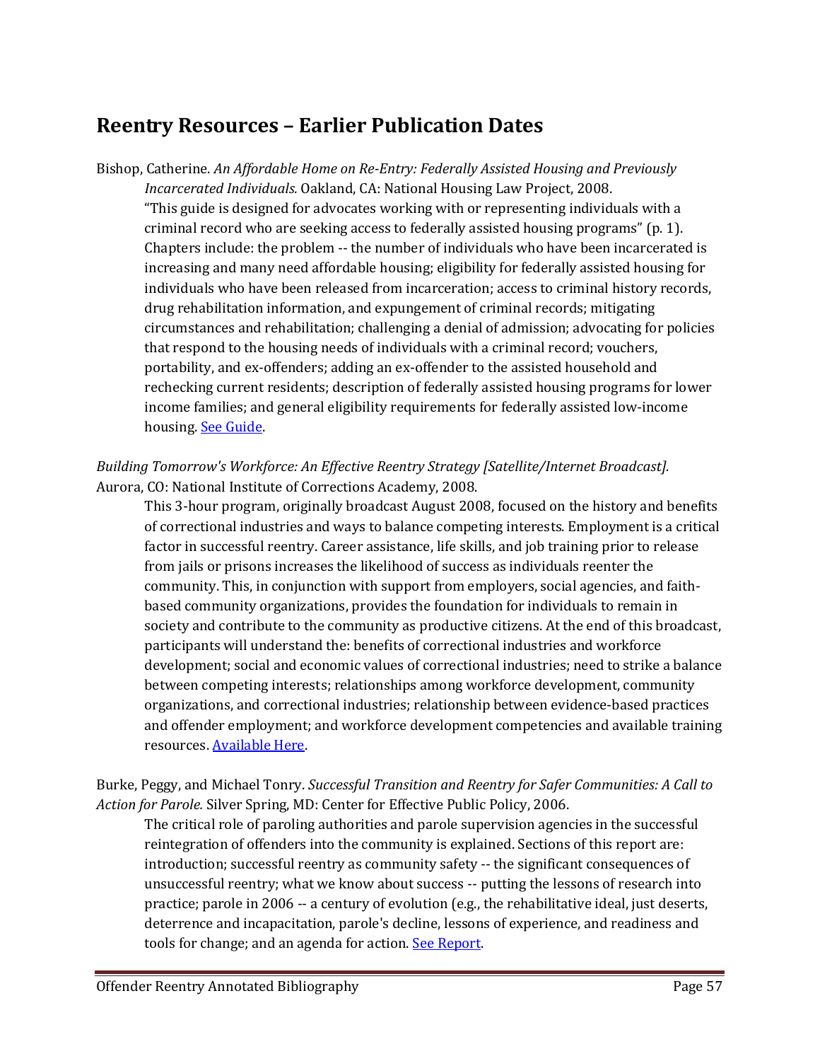## Reentry Resources – Earlier Publication Dates

Bishop, Catherine. *An Affordable Home on Re-Entry: Federally Assisted Housing and Previously Incarcerated Individuals.* Oakland, CA: National Housing Law Project, 2008.

"This guide is designed for advocates working with or representing individuals with a criminal record who are seeking access to federally assisted housing programs" (p. 1). Chapters include: the problem -- the number of individuals who have been incarcerated is increasing and many need affordable housing; eligibility for federally assisted housing for individuals who have been released from incarceration; access to criminal history records, drug rehabilitation information, and expungement of criminal records; mitigating circumstances and rehabilitation; challenging a denial of admission; advocating for policies that respond to the housing needs of individuals with a criminal record; vouchers, portability, and ex-offenders; adding an ex-offender to the assisted household and rechecking current residents; description of federally assisted housing programs for lower income families; and general eligibility requirements for federally assisted low-income housing. See Guide.

*Building Tomorrow's Workforce: An Effective Reentry Strategy [Satellite/Internet Broadcast].* Aurora, CO: National Institute of Corrections Academy, 2008.

This 3-hour program, originally broadcast August 2008, focused on the history and benefits of correctional industries and ways to balance competing interests. Employment is a critical factor in successful reentry. Career assistance, life skills, and job training prior to release from jails or prisons increases the likelihood of success as individuals reenter the community. This, in conjunction with support from employers, social agencies, and faith-based community organizations, provides the foundation for individuals to remain in society and contribute to the community as productive citizens. At the end of this broadcast, participants will understand the: benefits of correctional industries and workforce development; social and economic values of correctional industries; need to strike a balance between competing interests; relationships among workforce development, community organizations, and correctional industries; relationship between evidence-based practices and offender employment; and workforce development competencies and available training resources. Available Here.

Burke, Peggy, and Michael Tonry. *Successful Transition and Reentry for Safer Communities: A Call to Action for Parole.* Silver Spring, MD: Center for Effective Public Policy, 2006.

The critical role of paroling authorities and parole supervision agencies in the successful reintegration of offenders into the community is explained. Sections of this report are: introduction; successful reentry as community safety -- the significant consequences of unsuccessful reentry; what we know about success -- putting the lessons of research into practice; parole in 2006 -- a century of evolution (e.g., the rehabilitative ideal, just deserts, deterrence and incapacitation, parole's decline, lessons of experience, and readiness and tools for change; and an agenda for action. See Report.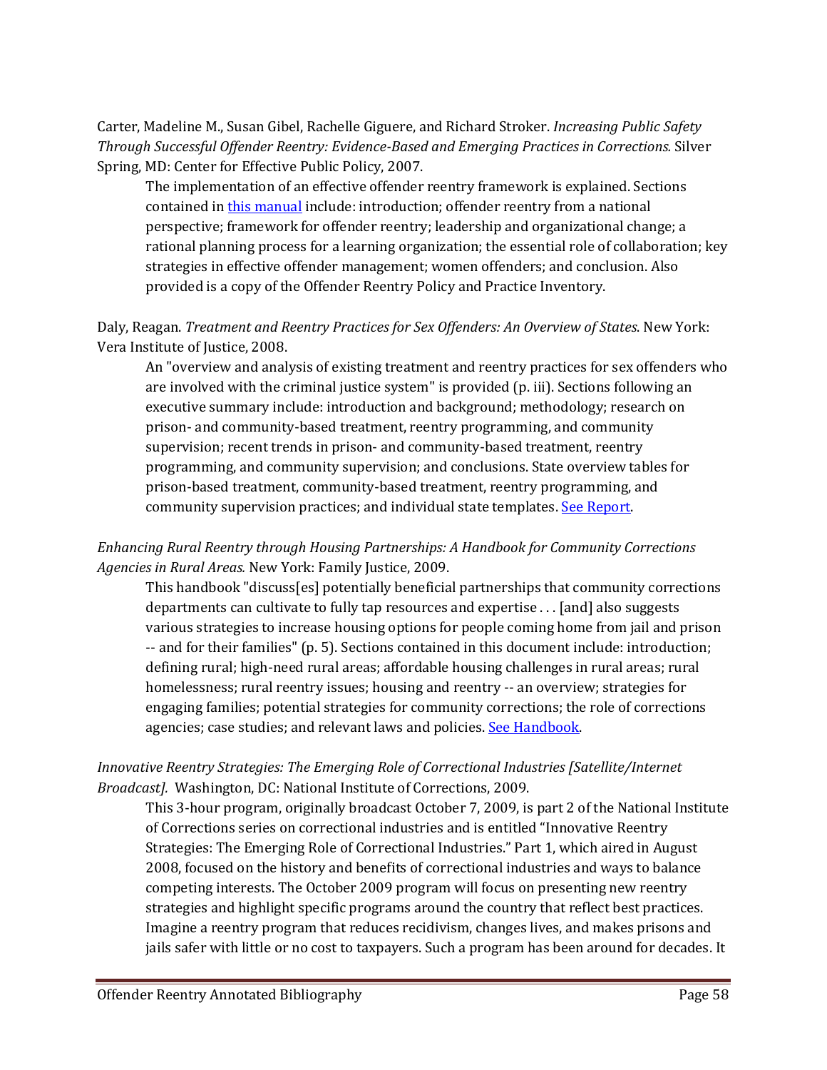Carter, Madeline M., Susan Gibel, Rachelle Giguere, and Richard Stroker. *Increasing Public Safety Through Successful Offender Reentry: Evidence-Based and Emerging Practices in Corrections.* Silver Spring, MD: Center for Effective Public Policy, 2007.

> The implementation of an effective offender reentry framework is explained. Sections contained in this manual include: introduction; offender reentry from a national perspective; framework for offender reentry; leadership and organizational change; a rational planning process for a learning organization; the essential role of collaboration; key strategies in effective offender management; women offenders; and conclusion. Also provided is a copy of the Offender Reentry Policy and Practice Inventory.

Daly, Reagan. *Treatment and Reentry Practices for Sex Offenders: An Overview of States*. New York: Vera Institute of Justice, 2008.

> An "overview and analysis of existing treatment and reentry practices for sex offenders who are involved with the criminal justice system" is provided (p. iii). Sections following an executive summary include: introduction and background; methodology; research on prison- and community-based treatment, reentry programming, and community supervision; recent trends in prison- and community-based treatment, reentry programming, and community supervision; and conclusions. State overview tables for prison-based treatment, community-based treatment, reentry programming, and community supervision practices; and individual state templates. See Report.

*Enhancing Rural Reentry through Housing Partnerships: A Handbook for Community Corrections Agencies in Rural Areas.* New York: Family Justice, 2009.

> This handbook "discuss[es] potentially beneficial partnerships that community corrections departments can cultivate to fully tap resources and expertise . . . [and] also suggests various strategies to increase housing options for people coming home from jail and prison -- and for their families" (p. 5). Sections contained in this document include: introduction; defining rural; high-need rural areas; affordable housing challenges in rural areas; rural homelessness; rural reentry issues; housing and reentry -- an overview; strategies for engaging families; potential strategies for community corrections; the role of corrections agencies; case studies; and relevant laws and policies. See Handbook.

*Innovative Reentry Strategies: The Emerging Role of Correctional Industries [Satellite/Internet Broadcast].* Washington, DC: National Institute of Corrections, 2009.

> This 3-hour program, originally broadcast October 7, 2009, is part 2 of the National Institute of Corrections series on correctional industries and is entitled "Innovative Reentry Strategies: The Emerging Role of Correctional Industries." Part 1, which aired in August 2008, focused on the history and benefits of correctional industries and ways to balance competing interests. The October 2009 program will focus on presenting new reentry strategies and highlight specific programs around the country that reflect best practices. Imagine a reentry program that reduces recidivism, changes lives, and makes prisons and jails safer with little or no cost to taxpayers. Such a program has been around for decades. It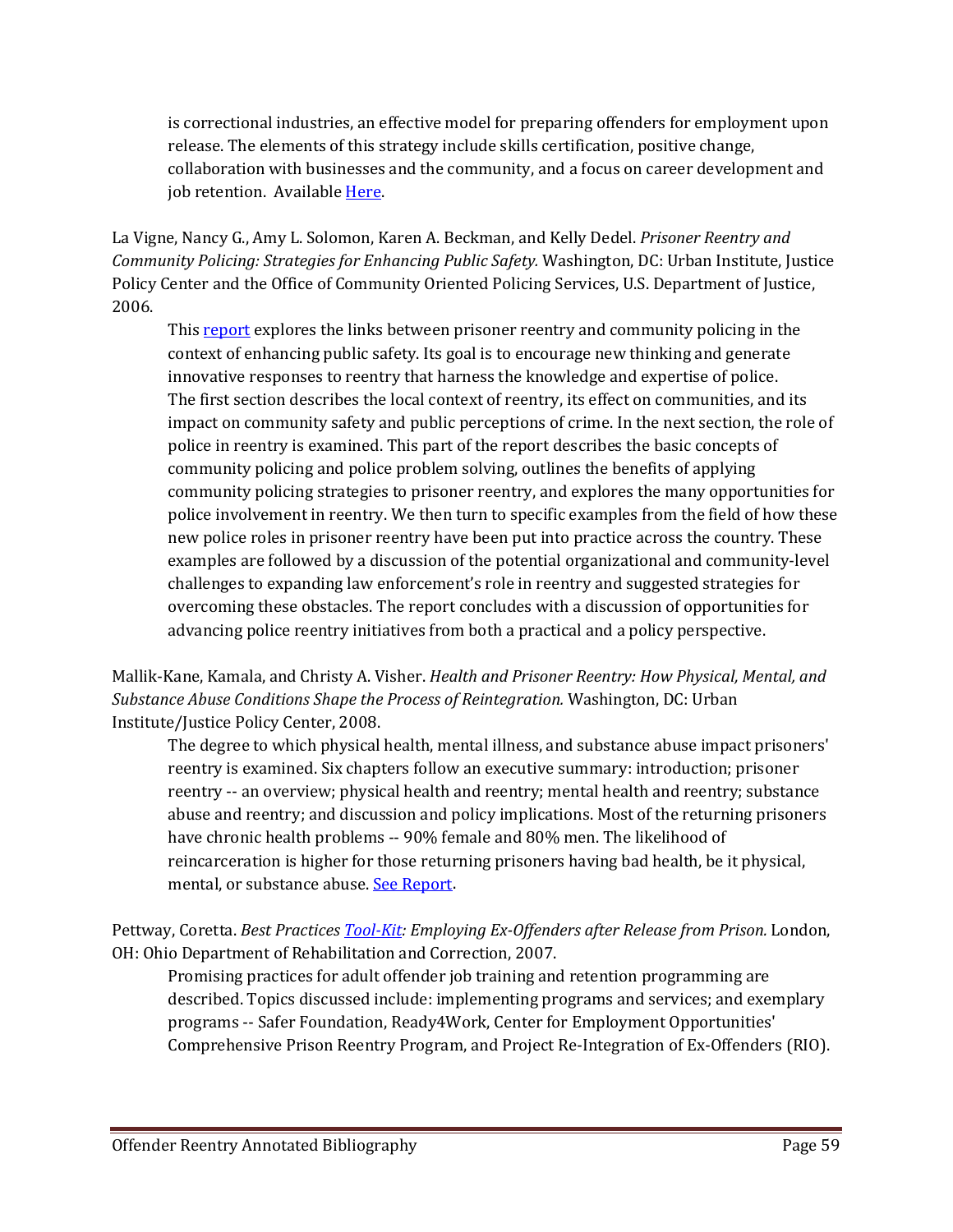is correctional industries, an effective model for preparing offenders for employment upon release. The elements of this strategy include skills certification, positive change, collaboration with businesses and the community, and a focus on career development and job retention. Available Here.

La Vigne, Nancy G., Amy L. Solomon, Karen A. Beckman, and Kelly Dedel. *Prisoner Reentry and Community Policing: Strategies for Enhancing Public Safety.* Washington, DC: Urban Institute, Justice Policy Center and the Office of Community Oriented Policing Services, U.S. Department of Justice, 2006.

This report explores the links between prisoner reentry and community policing in the context of enhancing public safety. Its goal is to encourage new thinking and generate innovative responses to reentry that harness the knowledge and expertise of police. The first section describes the local context of reentry, its effect on communities, and its impact on community safety and public perceptions of crime. In the next section, the role of police in reentry is examined. This part of the report describes the basic concepts of community policing and police problem solving, outlines the benefits of applying community policing strategies to prisoner reentry, and explores the many opportunities for police involvement in reentry. We then turn to specific examples from the field of how these new police roles in prisoner reentry have been put into practice across the country. These examples are followed by a discussion of the potential organizational and community-level challenges to expanding law enforcement's role in reentry and suggested strategies for overcoming these obstacles. The report concludes with a discussion of opportunities for advancing police reentry initiatives from both a practical and a policy perspective.

Mallik-Kane, Kamala, and Christy A. Visher. *Health and Prisoner Reentry: How Physical, Mental, and Substance Abuse Conditions Shape the Process of Reintegration.* Washington, DC: Urban Institute/Justice Policy Center, 2008.

The degree to which physical health, mental illness, and substance abuse impact prisoners' reentry is examined. Six chapters follow an executive summary: introduction; prisoner reentry -- an overview; physical health and reentry; mental health and reentry; substance abuse and reentry; and discussion and policy implications. Most of the returning prisoners have chronic health problems -- 90% female and 80% men. The likelihood of reincarceration is higher for those returning prisoners having bad health, be it physical, mental, or substance abuse. See Report.

Pettway, Coretta. *Best Practices Tool-Kit: Employing Ex-Offenders after Release from Prison.* London, OH: Ohio Department of Rehabilitation and Correction, 2007.

Promising practices for adult offender job training and retention programming are described. Topics discussed include: implementing programs and services; and exemplary programs -- Safer Foundation, Ready4Work, Center for Employment Opportunities' Comprehensive Prison Reentry Program, and Project Re-Integration of Ex-Offenders (RIO).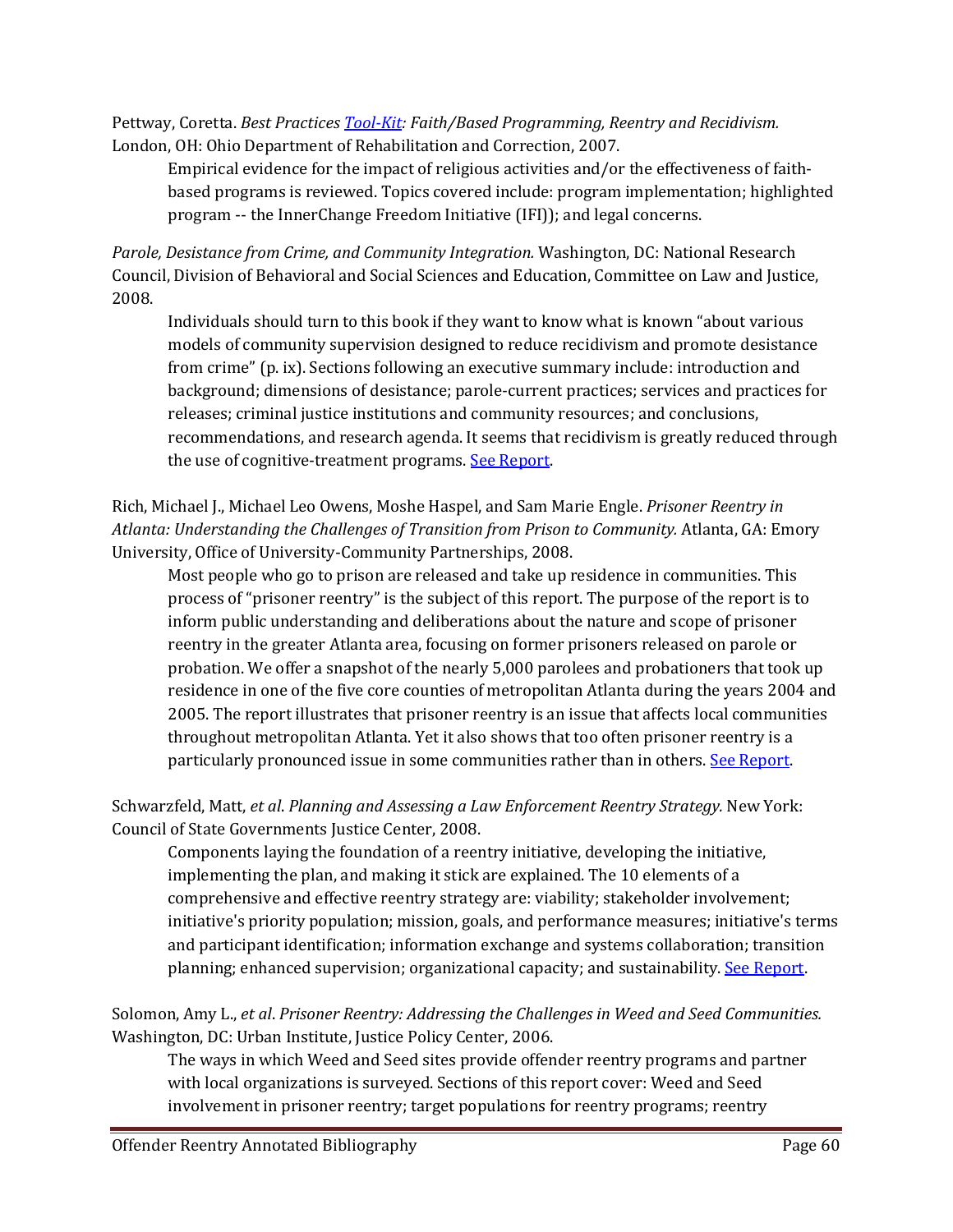Pettway, Coretta. *Best Practices Tool-Kit: Faith/Based Programming, Reentry and Recidivism.* London, OH: Ohio Department of Rehabilitation and Correction, 2007.

> Empirical evidence for the impact of religious activities and/or the effectiveness of faith-based programs is reviewed. Topics covered include: program implementation; highlighted program -- the InnerChange Freedom Initiative (IFI)); and legal concerns.

*Parole, Desistance from Crime, and Community Integration.* Washington, DC: National Research Council, Division of Behavioral and Social Sciences and Education, Committee on Law and Justice, 2008.

> Individuals should turn to this book if they want to know what is known "about various models of community supervision designed to reduce recidivism and promote desistance from crime" (p. ix). Sections following an executive summary include: introduction and background; dimensions of desistance; parole-current practices; services and practices for releases; criminal justice institutions and community resources; and conclusions, recommendations, and research agenda. It seems that recidivism is greatly reduced through the use of cognitive-treatment programs. See Report.

Rich, Michael J., Michael Leo Owens, Moshe Haspel, and Sam Marie Engle. *Prisoner Reentry in Atlanta: Understanding the Challenges of Transition from Prison to Community.* Atlanta, GA: Emory University, Office of University-Community Partnerships, 2008.

> Most people who go to prison are released and take up residence in communities. This process of "prisoner reentry" is the subject of this report. The purpose of the report is to inform public understanding and deliberations about the nature and scope of prisoner reentry in the greater Atlanta area, focusing on former prisoners released on parole or probation. We offer a snapshot of the nearly 5,000 parolees and probationers that took up residence in one of the five core counties of metropolitan Atlanta during the years 2004 and 2005. The report illustrates that prisoner reentry is an issue that affects local communities throughout metropolitan Atlanta. Yet it also shows that too often prisoner reentry is a particularly pronounced issue in some communities rather than in others. See Report.

Schwarzfeld, Matt, *et al*. *Planning and Assessing a Law Enforcement Reentry Strategy.* New York: Council of State Governments Justice Center, 2008.

> Components laying the foundation of a reentry initiative, developing the initiative, implementing the plan, and making it stick are explained. The 10 elements of a comprehensive and effective reentry strategy are: viability; stakeholder involvement; initiative's priority population; mission, goals, and performance measures; initiative's terms and participant identification; information exchange and systems collaboration; transition planning; enhanced supervision; organizational capacity; and sustainability. See Report.

Solomon, Amy L., *et al*. *Prisoner Reentry: Addressing the Challenges in Weed and Seed Communities.* Washington, DC: Urban Institute, Justice Policy Center, 2006.

> The ways in which Weed and Seed sites provide offender reentry programs and partner with local organizations is surveyed. Sections of this report cover: Weed and Seed involvement in prisoner reentry; target populations for reentry programs; reentry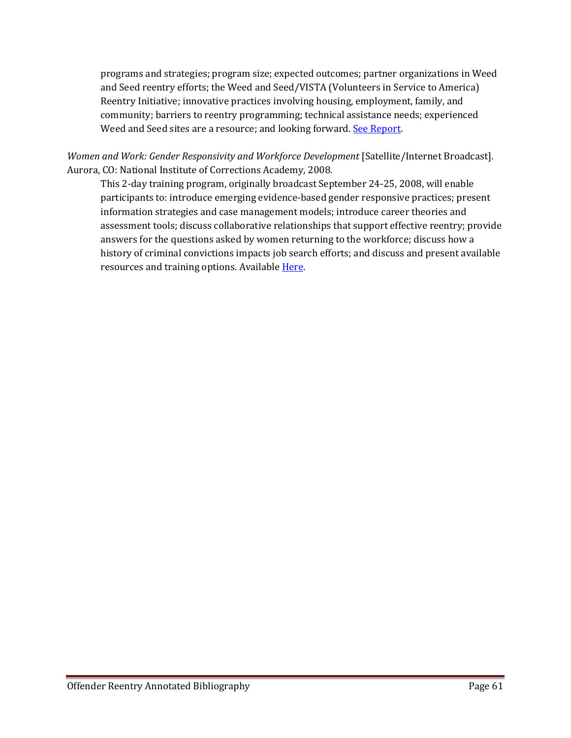programs and strategies; program size; expected outcomes; partner organizations in Weed and Seed reentry efforts; the Weed and Seed/VISTA (Volunteers in Service to America) Reentry Initiative; innovative practices involving housing, employment, family, and community; barriers to reentry programming; technical assistance needs; experienced Weed and Seed sites are a resource; and looking forward. See Report.

*Women and Work: Gender Responsivity and Workforce Development* [Satellite/Internet Broadcast]. Aurora, CO: National Institute of Corrections Academy, 2008.

This 2-day training program, originally broadcast September 24-25, 2008, will enable participants to: introduce emerging evidence-based gender responsive practices; present information strategies and case management models; introduce career theories and assessment tools; discuss collaborative relationships that support effective reentry; provide answers for the questions asked by women returning to the workforce; discuss how a history of criminal convictions impacts job search efforts; and discuss and present available resources and training options. Available Here.